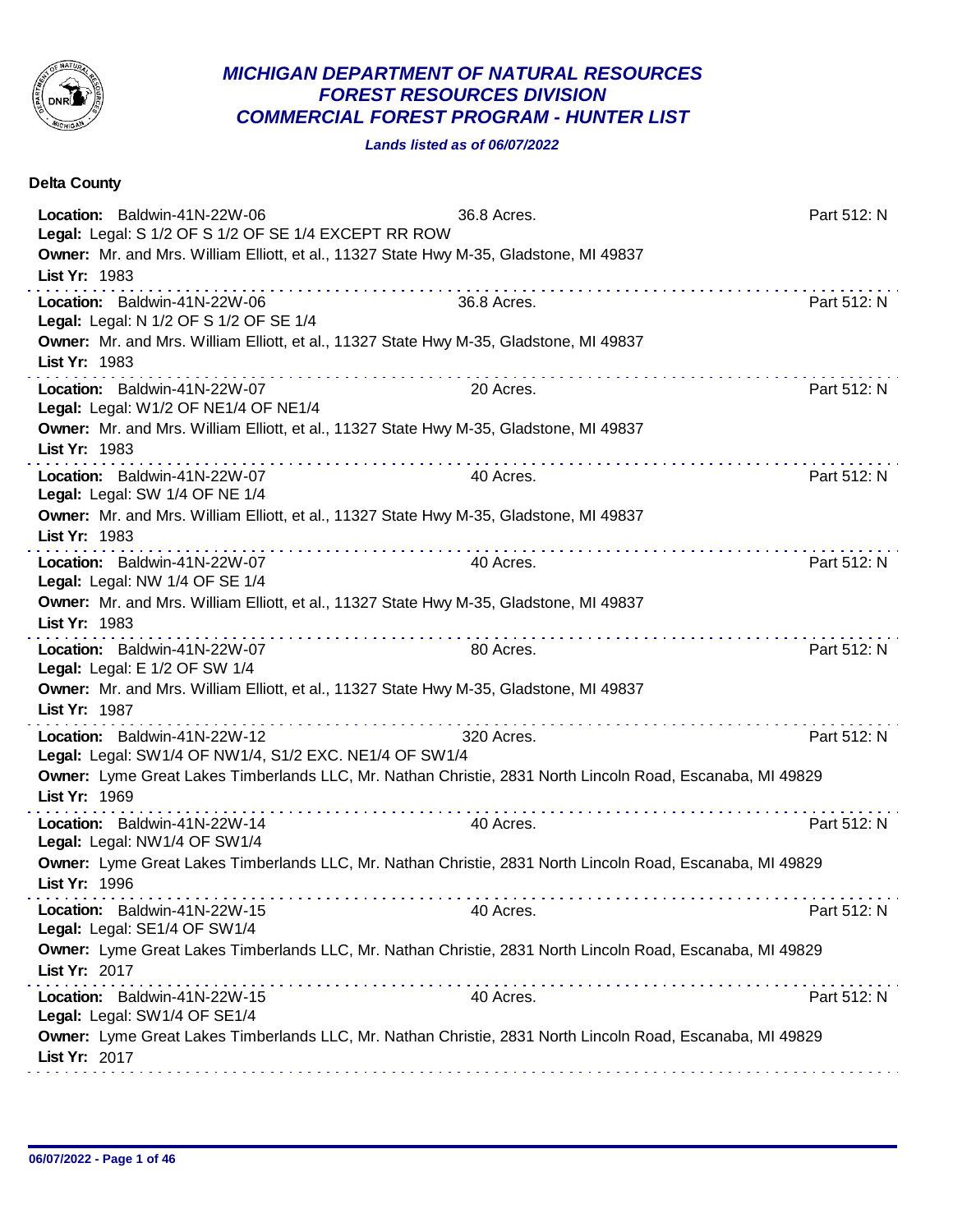# *MICHIGAN DEPARTMENT OF NATURAL RESOURCES*
## *FOREST RESOURCES DIVISION*
## *COMMERCIAL FOREST PROGRAM - HUNTER LIST*

***Lands listed as of 06/07/2022***

**Delta County**

**Location:** Baldwin-41N-22W-06 36.8 Acres. Part 512: N
**Legal:** Legal: S 1/2 OF S 1/2 OF SE 1/4 EXCEPT RR ROW
**Owner:** Mr. and Mrs. William Elliott, et al., 11327 State Hwy M-35, Gladstone, MI 49837
**List Yr:** 1983

---

**Location:** Baldwin-41N-22W-06 36.8 Acres. Part 512: N
**Legal:** Legal: N 1/2 OF S 1/2 OF SE 1/4
**Owner:** Mr. and Mrs. William Elliott, et al., 11327 State Hwy M-35, Gladstone, MI 49837
**List Yr:** 1983

---

**Location:** Baldwin-41N-22W-07 20 Acres. Part 512: N
**Legal:** Legal: W1/2 OF NE1/4 OF NE1/4
**Owner:** Mr. and Mrs. William Elliott, et al., 11327 State Hwy M-35, Gladstone, MI 49837
**List Yr:** 1983

---

**Location:** Baldwin-41N-22W-07 40 Acres. Part 512: N
**Legal:** Legal: SW 1/4 OF NE 1/4
**Owner:** Mr. and Mrs. William Elliott, et al., 11327 State Hwy M-35, Gladstone, MI 49837
**List Yr:** 1983

---

**Location:** Baldwin-41N-22W-07 40 Acres. Part 512: N
**Legal:** Legal: NW 1/4 OF SE 1/4
**Owner:** Mr. and Mrs. William Elliott, et al., 11327 State Hwy M-35, Gladstone, MI 49837
**List Yr:** 1983

---

**Location:** Baldwin-41N-22W-07 80 Acres. Part 512: N
**Legal:** Legal: E 1/2 OF SW 1/4
**Owner:** Mr. and Mrs. William Elliott, et al., 11327 State Hwy M-35, Gladstone, MI 49837
**List Yr:** 1987

---

**Location:** Baldwin-41N-22W-12 320 Acres. Part 512: N
**Legal:** Legal: SW1/4 OF NW1/4, S1/2 EXC. NE1/4 OF SW1/4
**Owner:** Lyme Great Lakes Timberlands LLC, Mr. Nathan Christie, 2831 North Lincoln Road, Escanaba, MI 49829
**List Yr:** 1969

---

**Location:** Baldwin-41N-22W-14 40 Acres. Part 512: N
**Legal:** Legal: NW1/4 OF SW1/4
**Owner:** Lyme Great Lakes Timberlands LLC, Mr. Nathan Christie, 2831 North Lincoln Road, Escanaba, MI 49829
**List Yr:** 1996

---

**Location:** Baldwin-41N-22W-15 40 Acres. Part 512: N
**Legal:** Legal: SE1/4 OF SW1/4
**Owner:** Lyme Great Lakes Timberlands LLC, Mr. Nathan Christie, 2831 North Lincoln Road, Escanaba, MI 49829
**List Yr:** 2017

---

**Location:** Baldwin-41N-22W-15 40 Acres. Part 512: N
**Legal:** Legal: SW1/4 OF SE1/4
**Owner:** Lyme Great Lakes Timberlands LLC, Mr. Nathan Christie, 2831 North Lincoln Road, Escanaba, MI 49829
**List Yr:** 2017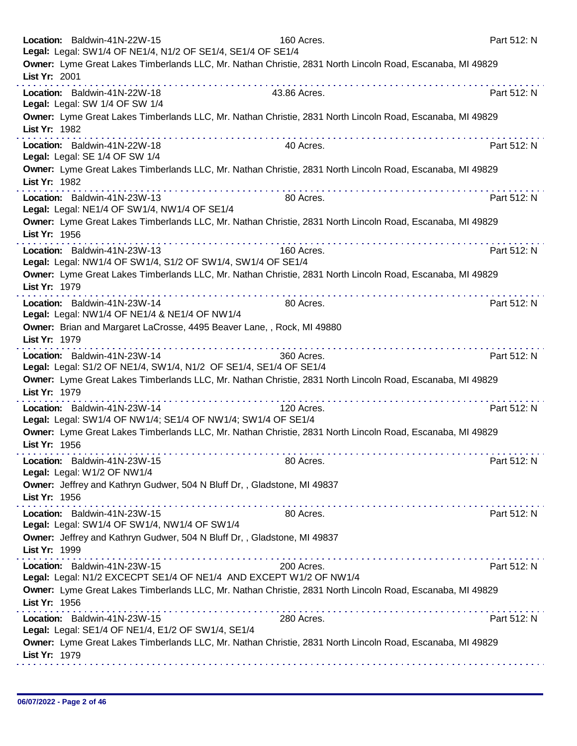**Location:** Baldwin-41N-22W-15 160 Acres. Part 512: N
**Legal:** Legal: SW1/4 OF NE1/4, N1/2 OF SE1/4, SE1/4 OF SE1/4
**Owner:** Lyme Great Lakes Timberlands LLC, Mr. Nathan Christie, 2831 North Lincoln Road, Escanaba, MI 49829
**List Yr:** 2001

---

**Location:** Baldwin-41N-22W-18 43.86 Acres. Part 512: N
**Legal:** Legal: SW 1/4 OF SW 1/4
**Owner:** Lyme Great Lakes Timberlands LLC, Mr. Nathan Christie, 2831 North Lincoln Road, Escanaba, MI 49829
**List Yr:** 1982

---

**Location:** Baldwin-41N-22W-18 40 Acres. Part 512: N
**Legal:** Legal: SE 1/4 OF SW 1/4
**Owner:** Lyme Great Lakes Timberlands LLC, Mr. Nathan Christie, 2831 North Lincoln Road, Escanaba, MI 49829
**List Yr:** 1982

---

**Location:** Baldwin-41N-23W-13 80 Acres. Part 512: N
**Legal:** Legal: NE1/4 OF SW1/4, NW1/4 OF SE1/4
**Owner:** Lyme Great Lakes Timberlands LLC, Mr. Nathan Christie, 2831 North Lincoln Road, Escanaba, MI 49829
**List Yr:** 1956

---

**Location:** Baldwin-41N-23W-13 160 Acres. Part 512: N
**Legal:** Legal: NW1/4 OF SW1/4, S1/2 OF SW1/4, SW1/4 OF SE1/4
**Owner:** Lyme Great Lakes Timberlands LLC, Mr. Nathan Christie, 2831 North Lincoln Road, Escanaba, MI 49829
**List Yr:** 1979

---

**Location:** Baldwin-41N-23W-14 80 Acres. Part 512: N
**Legal:** Legal: NW1/4 OF NE1/4 & NE1/4 OF NW1/4
**Owner:** Brian and Margaret LaCrosse, 4495 Beaver Lane, , Rock, MI 49880
**List Yr:** 1979

---

**Location:** Baldwin-41N-23W-14 360 Acres. Part 512: N
**Legal:** Legal: S1/2 OF NE1/4, SW1/4, N1/2 OF SE1/4, SE1/4 OF SE1/4
**Owner:** Lyme Great Lakes Timberlands LLC, Mr. Nathan Christie, 2831 North Lincoln Road, Escanaba, MI 49829
**List Yr:** 1979

---

**Location:** Baldwin-41N-23W-14 120 Acres. Part 512: N
**Legal:** Legal: SW1/4 OF NW1/4; SE1/4 OF NW1/4; SW1/4 OF SE1/4
**Owner:** Lyme Great Lakes Timberlands LLC, Mr. Nathan Christie, 2831 North Lincoln Road, Escanaba, MI 49829
**List Yr:** 1956

---

**Location:** Baldwin-41N-23W-15 80 Acres. Part 512: N
**Legal:** Legal: W1/2 OF NW1/4
**Owner:** Jeffrey and Kathryn Gudwer, 504 N Bluff Dr, , Gladstone, MI 49837
**List Yr:** 1956

---

**Location:** Baldwin-41N-23W-15 80 Acres. Part 512: N
**Legal:** Legal: SW1/4 OF SW1/4, NW1/4 OF SW1/4
**Owner:** Jeffrey and Kathryn Gudwer, 504 N Bluff Dr, , Gladstone, MI 49837
**List Yr:** 1999

---

**Location:** Baldwin-41N-23W-15 200 Acres. Part 512: N
**Legal:** Legal: N1/2 EXCECPT SE1/4 OF NE1/4 AND EXCEPT W1/2 OF NW1/4
**Owner:** Lyme Great Lakes Timberlands LLC, Mr. Nathan Christie, 2831 North Lincoln Road, Escanaba, MI 49829
**List Yr:** 1956

---

**Location:** Baldwin-41N-23W-15 280 Acres. Part 512: N
**Legal:** Legal: SE1/4 OF NE1/4, E1/2 OF SW1/4, SE1/4
**Owner:** Lyme Great Lakes Timberlands LLC, Mr. Nathan Christie, 2831 North Lincoln Road, Escanaba, MI 49829
**List Yr:** 1979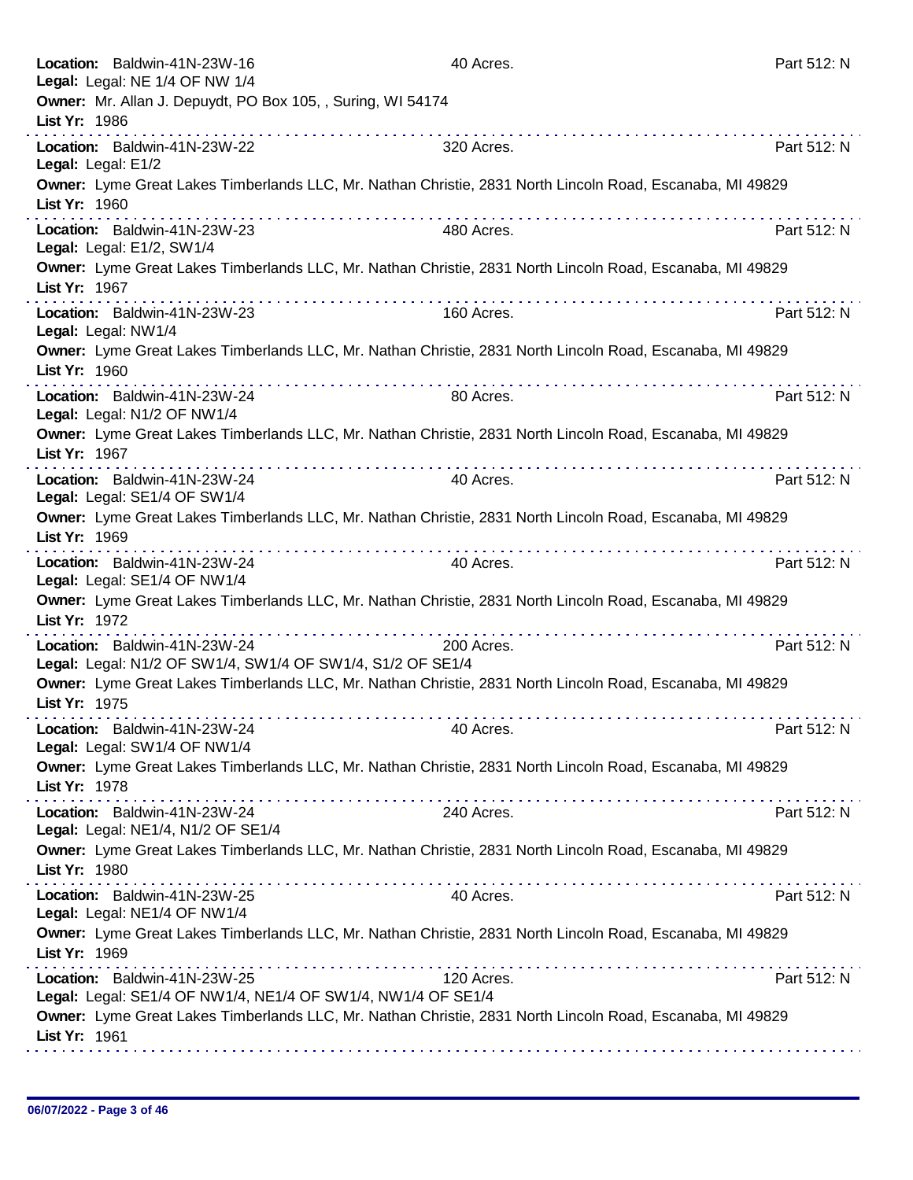**Location:** Baldwin-41N-23W-16 40 Acres. Part 512: N
**Legal:** Legal: NE 1/4 OF NW 1/4
**Owner:** Mr. Allan J. Depuydt, PO Box 105, , Suring, WI 54174
**List Yr:** 1986

---

**Location:** Baldwin-41N-23W-22 320 Acres. Part 512: N
**Legal:** Legal: E1/2
**Owner:** Lyme Great Lakes Timberlands LLC, Mr. Nathan Christie, 2831 North Lincoln Road, Escanaba, MI 49829
**List Yr:** 1960

---

**Location:** Baldwin-41N-23W-23 480 Acres. Part 512: N
**Legal:** Legal: E1/2, SW1/4
**Owner:** Lyme Great Lakes Timberlands LLC, Mr. Nathan Christie, 2831 North Lincoln Road, Escanaba, MI 49829
**List Yr:** 1967

---

**Location:** Baldwin-41N-23W-23 160 Acres. Part 512: N
**Legal:** Legal: NW1/4
**Owner:** Lyme Great Lakes Timberlands LLC, Mr. Nathan Christie, 2831 North Lincoln Road, Escanaba, MI 49829
**List Yr:** 1960

---

**Location:** Baldwin-41N-23W-24 80 Acres. Part 512: N
**Legal:** Legal: N1/2 OF NW1/4
**Owner:** Lyme Great Lakes Timberlands LLC, Mr. Nathan Christie, 2831 North Lincoln Road, Escanaba, MI 49829
**List Yr:** 1967

---

**Location:** Baldwin-41N-23W-24 40 Acres. Part 512: N
**Legal:** Legal: SE1/4 OF SW1/4
**Owner:** Lyme Great Lakes Timberlands LLC, Mr. Nathan Christie, 2831 North Lincoln Road, Escanaba, MI 49829
**List Yr:** 1969

---

**Location:** Baldwin-41N-23W-24 40 Acres. Part 512: N
**Legal:** Legal: SE1/4 OF NW1/4
**Owner:** Lyme Great Lakes Timberlands LLC, Mr. Nathan Christie, 2831 North Lincoln Road, Escanaba, MI 49829
**List Yr:** 1972

---

**Location:** Baldwin-41N-23W-24 200 Acres. Part 512: N
**Legal:** Legal: N1/2 OF SW1/4, SW1/4 OF SW1/4, S1/2 OF SE1/4
**Owner:** Lyme Great Lakes Timberlands LLC, Mr. Nathan Christie, 2831 North Lincoln Road, Escanaba, MI 49829
**List Yr:** 1975

---

**Location:** Baldwin-41N-23W-24 40 Acres. Part 512: N
**Legal:** Legal: SW1/4 OF NW1/4
**Owner:** Lyme Great Lakes Timberlands LLC, Mr. Nathan Christie, 2831 North Lincoln Road, Escanaba, MI 49829
**List Yr:** 1978

---

**Location:** Baldwin-41N-23W-24 240 Acres. Part 512: N
**Legal:** Legal: NE1/4, N1/2 OF SE1/4
**Owner:** Lyme Great Lakes Timberlands LLC, Mr. Nathan Christie, 2831 North Lincoln Road, Escanaba, MI 49829
**List Yr:** 1980

---

**Location:** Baldwin-41N-23W-25 40 Acres. Part 512: N
**Legal:** Legal: NE1/4 OF NW1/4
**Owner:** Lyme Great Lakes Timberlands LLC, Mr. Nathan Christie, 2831 North Lincoln Road, Escanaba, MI 49829
**List Yr:** 1969

---

**Location:** Baldwin-41N-23W-25 120 Acres. Part 512: N
**Legal:** Legal: SE1/4 OF NW1/4, NE1/4 OF SW1/4, NW1/4 OF SE1/4
**Owner:** Lyme Great Lakes Timberlands LLC, Mr. Nathan Christie, 2831 North Lincoln Road, Escanaba, MI 49829
**List Yr:** 1961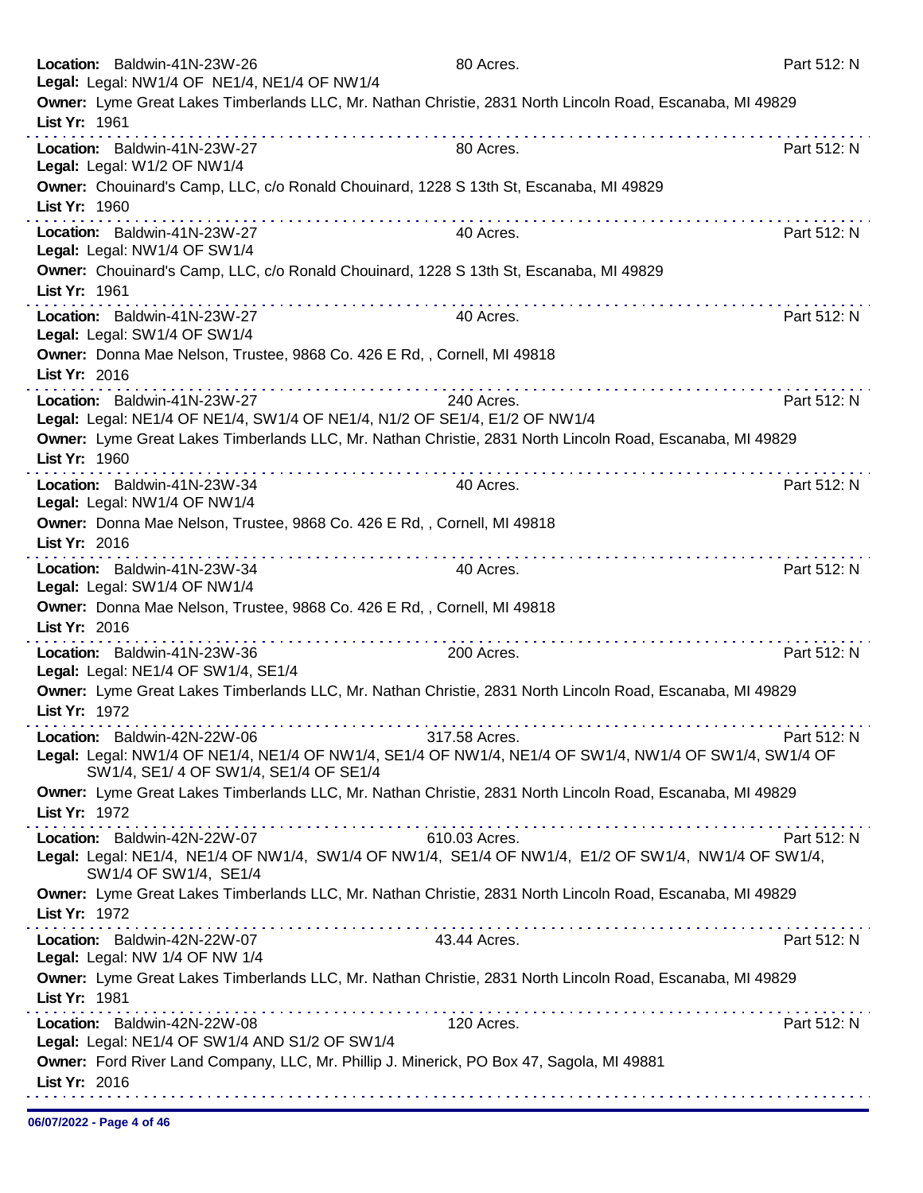**Location:** Baldwin-41N-23W-26 80 Acres. Part 512: N
**Legal:** Legal: NW1/4 OF NE1/4, NE1/4 OF NW1/4
**Owner:** Lyme Great Lakes Timberlands LLC, Mr. Nathan Christie, 2831 North Lincoln Road, Escanaba, MI 49829
**List Yr:** 1961

---

**Location:** Baldwin-41N-23W-27 80 Acres. Part 512: N
**Legal:** Legal: W1/2 OF NW1/4
**Owner:** Chouinard's Camp, LLC, c/o Ronald Chouinard, 1228 S 13th St, Escanaba, MI 49829
**List Yr:** 1960

---

**Location:** Baldwin-41N-23W-27 40 Acres. Part 512: N
**Legal:** Legal: NW1/4 OF SW1/4
**Owner:** Chouinard's Camp, LLC, c/o Ronald Chouinard, 1228 S 13th St, Escanaba, MI 49829
**List Yr:** 1961

---

**Location:** Baldwin-41N-23W-27 40 Acres. Part 512: N
**Legal:** Legal: SW1/4 OF SW1/4
**Owner:** Donna Mae Nelson, Trustee, 9868 Co. 426 E Rd, , Cornell, MI 49818
**List Yr:** 2016

---

**Location:** Baldwin-41N-23W-27 240 Acres. Part 512: N
**Legal:** Legal: NE1/4 OF NE1/4, SW1/4 OF NE1/4, N1/2 OF SE1/4, E1/2 OF NW1/4
**Owner:** Lyme Great Lakes Timberlands LLC, Mr. Nathan Christie, 2831 North Lincoln Road, Escanaba, MI 49829
**List Yr:** 1960

---

**Location:** Baldwin-41N-23W-34 40 Acres. Part 512: N
**Legal:** Legal: NW1/4 OF NW1/4
**Owner:** Donna Mae Nelson, Trustee, 9868 Co. 426 E Rd, , Cornell, MI 49818
**List Yr:** 2016

---

**Location:** Baldwin-41N-23W-34 40 Acres. Part 512: N
**Legal:** Legal: SW1/4 OF NW1/4
**Owner:** Donna Mae Nelson, Trustee, 9868 Co. 426 E Rd, , Cornell, MI 49818
**List Yr:** 2016

---

**Location:** Baldwin-41N-23W-36 200 Acres. Part 512: N
**Legal:** Legal: NE1/4 OF SW1/4, SE1/4
**Owner:** Lyme Great Lakes Timberlands LLC, Mr. Nathan Christie, 2831 North Lincoln Road, Escanaba, MI 49829
**List Yr:** 1972

---

**Location:** Baldwin-42N-22W-06 317.58 Acres. Part 512: N
**Legal:** Legal: NW1/4 OF NE1/4, NE1/4 OF NW1/4, SE1/4 OF NW1/4, NE1/4 OF SW1/4, NW1/4 OF SW1/4, SW1/4 OF SW1/4, SE1/ 4 OF SW1/4, SE1/4 OF SE1/4
**Owner:** Lyme Great Lakes Timberlands LLC, Mr. Nathan Christie, 2831 North Lincoln Road, Escanaba, MI 49829
**List Yr:** 1972

---

**Location:** Baldwin-42N-22W-07 610.03 Acres. Part 512: N
**Legal:** Legal: NE1/4, NE1/4 OF NW1/4, SW1/4 OF NW1/4, SE1/4 OF NW1/4, E1/2 OF SW1/4, NW1/4 OF SW1/4, SW1/4 OF SW1/4, SE1/4
**Owner:** Lyme Great Lakes Timberlands LLC, Mr. Nathan Christie, 2831 North Lincoln Road, Escanaba, MI 49829
**List Yr:** 1972

---

**Location:** Baldwin-42N-22W-07 43.44 Acres. Part 512: N
**Legal:** Legal: NW 1/4 OF NW 1/4
**Owner:** Lyme Great Lakes Timberlands LLC, Mr. Nathan Christie, 2831 North Lincoln Road, Escanaba, MI 49829
**List Yr:** 1981

---

**Location:** Baldwin-42N-22W-08 120 Acres. Part 512: N
**Legal:** Legal: NE1/4 OF SW1/4 AND S1/2 OF SW1/4
**Owner:** Ford River Land Company, LLC, Mr. Phillip J. Minerick, PO Box 47, Sagola, MI 49881
**List Yr:** 2016

---

06/07/2022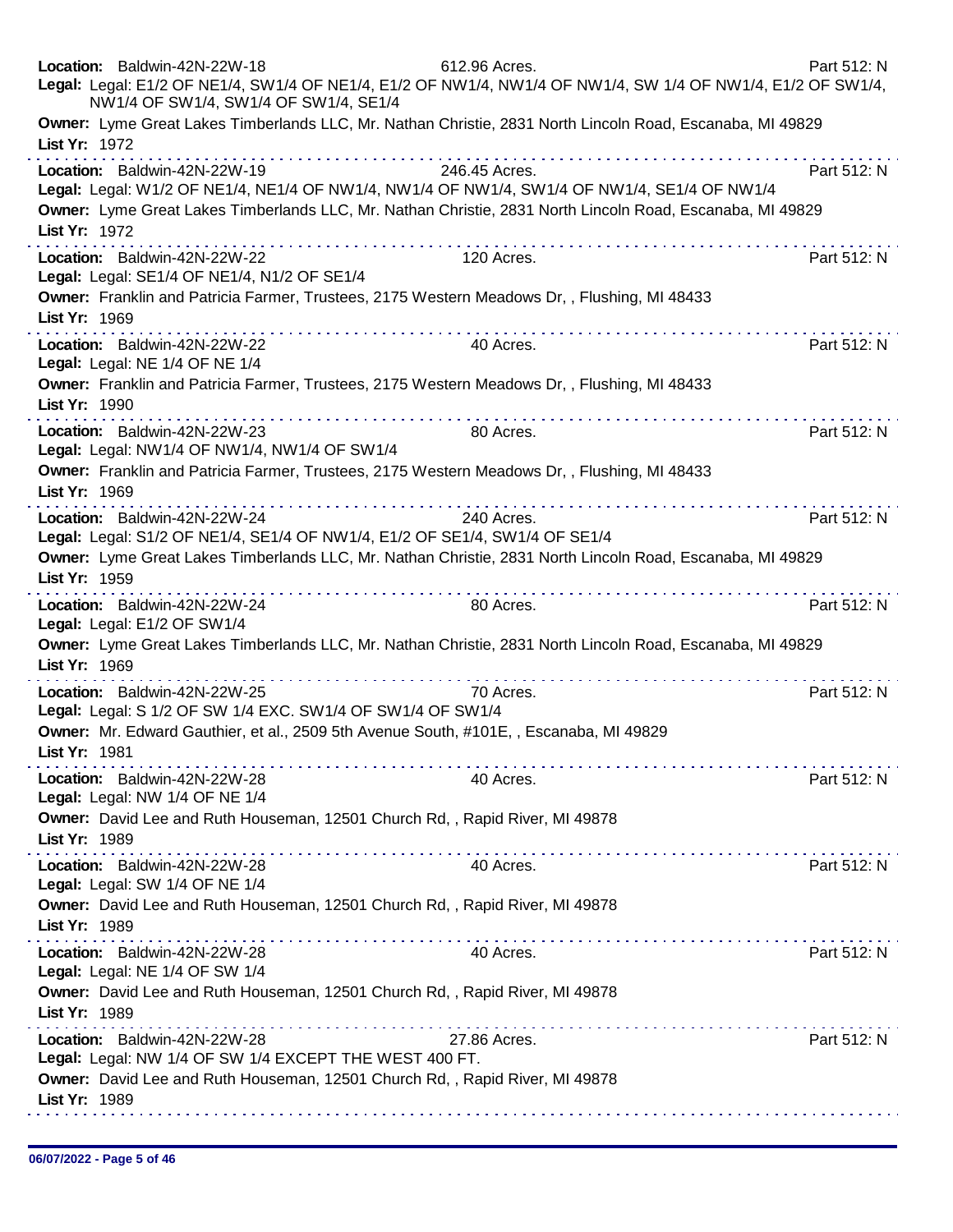**Location:** Baldwin-42N-22W-18 612.96 Acres. Part 512: N
**Legal:** Legal: E1/2 OF NE1/4, SW1/4 OF NE1/4, E1/2 OF NW1/4, NW1/4 OF NW1/4, SW 1/4 OF NW1/4, E1/2 OF SW1/4, NW1/4 OF SW1/4, SW1/4 OF SW1/4, SE1/4
**Owner:** Lyme Great Lakes Timberlands LLC, Mr. Nathan Christie, 2831 North Lincoln Road, Escanaba, MI 49829
**List Yr:** 1972

---

**Location:** Baldwin-42N-22W-19 246.45 Acres. Part 512: N
**Legal:** Legal: W1/2 OF NE1/4, NE1/4 OF NW1/4, NW1/4 OF NW1/4, SW1/4 OF NW1/4, SE1/4 OF NW1/4
**Owner:** Lyme Great Lakes Timberlands LLC, Mr. Nathan Christie, 2831 North Lincoln Road, Escanaba, MI 49829
**List Yr:** 1972

---

**Location:** Baldwin-42N-22W-22 120 Acres. Part 512: N
**Legal:** Legal: SE1/4 OF NE1/4, N1/2 OF SE1/4
**Owner:** Franklin and Patricia Farmer, Trustees, 2175 Western Meadows Dr, , Flushing, MI 48433
**List Yr:** 1969

---

**Location:** Baldwin-42N-22W-22 40 Acres. Part 512: N
**Legal:** Legal: NE 1/4 OF NE 1/4
**Owner:** Franklin and Patricia Farmer, Trustees, 2175 Western Meadows Dr, , Flushing, MI 48433
**List Yr:** 1990

---

**Location:** Baldwin-42N-22W-23 80 Acres. Part 512: N
**Legal:** Legal: NW1/4 OF NW1/4, NW1/4 OF SW1/4
**Owner:** Franklin and Patricia Farmer, Trustees, 2175 Western Meadows Dr, , Flushing, MI 48433
**List Yr:** 1969

---

**Location:** Baldwin-42N-22W-24 240 Acres. Part 512: N
**Legal:** Legal: S1/2 OF NE1/4, SE1/4 OF NW1/4, E1/2 OF SE1/4, SW1/4 OF SE1/4
**Owner:** Lyme Great Lakes Timberlands LLC, Mr. Nathan Christie, 2831 North Lincoln Road, Escanaba, MI 49829
**List Yr:** 1959

---

**Location:** Baldwin-42N-22W-24 80 Acres. Part 512: N
**Legal:** Legal: E1/2 OF SW1/4
**Owner:** Lyme Great Lakes Timberlands LLC, Mr. Nathan Christie, 2831 North Lincoln Road, Escanaba, MI 49829
**List Yr:** 1969

---

**Location:** Baldwin-42N-22W-25 70 Acres. Part 512: N
**Legal:** Legal: S 1/2 OF SW 1/4 EXC. SW1/4 OF SW1/4 OF SW1/4
**Owner:** Mr. Edward Gauthier, et al., 2509 5th Avenue South, #101E, , Escanaba, MI 49829
**List Yr:** 1981

---

**Location:** Baldwin-42N-22W-28 40 Acres. Part 512: N
**Legal:** Legal: NW 1/4 OF NE 1/4
**Owner:** David Lee and Ruth Houseman, 12501 Church Rd, , Rapid River, MI 49878
**List Yr:** 1989

---

**Location:** Baldwin-42N-22W-28 40 Acres. Part 512: N
**Legal:** Legal: SW 1/4 OF NE 1/4
**Owner:** David Lee and Ruth Houseman, 12501 Church Rd, , Rapid River, MI 49878
**List Yr:** 1989

---

**Location:** Baldwin-42N-22W-28 40 Acres. Part 512: N
**Legal:** Legal: NE 1/4 OF SW 1/4
**Owner:** David Lee and Ruth Houseman, 12501 Church Rd, , Rapid River, MI 49878
**List Yr:** 1989

---

**Location:** Baldwin-42N-22W-28 27.86 Acres. Part 512: N
**Legal:** Legal: NW 1/4 OF SW 1/4 EXCEPT THE WEST 400 FT.
**Owner:** David Lee and Ruth Houseman, 12501 Church Rd, , Rapid River, MI 49878
**List Yr:** 1989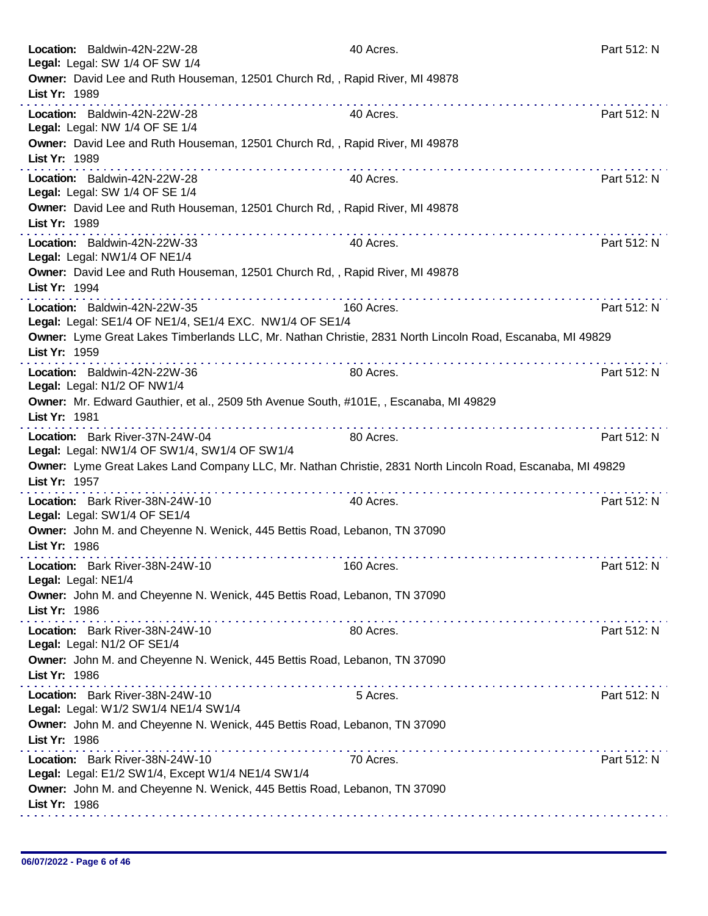**Location:** Baldwin-42N-22W-28 40 Acres. Part 512: N
**Legal:** Legal: SW 1/4 OF SW 1/4
**Owner:** David Lee and Ruth Houseman, 12501 Church Rd, , Rapid River, MI 49878
**List Yr:** 1989

---

**Location:** Baldwin-42N-22W-28 40 Acres. Part 512: N
**Legal:** Legal: NW 1/4 OF SE 1/4
**Owner:** David Lee and Ruth Houseman, 12501 Church Rd, , Rapid River, MI 49878
**List Yr:** 1989

---

**Location:** Baldwin-42N-22W-28 40 Acres. Part 512: N
**Legal:** Legal: SW 1/4 OF SE 1/4
**Owner:** David Lee and Ruth Houseman, 12501 Church Rd, , Rapid River, MI 49878
**List Yr:** 1989

---

**Location:** Baldwin-42N-22W-33 40 Acres. Part 512: N
**Legal:** Legal: NW1/4 OF NE1/4
**Owner:** David Lee and Ruth Houseman, 12501 Church Rd, , Rapid River, MI 49878
**List Yr:** 1994

---

**Location:** Baldwin-42N-22W-35 160 Acres. Part 512: N
**Legal:** Legal: SE1/4 OF NE1/4, SE1/4 EXC. NW1/4 OF SE1/4
**Owner:** Lyme Great Lakes Timberlands LLC, Mr. Nathan Christie, 2831 North Lincoln Road, Escanaba, MI 49829
**List Yr:** 1959

---

**Location:** Baldwin-42N-22W-36 80 Acres. Part 512: N
**Legal:** Legal: N1/2 OF NW1/4
**Owner:** Mr. Edward Gauthier, et al., 2509 5th Avenue South, #101E, , Escanaba, MI 49829
**List Yr:** 1981

---

**Location:** Bark River-37N-24W-04 80 Acres. Part 512: N
**Legal:** Legal: NW1/4 OF SW1/4, SW1/4 OF SW1/4
**Owner:** Lyme Great Lakes Land Company LLC, Mr. Nathan Christie, 2831 North Lincoln Road, Escanaba, MI 49829
**List Yr:** 1957

---

**Location:** Bark River-38N-24W-10 40 Acres. Part 512: N
**Legal:** Legal: SW1/4 OF SE1/4
**Owner:** John M. and Cheyenne N. Wenick, 445 Bettis Road, Lebanon, TN 37090
**List Yr:** 1986

---

**Location:** Bark River-38N-24W-10 160 Acres. Part 512: N
**Legal:** Legal: NE1/4
**Owner:** John M. and Cheyenne N. Wenick, 445 Bettis Road, Lebanon, TN 37090
**List Yr:** 1986

---

**Location:** Bark River-38N-24W-10 80 Acres. Part 512: N
**Legal:** Legal: N1/2 OF SE1/4
**Owner:** John M. and Cheyenne N. Wenick, 445 Bettis Road, Lebanon, TN 37090
**List Yr:** 1986

---

**Location:** Bark River-38N-24W-10 5 Acres. Part 512: N
**Legal:** Legal: W1/2 SW1/4 NE1/4 SW1/4
**Owner:** John M. and Cheyenne N. Wenick, 445 Bettis Road, Lebanon, TN 37090
**List Yr:** 1986

---

**Location:** Bark River-38N-24W-10 70 Acres. Part 512: N
**Legal:** Legal: E1/2 SW1/4, Except W1/4 NE1/4 SW1/4
**Owner:** John M. and Cheyenne N. Wenick, 445 Bettis Road, Lebanon, TN 37090
**List Yr:** 1986

---

06/07/2022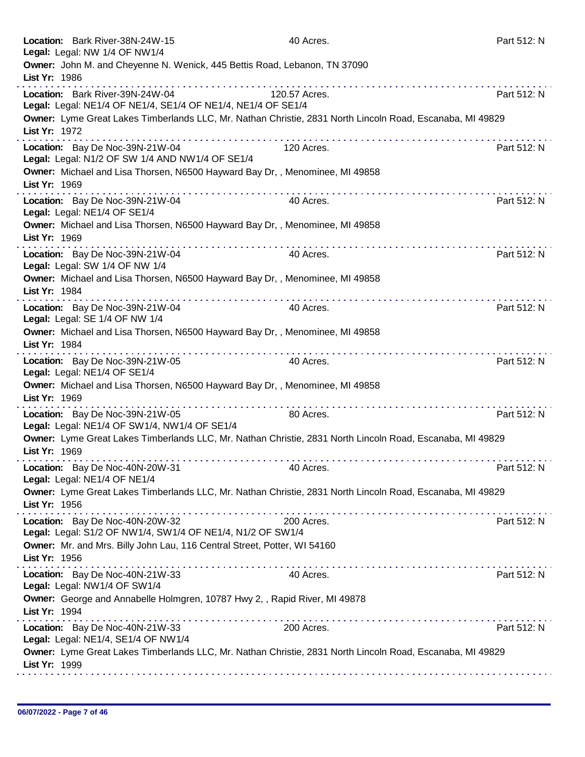**Location:** Bark River-38N-24W-15 40 Acres. Part 512: N
**Legal:** Legal: NW 1/4 OF NW1/4
**Owner:** John M. and Cheyenne N. Wenick, 445 Bettis Road, Lebanon, TN 37090
**List Yr:** 1986

---

**Location:** Bark River-39N-24W-04 120.57 Acres. Part 512: N
**Legal:** Legal: NE1/4 OF NE1/4, SE1/4 OF NE1/4, NE1/4 OF SE1/4
**Owner:** Lyme Great Lakes Timberlands LLC, Mr. Nathan Christie, 2831 North Lincoln Road, Escanaba, MI 49829
**List Yr:** 1972

---

**Location:** Bay De Noc-39N-21W-04 120 Acres. Part 512: N
**Legal:** Legal: N1/2 OF SW 1/4 AND NW1/4 OF SE1/4
**Owner:** Michael and Lisa Thorsen, N6500 Hayward Bay Dr, , Menominee, MI 49858
**List Yr:** 1969

---

**Location:** Bay De Noc-39N-21W-04 40 Acres. Part 512: N
**Legal:** Legal: NE1/4 OF SE1/4
**Owner:** Michael and Lisa Thorsen, N6500 Hayward Bay Dr, , Menominee, MI 49858
**List Yr:** 1969

---

**Location:** Bay De Noc-39N-21W-04 40 Acres. Part 512: N
**Legal:** Legal: SW 1/4 OF NW 1/4
**Owner:** Michael and Lisa Thorsen, N6500 Hayward Bay Dr, , Menominee, MI 49858
**List Yr:** 1984

---

**Location:** Bay De Noc-39N-21W-04 40 Acres. Part 512: N
**Legal:** Legal: SE 1/4 OF NW 1/4
**Owner:** Michael and Lisa Thorsen, N6500 Hayward Bay Dr, , Menominee, MI 49858
**List Yr:** 1984

---

**Location:** Bay De Noc-39N-21W-05 40 Acres. Part 512: N
**Legal:** Legal: NE1/4 OF SE1/4
**Owner:** Michael and Lisa Thorsen, N6500 Hayward Bay Dr, , Menominee, MI 49858
**List Yr:** 1969

---

**Location:** Bay De Noc-39N-21W-05 80 Acres. Part 512: N
**Legal:** Legal: NE1/4 OF SW1/4, NW1/4 OF SE1/4
**Owner:** Lyme Great Lakes Timberlands LLC, Mr. Nathan Christie, 2831 North Lincoln Road, Escanaba, MI 49829
**List Yr:** 1969

---

**Location:** Bay De Noc-40N-20W-31 40 Acres. Part 512: N
**Legal:** Legal: NE1/4 OF NE1/4
**Owner:** Lyme Great Lakes Timberlands LLC, Mr. Nathan Christie, 2831 North Lincoln Road, Escanaba, MI 49829
**List Yr:** 1956

---

**Location:** Bay De Noc-40N-20W-32 200 Acres. Part 512: N
**Legal:** Legal: S1/2 OF NW1/4, SW1/4 OF NE1/4, N1/2 OF SW1/4
**Owner:** Mr. and Mrs. Billy John Lau, 116 Central Street, Potter, WI 54160
**List Yr:** 1956

---

**Location:** Bay De Noc-40N-21W-33 40 Acres. Part 512: N
**Legal:** Legal: NW1/4 OF SW1/4
**Owner:** George and Annabelle Holmgren, 10787 Hwy 2, , Rapid River, MI 49878
**List Yr:** 1994

---

**Location:** Bay De Noc-40N-21W-33 200 Acres. Part 512: N
**Legal:** Legal: NE1/4, SE1/4 OF NW1/4
**Owner:** Lyme Great Lakes Timberlands LLC, Mr. Nathan Christie, 2831 North Lincoln Road, Escanaba, MI 49829
**List Yr:** 1999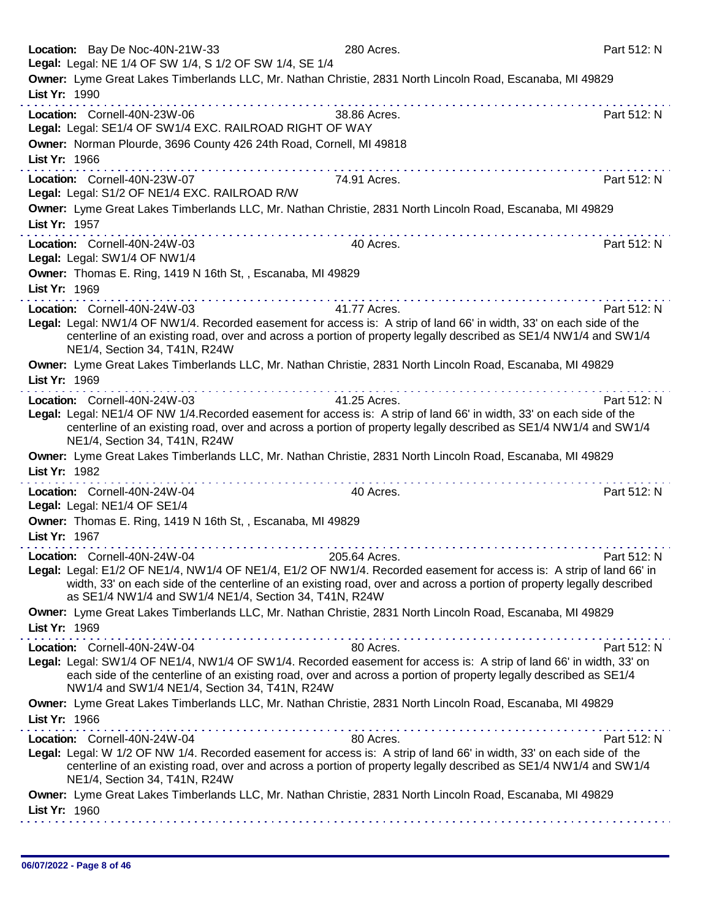**Location:** Bay De Noc-40N-21W-33 280 Acres. Part 512: N
**Legal:** Legal: NE 1/4 OF SW 1/4, S 1/2 OF SW 1/4, SE 1/4
**Owner:** Lyme Great Lakes Timberlands LLC, Mr. Nathan Christie, 2831 North Lincoln Road, Escanaba, MI 49829
**List Yr:** 1990

---

**Location:** Cornell-40N-23W-06 38.86 Acres. Part 512: N
**Legal:** Legal: SE1/4 OF SW1/4 EXC. RAILROAD RIGHT OF WAY
**Owner:** Norman Plourde, 3696 County 426 24th Road, Cornell, MI 49818
**List Yr:** 1966

---

**Location:** Cornell-40N-23W-07 74.91 Acres. Part 512: N
**Legal:** Legal: S1/2 OF NE1/4 EXC. RAILROAD R/W
**Owner:** Lyme Great Lakes Timberlands LLC, Mr. Nathan Christie, 2831 North Lincoln Road, Escanaba, MI 49829
**List Yr:** 1957

---

**Location:** Cornell-40N-24W-03 40 Acres. Part 512: N
**Legal:** Legal: SW1/4 OF NW1/4
**Owner:** Thomas E. Ring, 1419 N 16th St, , Escanaba, MI 49829
**List Yr:** 1969

---

**Location:** Cornell-40N-24W-03 41.77 Acres. Part 512: N
**Legal:** Legal: NW1/4 OF NW1/4. Recorded easement for access is: A strip of land 66' in width, 33' on each side of the centerline of an existing road, over and across a portion of property legally described as SE1/4 NW1/4 and SW1/4 NE1/4, Section 34, T41N, R24W
**Owner:** Lyme Great Lakes Timberlands LLC, Mr. Nathan Christie, 2831 North Lincoln Road, Escanaba, MI 49829
**List Yr:** 1969

---

**Location:** Cornell-40N-24W-03 41.25 Acres. Part 512: N
**Legal:** Legal: NE1/4 OF NW 1/4.Recorded easement for access is: A strip of land 66' in width, 33' on each side of the centerline of an existing road, over and across a portion of property legally described as SE1/4 NW1/4 and SW1/4 NE1/4, Section 34, T41N, R24W
**Owner:** Lyme Great Lakes Timberlands LLC, Mr. Nathan Christie, 2831 North Lincoln Road, Escanaba, MI 49829
**List Yr:** 1982

---

**Location:** Cornell-40N-24W-04 40 Acres. Part 512: N
**Legal:** Legal: NE1/4 OF SE1/4
**Owner:** Thomas E. Ring, 1419 N 16th St, , Escanaba, MI 49829
**List Yr:** 1967

---

**Location:** Cornell-40N-24W-04 205.64 Acres. Part 512: N
**Legal:** Legal: E1/2 OF NE1/4, NW1/4 OF NE1/4, E1/2 OF NW1/4. Recorded easement for access is: A strip of land 66' in width, 33' on each side of the centerline of an existing road, over and across a portion of property legally described as SE1/4 NW1/4 and SW1/4 NE1/4, Section 34, T41N, R24W
**Owner:** Lyme Great Lakes Timberlands LLC, Mr. Nathan Christie, 2831 North Lincoln Road, Escanaba, MI 49829
**List Yr:** 1969

---

**Location:** Cornell-40N-24W-04 80 Acres. Part 512: N
**Legal:** Legal: SW1/4 OF NE1/4, NW1/4 OF SW1/4. Recorded easement for access is: A strip of land 66' in width, 33' on each side of the centerline of an existing road, over and across a portion of property legally described as SE1/4 NW1/4 and SW1/4 NE1/4, Section 34, T41N, R24W
**Owner:** Lyme Great Lakes Timberlands LLC, Mr. Nathan Christie, 2831 North Lincoln Road, Escanaba, MI 49829
**List Yr:** 1966

---

**Location:** Cornell-40N-24W-04 80 Acres. Part 512: N
**Legal:** Legal: W 1/2 OF NW 1/4. Recorded easement for access is: A strip of land 66' in width, 33' on each side of the centerline of an existing road, over and across a portion of property legally described as SE1/4 NW1/4 and SW1/4 NE1/4, Section 34, T41N, R24W
**Owner:** Lyme Great Lakes Timberlands LLC, Mr. Nathan Christie, 2831 North Lincoln Road, Escanaba, MI 49829
**List Yr:** 1960

---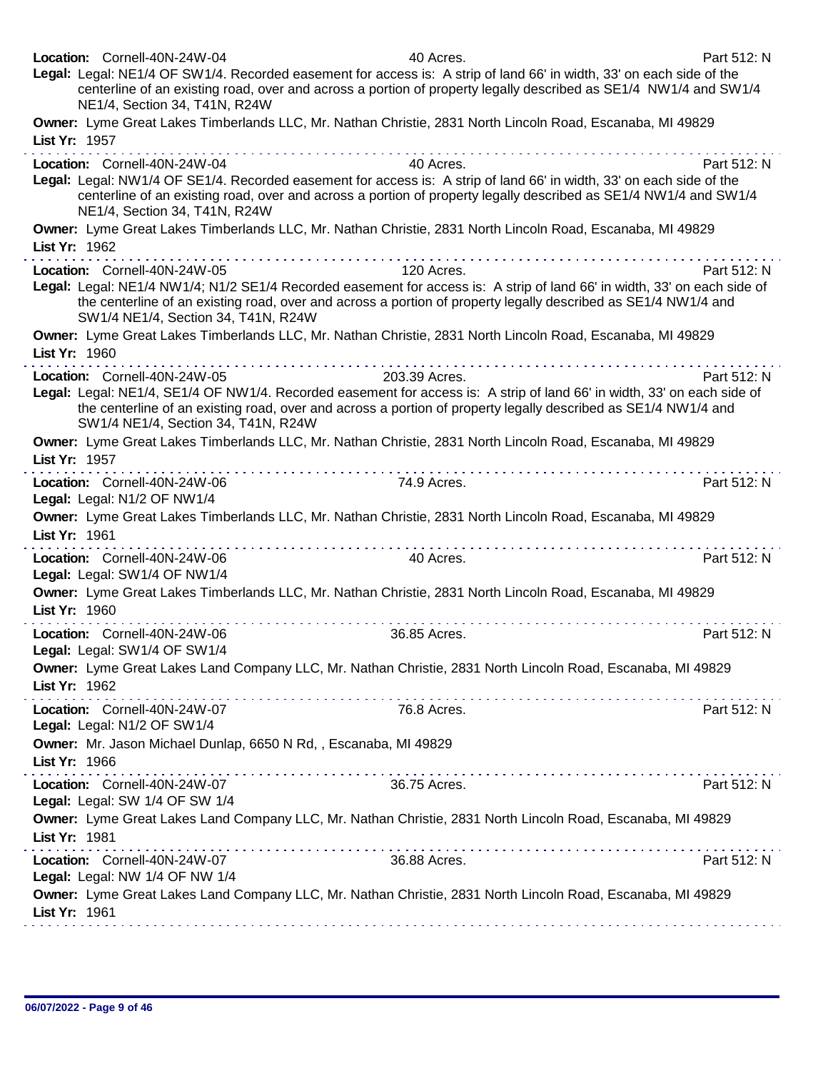**Location:** Cornell-40N-24W-04 40 Acres. Part 512: N
**Legal:** Legal: NE1/4 OF SW1/4. Recorded easement for access is: A strip of land 66' in width, 33' on each side of the centerline of an existing road, over and across a portion of property legally described as SE1/4 NW1/4 and SW1/4 NE1/4, Section 34, T41N, R24W
**Owner:** Lyme Great Lakes Timberlands LLC, Mr. Nathan Christie, 2831 North Lincoln Road, Escanaba, MI 49829
**List Yr:** 1957

---

**Location:** Cornell-40N-24W-04 40 Acres. Part 512: N
**Legal:** Legal: NW1/4 OF SE1/4. Recorded easement for access is: A strip of land 66' in width, 33' on each side of the centerline of an existing road, over and across a portion of property legally described as SE1/4 NW1/4 and SW1/4 NE1/4, Section 34, T41N, R24W
**Owner:** Lyme Great Lakes Timberlands LLC, Mr. Nathan Christie, 2831 North Lincoln Road, Escanaba, MI 49829
**List Yr:** 1962

---

**Location:** Cornell-40N-24W-05 120 Acres. Part 512: N
**Legal:** Legal: NE1/4 NW1/4; N1/2 SE1/4 Recorded easement for access is: A strip of land 66' in width, 33' on each side of the centerline of an existing road, over and across a portion of property legally described as SE1/4 NW1/4 and SW1/4 NE1/4, Section 34, T41N, R24W
**Owner:** Lyme Great Lakes Timberlands LLC, Mr. Nathan Christie, 2831 North Lincoln Road, Escanaba, MI 49829
**List Yr:** 1960

---

**Location:** Cornell-40N-24W-05 203.39 Acres. Part 512: N
**Legal:** Legal: NE1/4, SE1/4 OF NW1/4. Recorded easement for access is: A strip of land 66' in width, 33' on each side of the centerline of an existing road, over and across a portion of property legally described as SE1/4 NW1/4 and SW1/4 NE1/4, Section 34, T41N, R24W
**Owner:** Lyme Great Lakes Timberlands LLC, Mr. Nathan Christie, 2831 North Lincoln Road, Escanaba, MI 49829
**List Yr:** 1957

---

**Location:** Cornell-40N-24W-06 74.9 Acres. Part 512: N
**Legal:** Legal: N1/2 OF NW1/4
**Owner:** Lyme Great Lakes Timberlands LLC, Mr. Nathan Christie, 2831 North Lincoln Road, Escanaba, MI 49829
**List Yr:** 1961

---

**Location:** Cornell-40N-24W-06 40 Acres. Part 512: N
**Legal:** Legal: SW1/4 OF NW1/4
**Owner:** Lyme Great Lakes Timberlands LLC, Mr. Nathan Christie, 2831 North Lincoln Road, Escanaba, MI 49829
**List Yr:** 1960

---

**Location:** Cornell-40N-24W-06 36.85 Acres. Part 512: N
**Legal:** Legal: SW1/4 OF SW1/4
**Owner:** Lyme Great Lakes Land Company LLC, Mr. Nathan Christie, 2831 North Lincoln Road, Escanaba, MI 49829
**List Yr:** 1962

---

**Location:** Cornell-40N-24W-07 76.8 Acres. Part 512: N
**Legal:** Legal: N1/2 OF SW1/4
**Owner:** Mr. Jason Michael Dunlap, 6650 N Rd, , Escanaba, MI 49829
**List Yr:** 1966

---

**Location:** Cornell-40N-24W-07 36.75 Acres. Part 512: N
**Legal:** Legal: SW 1/4 OF SW 1/4
**Owner:** Lyme Great Lakes Land Company LLC, Mr. Nathan Christie, 2831 North Lincoln Road, Escanaba, MI 49829
**List Yr:** 1981

---

**Location:** Cornell-40N-24W-07 36.88 Acres. Part 512: N
**Legal:** Legal: NW 1/4 OF NW 1/4
**Owner:** Lyme Great Lakes Land Company LLC, Mr. Nathan Christie, 2831 North Lincoln Road, Escanaba, MI 49829
**List Yr:** 1961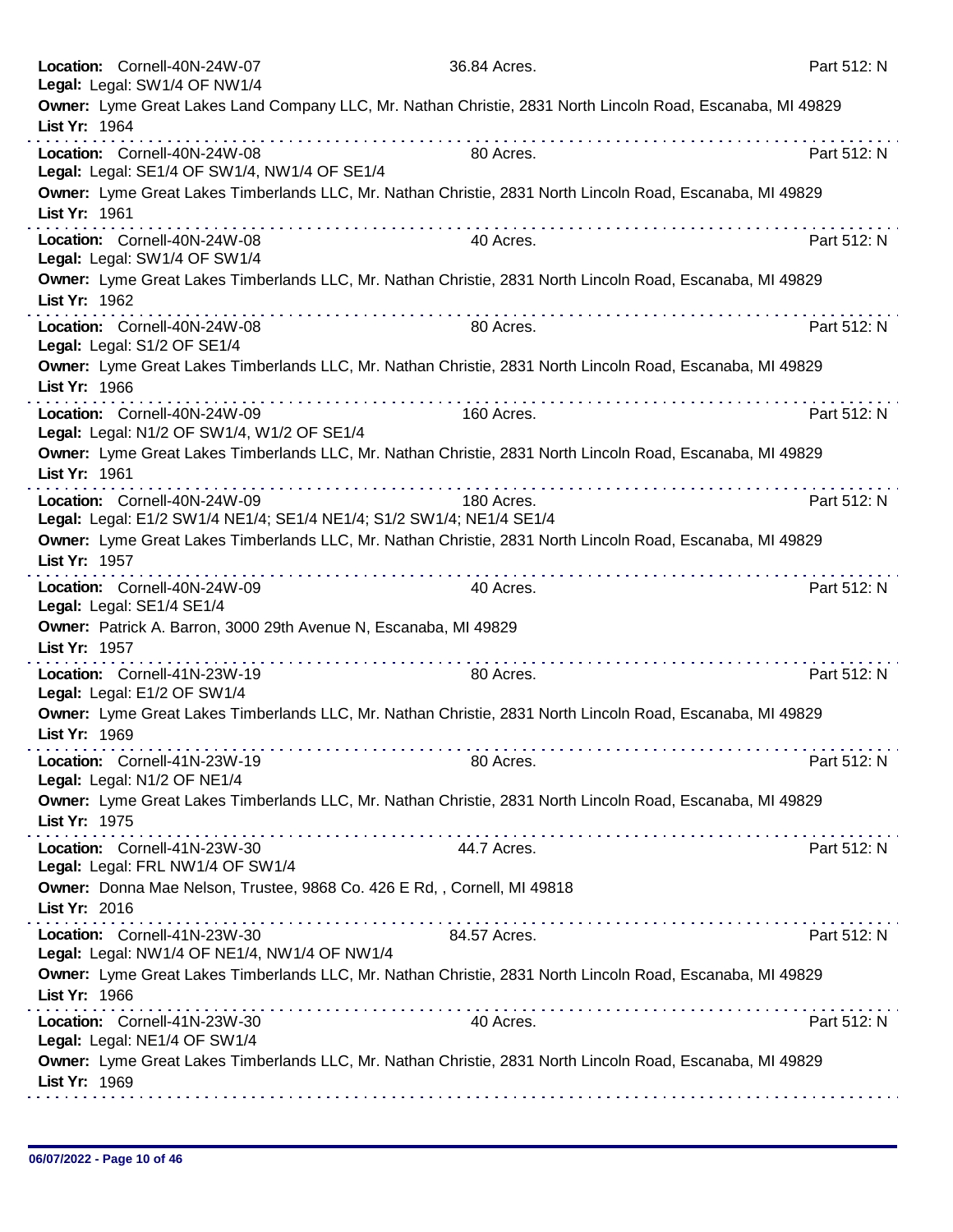**Location:** Cornell-40N-24W-07 36.84 Acres. Part 512: N
**Legal:** Legal: SW1/4 OF NW1/4
**Owner:** Lyme Great Lakes Land Company LLC, Mr. Nathan Christie, 2831 North Lincoln Road, Escanaba, MI 49829
**List Yr:** 1964

---

**Location:** Cornell-40N-24W-08 80 Acres. Part 512: N
**Legal:** Legal: SE1/4 OF SW1/4, NW1/4 OF SE1/4
**Owner:** Lyme Great Lakes Timberlands LLC, Mr. Nathan Christie, 2831 North Lincoln Road, Escanaba, MI 49829
**List Yr:** 1961

---

**Location:** Cornell-40N-24W-08 40 Acres. Part 512: N
**Legal:** Legal: SW1/4 OF SW1/4
**Owner:** Lyme Great Lakes Timberlands LLC, Mr. Nathan Christie, 2831 North Lincoln Road, Escanaba, MI 49829
**List Yr:** 1962

---

**Location:** Cornell-40N-24W-08 80 Acres. Part 512: N
**Legal:** Legal: S1/2 OF SE1/4
**Owner:** Lyme Great Lakes Timberlands LLC, Mr. Nathan Christie, 2831 North Lincoln Road, Escanaba, MI 49829
**List Yr:** 1966

---

**Location:** Cornell-40N-24W-09 160 Acres. Part 512: N
**Legal:** Legal: N1/2 OF SW1/4, W1/2 OF SE1/4
**Owner:** Lyme Great Lakes Timberlands LLC, Mr. Nathan Christie, 2831 North Lincoln Road, Escanaba, MI 49829
**List Yr:** 1961

---

**Location:** Cornell-40N-24W-09 180 Acres. Part 512: N
**Legal:** Legal: E1/2 SW1/4 NE1/4; SE1/4 NE1/4; S1/2 SW1/4; NE1/4 SE1/4
**Owner:** Lyme Great Lakes Timberlands LLC, Mr. Nathan Christie, 2831 North Lincoln Road, Escanaba, MI 49829
**List Yr:** 1957

---

**Location:** Cornell-40N-24W-09 40 Acres. Part 512: N
**Legal:** Legal: SE1/4 SE1/4
**Owner:** Patrick A. Barron, 3000 29th Avenue N, Escanaba, MI 49829
**List Yr:** 1957

---

**Location:** Cornell-41N-23W-19 80 Acres. Part 512: N
**Legal:** Legal: E1/2 OF SW1/4
**Owner:** Lyme Great Lakes Timberlands LLC, Mr. Nathan Christie, 2831 North Lincoln Road, Escanaba, MI 49829
**List Yr:** 1969

---

**Location:** Cornell-41N-23W-19 80 Acres. Part 512: N
**Legal:** Legal: N1/2 OF NE1/4
**Owner:** Lyme Great Lakes Timberlands LLC, Mr. Nathan Christie, 2831 North Lincoln Road, Escanaba, MI 49829
**List Yr:** 1975

---

**Location:** Cornell-41N-23W-30 44.7 Acres. Part 512: N
**Legal:** Legal: FRL NW1/4 OF SW1/4
**Owner:** Donna Mae Nelson, Trustee, 9868 Co. 426 E Rd, , Cornell, MI 49818
**List Yr:** 2016

---

**Location:** Cornell-41N-23W-30 84.57 Acres. Part 512: N
**Legal:** Legal: NW1/4 OF NE1/4, NW1/4 OF NW1/4
**Owner:** Lyme Great Lakes Timberlands LLC, Mr. Nathan Christie, 2831 North Lincoln Road, Escanaba, MI 49829
**List Yr:** 1966

---

**Location:** Cornell-41N-23W-30 40 Acres. Part 512: N
**Legal:** Legal: NE1/4 OF SW1/4
**Owner:** Lyme Great Lakes Timberlands LLC, Mr. Nathan Christie, 2831 North Lincoln Road, Escanaba, MI 49829
**List Yr:** 1969

---

06/07/2022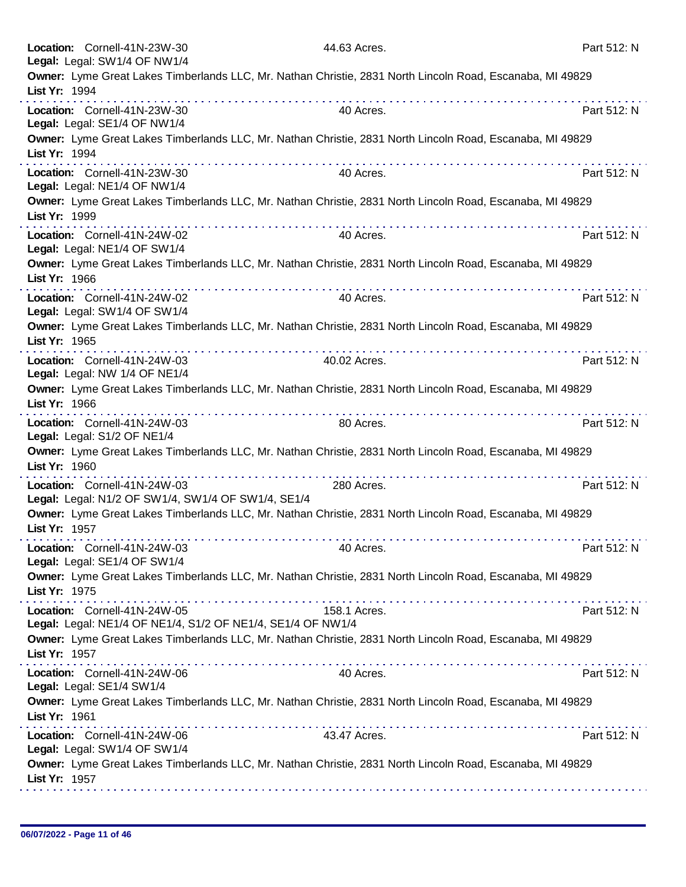**Location:** Cornell-41N-23W-30 44.63 Acres. Part 512: N
**Legal:** Legal: SW1/4 OF NW1/4
**Owner:** Lyme Great Lakes Timberlands LLC, Mr. Nathan Christie, 2831 North Lincoln Road, Escanaba, MI 49829
**List Yr:** 1994

---

**Location:** Cornell-41N-23W-30 40 Acres. Part 512: N
**Legal:** Legal: SE1/4 OF NW1/4
**Owner:** Lyme Great Lakes Timberlands LLC, Mr. Nathan Christie, 2831 North Lincoln Road, Escanaba, MI 49829
**List Yr:** 1994

---

**Location:** Cornell-41N-23W-30 40 Acres. Part 512: N
**Legal:** Legal: NE1/4 OF NW1/4
**Owner:** Lyme Great Lakes Timberlands LLC, Mr. Nathan Christie, 2831 North Lincoln Road, Escanaba, MI 49829
**List Yr:** 1999

---

**Location:** Cornell-41N-24W-02 40 Acres. Part 512: N
**Legal:** Legal: NE1/4 OF SW1/4
**Owner:** Lyme Great Lakes Timberlands LLC, Mr. Nathan Christie, 2831 North Lincoln Road, Escanaba, MI 49829
**List Yr:** 1966

---

**Location:** Cornell-41N-24W-02 40 Acres. Part 512: N
**Legal:** Legal: SW1/4 OF SW1/4
**Owner:** Lyme Great Lakes Timberlands LLC, Mr. Nathan Christie, 2831 North Lincoln Road, Escanaba, MI 49829
**List Yr:** 1965

---

**Location:** Cornell-41N-24W-03 40.02 Acres. Part 512: N
**Legal:** Legal: NW 1/4 OF NE1/4
**Owner:** Lyme Great Lakes Timberlands LLC, Mr. Nathan Christie, 2831 North Lincoln Road, Escanaba, MI 49829
**List Yr:** 1966

---

**Location:** Cornell-41N-24W-03 80 Acres. Part 512: N
**Legal:** Legal: S1/2 OF NE1/4
**Owner:** Lyme Great Lakes Timberlands LLC, Mr. Nathan Christie, 2831 North Lincoln Road, Escanaba, MI 49829
**List Yr:** 1960

---

**Location:** Cornell-41N-24W-03 280 Acres. Part 512: N
**Legal:** Legal: N1/2 OF SW1/4, SW1/4 OF SW1/4, SE1/4
**Owner:** Lyme Great Lakes Timberlands LLC, Mr. Nathan Christie, 2831 North Lincoln Road, Escanaba, MI 49829
**List Yr:** 1957

---

**Location:** Cornell-41N-24W-03 40 Acres. Part 512: N
**Legal:** Legal: SE1/4 OF SW1/4
**Owner:** Lyme Great Lakes Timberlands LLC, Mr. Nathan Christie, 2831 North Lincoln Road, Escanaba, MI 49829
**List Yr:** 1975

---

**Location:** Cornell-41N-24W-05 158.1 Acres. Part 512: N
**Legal:** Legal: NE1/4 OF NE1/4, S1/2 OF NE1/4, SE1/4 OF NW1/4
**Owner:** Lyme Great Lakes Timberlands LLC, Mr. Nathan Christie, 2831 North Lincoln Road, Escanaba, MI 49829
**List Yr:** 1957

---

**Location:** Cornell-41N-24W-06 40 Acres. Part 512: N
**Legal:** Legal: SE1/4 SW1/4
**Owner:** Lyme Great Lakes Timberlands LLC, Mr. Nathan Christie, 2831 North Lincoln Road, Escanaba, MI 49829
**List Yr:** 1961

---

**Location:** Cornell-41N-24W-06 43.47 Acres. Part 512: N
**Legal:** Legal: SW1/4 OF SW1/4
**Owner:** Lyme Great Lakes Timberlands LLC, Mr. Nathan Christie, 2831 North Lincoln Road, Escanaba, MI 49829
**List Yr:** 1957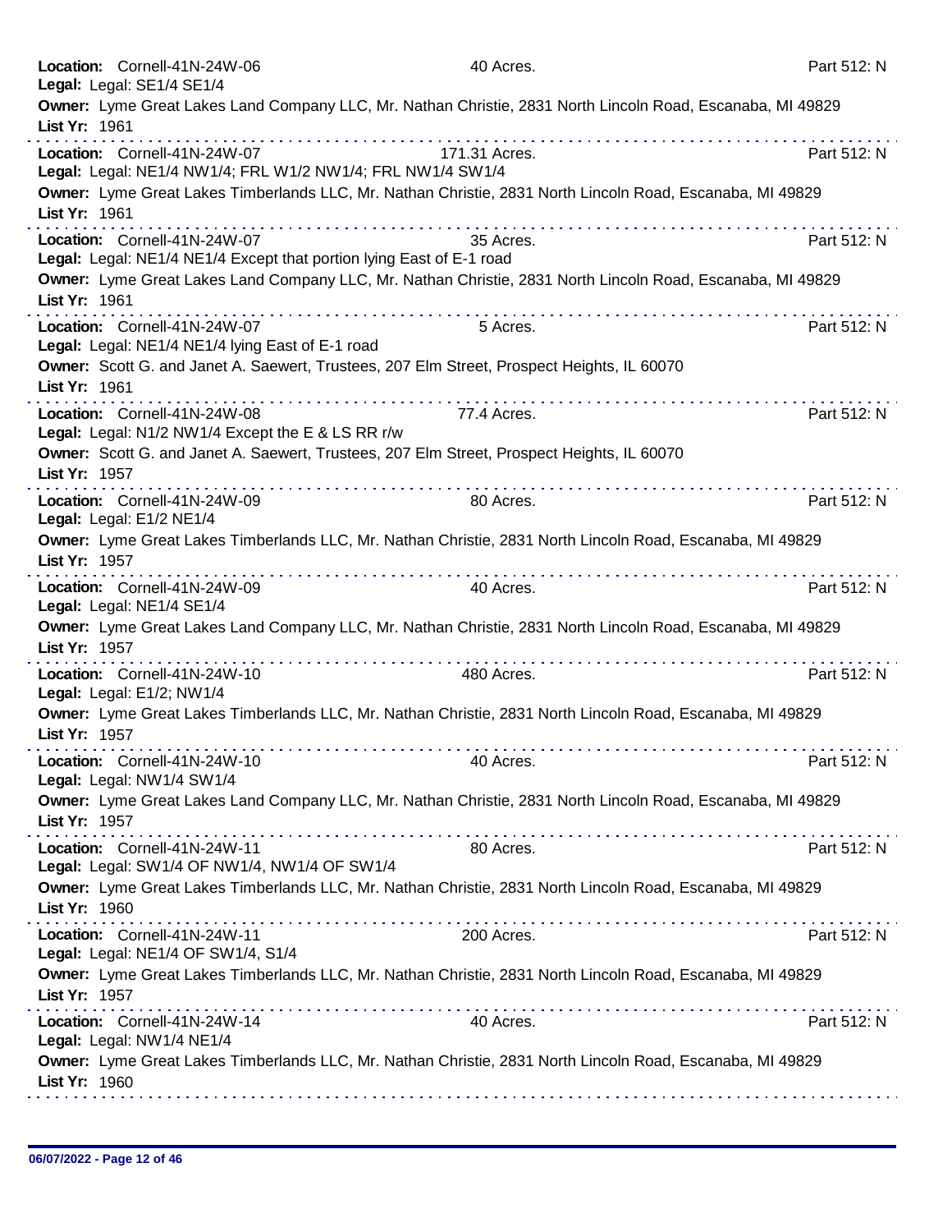**Location:** Cornell-41N-24W-06 40 Acres. Part 512: N
**Legal:** Legal: SE1/4 SE1/4
**Owner:** Lyme Great Lakes Land Company LLC, Mr. Nathan Christie, 2831 North Lincoln Road, Escanaba, MI 49829
**List Yr:** 1961

---

**Location:** Cornell-41N-24W-07 171.31 Acres. Part 512: N
**Legal:** Legal: NE1/4 NW1/4; FRL W1/2 NW1/4; FRL NW1/4 SW1/4
**Owner:** Lyme Great Lakes Timberlands LLC, Mr. Nathan Christie, 2831 North Lincoln Road, Escanaba, MI 49829
**List Yr:** 1961

---

**Location:** Cornell-41N-24W-07 35 Acres. Part 512: N
**Legal:** Legal: NE1/4 NE1/4 Except that portion lying East of E-1 road
**Owner:** Lyme Great Lakes Land Company LLC, Mr. Nathan Christie, 2831 North Lincoln Road, Escanaba, MI 49829
**List Yr:** 1961

---

**Location:** Cornell-41N-24W-07 5 Acres. Part 512: N
**Legal:** Legal: NE1/4 NE1/4 lying East of E-1 road
**Owner:** Scott G. and Janet A. Saewert, Trustees, 207 Elm Street, Prospect Heights, IL 60070
**List Yr:** 1961

---

**Location:** Cornell-41N-24W-08 77.4 Acres. Part 512: N
**Legal:** Legal: N1/2 NW1/4 Except the E & LS RR r/w
**Owner:** Scott G. and Janet A. Saewert, Trustees, 207 Elm Street, Prospect Heights, IL 60070
**List Yr:** 1957

---

**Location:** Cornell-41N-24W-09 80 Acres. Part 512: N
**Legal:** Legal: E1/2 NE1/4
**Owner:** Lyme Great Lakes Timberlands LLC, Mr. Nathan Christie, 2831 North Lincoln Road, Escanaba, MI 49829
**List Yr:** 1957

---

**Location:** Cornell-41N-24W-09 40 Acres. Part 512: N
**Legal:** Legal: NE1/4 SE1/4
**Owner:** Lyme Great Lakes Land Company LLC, Mr. Nathan Christie, 2831 North Lincoln Road, Escanaba, MI 49829
**List Yr:** 1957

---

**Location:** Cornell-41N-24W-10 480 Acres. Part 512: N
**Legal:** Legal: E1/2; NW1/4
**Owner:** Lyme Great Lakes Timberlands LLC, Mr. Nathan Christie, 2831 North Lincoln Road, Escanaba, MI 49829
**List Yr:** 1957

---

**Location:** Cornell-41N-24W-10 40 Acres. Part 512: N
**Legal:** Legal: NW1/4 SW1/4
**Owner:** Lyme Great Lakes Land Company LLC, Mr. Nathan Christie, 2831 North Lincoln Road, Escanaba, MI 49829
**List Yr:** 1957

---

**Location:** Cornell-41N-24W-11 80 Acres. Part 512: N
**Legal:** Legal: SW1/4 OF NW1/4, NW1/4 OF SW1/4
**Owner:** Lyme Great Lakes Timberlands LLC, Mr. Nathan Christie, 2831 North Lincoln Road, Escanaba, MI 49829
**List Yr:** 1960

---

**Location:** Cornell-41N-24W-11 200 Acres. Part 512: N
**Legal:** Legal: NE1/4 OF SW1/4, S1/4
**Owner:** Lyme Great Lakes Timberlands LLC, Mr. Nathan Christie, 2831 North Lincoln Road, Escanaba, MI 49829
**List Yr:** 1957

---

**Location:** Cornell-41N-24W-14 40 Acres. Part 512: N
**Legal:** Legal: NW1/4 NE1/4
**Owner:** Lyme Great Lakes Timberlands LLC, Mr. Nathan Christie, 2831 North Lincoln Road, Escanaba, MI 49829
**List Yr:** 1960

---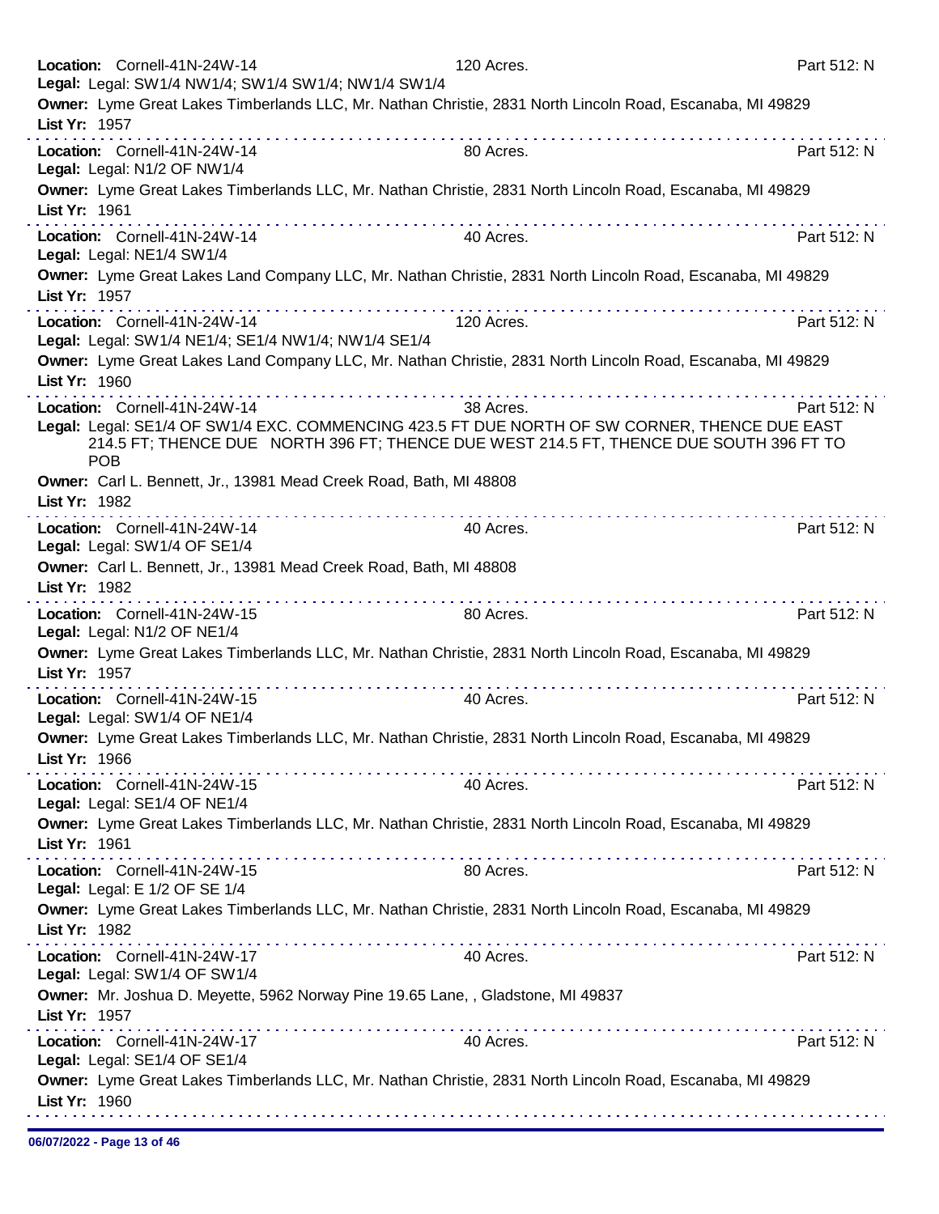**Location:** Cornell-41N-24W-14 120 Acres. Part 512: N
**Legal:** Legal: SW1/4 NW1/4; SW1/4 SW1/4; NW1/4 SW1/4
**Owner:** Lyme Great Lakes Timberlands LLC, Mr. Nathan Christie, 2831 North Lincoln Road, Escanaba, MI 49829
**List Yr:** 1957

---

**Location:** Cornell-41N-24W-14 80 Acres. Part 512: N
**Legal:** Legal: N1/2 OF NW1/4
**Owner:** Lyme Great Lakes Timberlands LLC, Mr. Nathan Christie, 2831 North Lincoln Road, Escanaba, MI 49829
**List Yr:** 1961

---

**Location:** Cornell-41N-24W-14 40 Acres. Part 512: N
**Legal:** Legal: NE1/4 SW1/4
**Owner:** Lyme Great Lakes Land Company LLC, Mr. Nathan Christie, 2831 North Lincoln Road, Escanaba, MI 49829
**List Yr:** 1957

---

**Location:** Cornell-41N-24W-14 120 Acres. Part 512: N
**Legal:** Legal: SW1/4 NE1/4; SE1/4 NW1/4; NW1/4 SE1/4
**Owner:** Lyme Great Lakes Land Company LLC, Mr. Nathan Christie, 2831 North Lincoln Road, Escanaba, MI 49829
**List Yr:** 1960

---

**Location:** Cornell-41N-24W-14 38 Acres. Part 512: N
**Legal:** Legal: SE1/4 OF SW1/4 EXC. COMMENCING 423.5 FT DUE NORTH OF SW CORNER, THENCE DUE EAST 214.5 FT; THENCE DUE NORTH 396 FT; THENCE DUE WEST 214.5 FT, THENCE DUE SOUTH 396 FT TO POB
**Owner:** Carl L. Bennett, Jr., 13981 Mead Creek Road, Bath, MI 48808
**List Yr:** 1982

---

**Location:** Cornell-41N-24W-14 40 Acres. Part 512: N
**Legal:** Legal: SW1/4 OF SE1/4
**Owner:** Carl L. Bennett, Jr., 13981 Mead Creek Road, Bath, MI 48808
**List Yr:** 1982

---

**Location:** Cornell-41N-24W-15 80 Acres. Part 512: N
**Legal:** Legal: N1/2 OF NE1/4
**Owner:** Lyme Great Lakes Timberlands LLC, Mr. Nathan Christie, 2831 North Lincoln Road, Escanaba, MI 49829
**List Yr:** 1957

---

**Location:** Cornell-41N-24W-15 40 Acres. Part 512: N
**Legal:** Legal: SW1/4 OF NE1/4
**Owner:** Lyme Great Lakes Timberlands LLC, Mr. Nathan Christie, 2831 North Lincoln Road, Escanaba, MI 49829
**List Yr:** 1966

---

**Location:** Cornell-41N-24W-15 40 Acres. Part 512: N
**Legal:** Legal: SE1/4 OF NE1/4
**Owner:** Lyme Great Lakes Timberlands LLC, Mr. Nathan Christie, 2831 North Lincoln Road, Escanaba, MI 49829
**List Yr:** 1961

---

**Location:** Cornell-41N-24W-15 80 Acres. Part 512: N
**Legal:** Legal: E 1/2 OF SE 1/4
**Owner:** Lyme Great Lakes Timberlands LLC, Mr. Nathan Christie, 2831 North Lincoln Road, Escanaba, MI 49829
**List Yr:** 1982

---

**Location:** Cornell-41N-24W-17 40 Acres. Part 512: N
**Legal:** Legal: SW1/4 OF SW1/4
**Owner:** Mr. Joshua D. Meyette, 5962 Norway Pine 19.65 Lane, , Gladstone, MI 49837
**List Yr:** 1957

---

**Location:** Cornell-41N-24W-17 40 Acres. Part 512: N
**Legal:** Legal: SE1/4 OF SE1/4
**Owner:** Lyme Great Lakes Timberlands LLC, Mr. Nathan Christie, 2831 North Lincoln Road, Escanaba, MI 49829
**List Yr:** 1960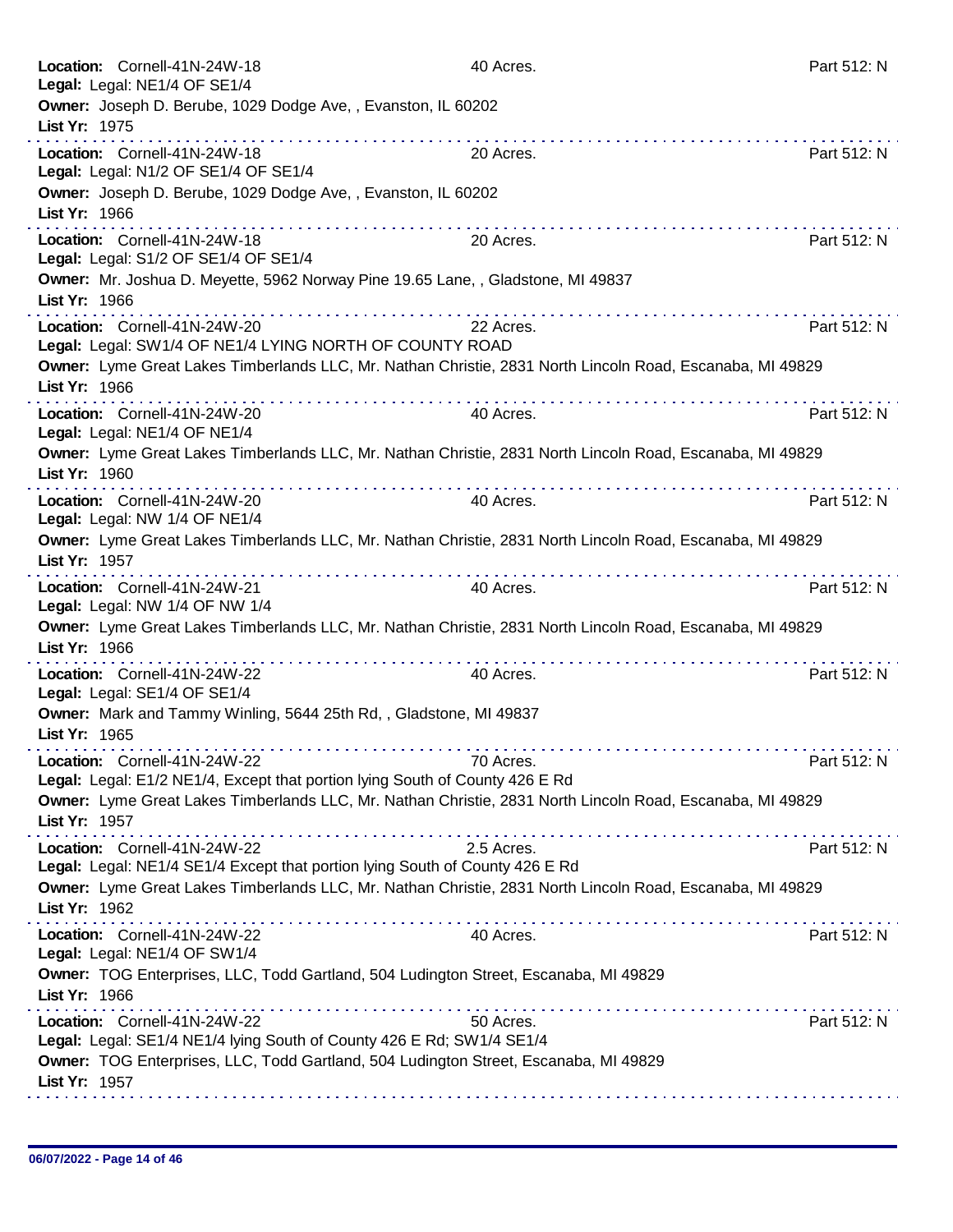**Location:** Cornell-41N-24W-18 40 Acres. Part 512: N
**Legal:** Legal: NE1/4 OF SE1/4
**Owner:** Joseph D. Berube, 1029 Dodge Ave, , Evanston, IL 60202
**List Yr:** 1975

---

**Location:** Cornell-41N-24W-18 20 Acres. Part 512: N
**Legal:** Legal: N1/2 OF SE1/4 OF SE1/4
**Owner:** Joseph D. Berube, 1029 Dodge Ave, , Evanston, IL 60202
**List Yr:** 1966

---

**Location:** Cornell-41N-24W-18 20 Acres. Part 512: N
**Legal:** Legal: S1/2 OF SE1/4 OF SE1/4
**Owner:** Mr. Joshua D. Meyette, 5962 Norway Pine 19.65 Lane, , Gladstone, MI 49837
**List Yr:** 1966

---

**Location:** Cornell-41N-24W-20 22 Acres. Part 512: N
**Legal:** Legal: SW1/4 OF NE1/4 LYING NORTH OF COUNTY ROAD
**Owner:** Lyme Great Lakes Timberlands LLC, Mr. Nathan Christie, 2831 North Lincoln Road, Escanaba, MI 49829
**List Yr:** 1966

---

**Location:** Cornell-41N-24W-20 40 Acres. Part 512: N
**Legal:** Legal: NE1/4 OF NE1/4
**Owner:** Lyme Great Lakes Timberlands LLC, Mr. Nathan Christie, 2831 North Lincoln Road, Escanaba, MI 49829
**List Yr:** 1960

---

**Location:** Cornell-41N-24W-20 40 Acres. Part 512: N
**Legal:** Legal: NW 1/4 OF NE1/4
**Owner:** Lyme Great Lakes Timberlands LLC, Mr. Nathan Christie, 2831 North Lincoln Road, Escanaba, MI 49829
**List Yr:** 1957

---

**Location:** Cornell-41N-24W-21 40 Acres. Part 512: N
**Legal:** Legal: NW 1/4 OF NW 1/4
**Owner:** Lyme Great Lakes Timberlands LLC, Mr. Nathan Christie, 2831 North Lincoln Road, Escanaba, MI 49829
**List Yr:** 1966

---

**Location:** Cornell-41N-24W-22 40 Acres. Part 512: N
**Legal:** Legal: SE1/4 OF SE1/4
**Owner:** Mark and Tammy Winling, 5644 25th Rd, , Gladstone, MI 49837
**List Yr:** 1965

---

**Location:** Cornell-41N-24W-22 70 Acres. Part 512: N
**Legal:** Legal: E1/2 NE1/4, Except that portion lying South of County 426 E Rd
**Owner:** Lyme Great Lakes Timberlands LLC, Mr. Nathan Christie, 2831 North Lincoln Road, Escanaba, MI 49829
**List Yr:** 1957

---

**Location:** Cornell-41N-24W-22 2.5 Acres. Part 512: N
**Legal:** Legal: NE1/4 SE1/4 Except that portion lying South of County 426 E Rd
**Owner:** Lyme Great Lakes Timberlands LLC, Mr. Nathan Christie, 2831 North Lincoln Road, Escanaba, MI 49829
**List Yr:** 1962

---

**Location:** Cornell-41N-24W-22 40 Acres. Part 512: N
**Legal:** Legal: NE1/4 OF SW1/4
**Owner:** TOG Enterprises, LLC, Todd Gartland, 504 Ludington Street, Escanaba, MI 49829
**List Yr:** 1966

---

**Location:** Cornell-41N-24W-22 50 Acres. Part 512: N
**Legal:** Legal: SE1/4 NE1/4 lying South of County 426 E Rd; SW1/4 SE1/4
**Owner:** TOG Enterprises, LLC, Todd Gartland, 504 Ludington Street, Escanaba, MI 49829
**List Yr:** 1957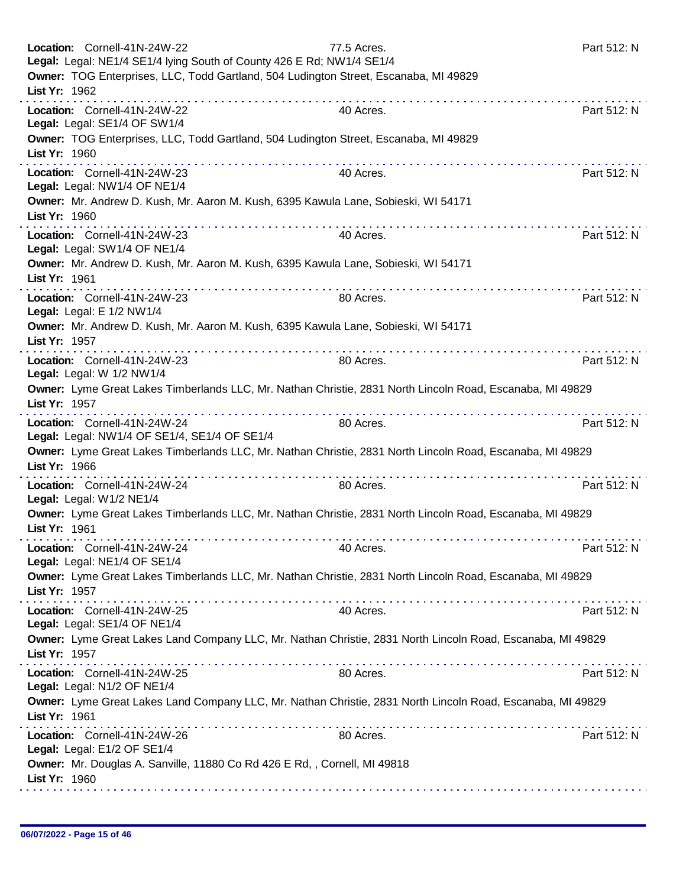**Location:** Cornell-41N-24W-22 77.5 Acres. Part 512: N
**Legal:** Legal: NE1/4 SE1/4 lying South of County 426 E Rd; NW1/4 SE1/4
**Owner:** TOG Enterprises, LLC, Todd Gartland, 504 Ludington Street, Escanaba, MI 49829
**List Yr:** 1962

---

**Location:** Cornell-41N-24W-22 40 Acres. Part 512: N
**Legal:** Legal: SE1/4 OF SW1/4
**Owner:** TOG Enterprises, LLC, Todd Gartland, 504 Ludington Street, Escanaba, MI 49829
**List Yr:** 1960

---

**Location:** Cornell-41N-24W-23 40 Acres. Part 512: N
**Legal:** Legal: NW1/4 OF NE1/4
**Owner:** Mr. Andrew D. Kush, Mr. Aaron M. Kush, 6395 Kawula Lane, Sobieski, WI 54171
**List Yr:** 1960

---

**Location:** Cornell-41N-24W-23 40 Acres. Part 512: N
**Legal:** Legal: SW1/4 OF NE1/4
**Owner:** Mr. Andrew D. Kush, Mr. Aaron M. Kush, 6395 Kawula Lane, Sobieski, WI 54171
**List Yr:** 1961

---

**Location:** Cornell-41N-24W-23 80 Acres. Part 512: N
**Legal:** Legal: E 1/2 NW1/4
**Owner:** Mr. Andrew D. Kush, Mr. Aaron M. Kush, 6395 Kawula Lane, Sobieski, WI 54171
**List Yr:** 1957

---

**Location:** Cornell-41N-24W-23 80 Acres. Part 512: N
**Legal:** Legal: W 1/2 NW1/4
**Owner:** Lyme Great Lakes Timberlands LLC, Mr. Nathan Christie, 2831 North Lincoln Road, Escanaba, MI 49829
**List Yr:** 1957

---

**Location:** Cornell-41N-24W-24 80 Acres. Part 512: N
**Legal:** Legal: NW1/4 OF SE1/4, SE1/4 OF SE1/4
**Owner:** Lyme Great Lakes Timberlands LLC, Mr. Nathan Christie, 2831 North Lincoln Road, Escanaba, MI 49829
**List Yr:** 1966

---

**Location:** Cornell-41N-24W-24 80 Acres. Part 512: N
**Legal:** Legal: W1/2 NE1/4
**Owner:** Lyme Great Lakes Timberlands LLC, Mr. Nathan Christie, 2831 North Lincoln Road, Escanaba, MI 49829
**List Yr:** 1961

---

**Location:** Cornell-41N-24W-24 40 Acres. Part 512: N
**Legal:** Legal: NE1/4 OF SE1/4
**Owner:** Lyme Great Lakes Timberlands LLC, Mr. Nathan Christie, 2831 North Lincoln Road, Escanaba, MI 49829
**List Yr:** 1957

---

**Location:** Cornell-41N-24W-25 40 Acres. Part 512: N
**Legal:** Legal: SE1/4 OF NE1/4
**Owner:** Lyme Great Lakes Land Company LLC, Mr. Nathan Christie, 2831 North Lincoln Road, Escanaba, MI 49829
**List Yr:** 1957

---

**Location:** Cornell-41N-24W-25 80 Acres. Part 512: N
**Legal:** Legal: N1/2 OF NE1/4
**Owner:** Lyme Great Lakes Land Company LLC, Mr. Nathan Christie, 2831 North Lincoln Road, Escanaba, MI 49829
**List Yr:** 1961

---

**Location:** Cornell-41N-24W-26 80 Acres. Part 512: N
**Legal:** Legal: E1/2 OF SE1/4
**Owner:** Mr. Douglas A. Sanville, 11880 Co Rd 426 E Rd, , Cornell, MI 49818
**List Yr:** 1960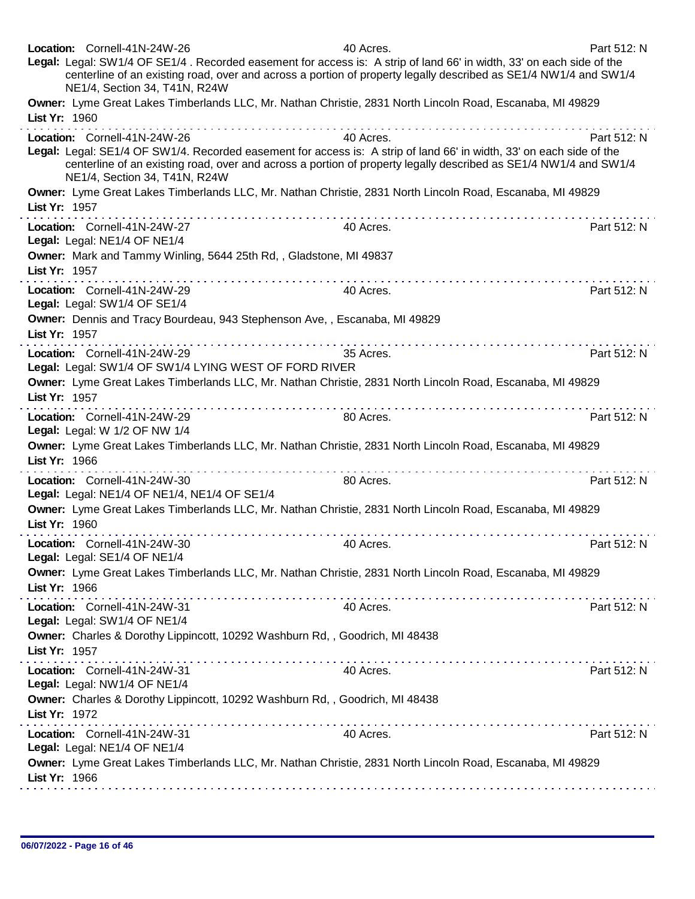**Location:** Cornell-41N-24W-26 — 40 Acres. — Part 512: N

**Legal:** Legal: SW1/4 OF SE1/4 . Recorded easement for access is: A strip of land 66' in width, 33' on each side of the centerline of an existing road, over and across a portion of property legally described as SE1/4 NW1/4 and SW1/4 NE1/4, Section 34, T41N, R24W

**Owner:** Lyme Great Lakes Timberlands LLC, Mr. Nathan Christie, 2831 North Lincoln Road, Escanaba, MI 49829

**List Yr:** 1960

---

**Location:** Cornell-41N-24W-26 — 40 Acres. — Part 512: N

**Legal:** Legal: SE1/4 OF SW1/4. Recorded easement for access is: A strip of land 66' in width, 33' on each side of the centerline of an existing road, over and across a portion of property legally described as SE1/4 NW1/4 and SW1/4 NE1/4, Section 34, T41N, R24W

**Owner:** Lyme Great Lakes Timberlands LLC, Mr. Nathan Christie, 2831 North Lincoln Road, Escanaba, MI 49829

**List Yr:** 1957

---

**Location:** Cornell-41N-24W-27 — 40 Acres. — Part 512: N

**Legal:** Legal: NE1/4 OF NE1/4

**Owner:** Mark and Tammy Winling, 5644 25th Rd, , Gladstone, MI 49837

**List Yr:** 1957

---

**Location:** Cornell-41N-24W-29 — 40 Acres. — Part 512: N

**Legal:** Legal: SW1/4 OF SE1/4

**Owner:** Dennis and Tracy Bourdeau, 943 Stephenson Ave, , Escanaba, MI 49829

**List Yr:** 1957

---

**Location:** Cornell-41N-24W-29 — 35 Acres. — Part 512: N

**Legal:** Legal: SW1/4 OF SW1/4 LYING WEST OF FORD RIVER

**Owner:** Lyme Great Lakes Timberlands LLC, Mr. Nathan Christie, 2831 North Lincoln Road, Escanaba, MI 49829

**List Yr:** 1957

---

**Location:** Cornell-41N-24W-29 — 80 Acres. — Part 512: N

**Legal:** Legal: W 1/2 OF NW 1/4

**Owner:** Lyme Great Lakes Timberlands LLC, Mr. Nathan Christie, 2831 North Lincoln Road, Escanaba, MI 49829

**List Yr:** 1966

---

**Location:** Cornell-41N-24W-30 — 80 Acres. — Part 512: N

**Legal:** Legal: NE1/4 OF NE1/4, NE1/4 OF SE1/4

**Owner:** Lyme Great Lakes Timberlands LLC, Mr. Nathan Christie, 2831 North Lincoln Road, Escanaba, MI 49829

**List Yr:** 1960

---

**Location:** Cornell-41N-24W-30 — 40 Acres. — Part 512: N

**Legal:** Legal: SE1/4 OF NE1/4

**Owner:** Lyme Great Lakes Timberlands LLC, Mr. Nathan Christie, 2831 North Lincoln Road, Escanaba, MI 49829

**List Yr:** 1966

---

**Location:** Cornell-41N-24W-31 — 40 Acres. — Part 512: N

**Legal:** Legal: SW1/4 OF NE1/4

**Owner:** Charles & Dorothy Lippincott, 10292 Washburn Rd, , Goodrich, MI 48438

**List Yr:** 1957

---

**Location:** Cornell-41N-24W-31 — 40 Acres. — Part 512: N

**Legal:** Legal: NW1/4 OF NE1/4

**Owner:** Charles & Dorothy Lippincott, 10292 Washburn Rd, , Goodrich, MI 48438

**List Yr:** 1972

---

**Location:** Cornell-41N-24W-31 — 40 Acres. — Part 512: N

**Legal:** Legal: NE1/4 OF NE1/4

**Owner:** Lyme Great Lakes Timberlands LLC, Mr. Nathan Christie, 2831 North Lincoln Road, Escanaba, MI 49829

**List Yr:** 1966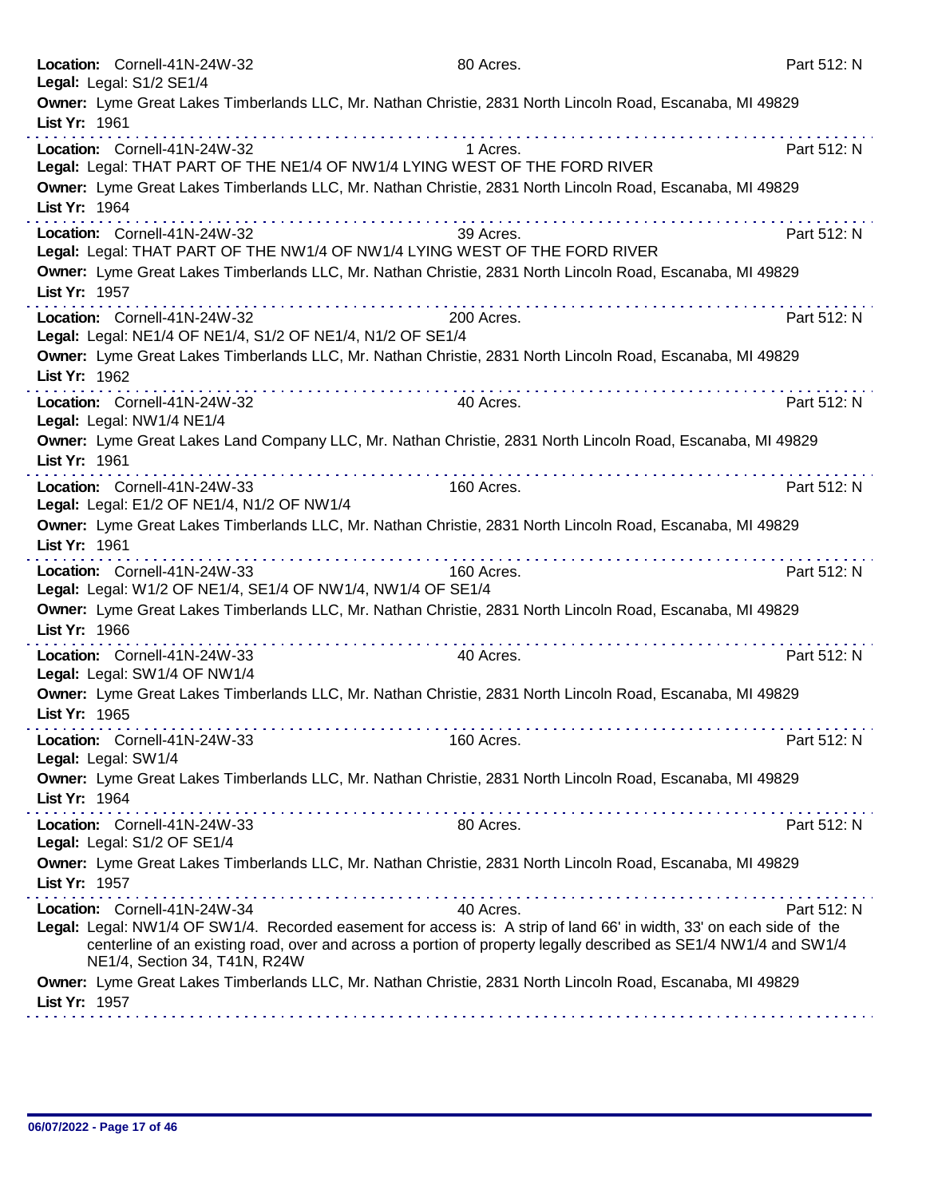**Location:** Cornell-41N-24W-32 80 Acres. Part 512: N
**Legal:** Legal: S1/2 SE1/4
**Owner:** Lyme Great Lakes Timberlands LLC, Mr. Nathan Christie, 2831 North Lincoln Road, Escanaba, MI 49829
**List Yr:** 1961

---

**Location:** Cornell-41N-24W-32 1 Acres. Part 512: N
**Legal:** Legal: THAT PART OF THE NE1/4 OF NW1/4 LYING WEST OF THE FORD RIVER
**Owner:** Lyme Great Lakes Timberlands LLC, Mr. Nathan Christie, 2831 North Lincoln Road, Escanaba, MI 49829
**List Yr:** 1964

---

**Location:** Cornell-41N-24W-32 39 Acres. Part 512: N
**Legal:** Legal: THAT PART OF THE NW1/4 OF NW1/4 LYING WEST OF THE FORD RIVER
**Owner:** Lyme Great Lakes Timberlands LLC, Mr. Nathan Christie, 2831 North Lincoln Road, Escanaba, MI 49829
**List Yr:** 1957

---

**Location:** Cornell-41N-24W-32 200 Acres. Part 512: N
**Legal:** Legal: NE1/4 OF NE1/4, S1/2 OF NE1/4, N1/2 OF SE1/4
**Owner:** Lyme Great Lakes Timberlands LLC, Mr. Nathan Christie, 2831 North Lincoln Road, Escanaba, MI 49829
**List Yr:** 1962

---

**Location:** Cornell-41N-24W-32 40 Acres. Part 512: N
**Legal:** Legal: NW1/4 NE1/4
**Owner:** Lyme Great Lakes Land Company LLC, Mr. Nathan Christie, 2831 North Lincoln Road, Escanaba, MI 49829
**List Yr:** 1961

---

**Location:** Cornell-41N-24W-33 160 Acres. Part 512: N
**Legal:** Legal: E1/2 OF NE1/4, N1/2 OF NW1/4
**Owner:** Lyme Great Lakes Timberlands LLC, Mr. Nathan Christie, 2831 North Lincoln Road, Escanaba, MI 49829
**List Yr:** 1961

---

**Location:** Cornell-41N-24W-33 160 Acres. Part 512: N
**Legal:** Legal: W1/2 OF NE1/4, SE1/4 OF NW1/4, NW1/4 OF SE1/4
**Owner:** Lyme Great Lakes Timberlands LLC, Mr. Nathan Christie, 2831 North Lincoln Road, Escanaba, MI 49829
**List Yr:** 1966

---

**Location:** Cornell-41N-24W-33 40 Acres. Part 512: N
**Legal:** Legal: SW1/4 OF NW1/4
**Owner:** Lyme Great Lakes Timberlands LLC, Mr. Nathan Christie, 2831 North Lincoln Road, Escanaba, MI 49829
**List Yr:** 1965

---

**Location:** Cornell-41N-24W-33 160 Acres. Part 512: N
**Legal:** Legal: SW1/4
**Owner:** Lyme Great Lakes Timberlands LLC, Mr. Nathan Christie, 2831 North Lincoln Road, Escanaba, MI 49829
**List Yr:** 1964

---

**Location:** Cornell-41N-24W-33 80 Acres. Part 512: N
**Legal:** Legal: S1/2 OF SE1/4
**Owner:** Lyme Great Lakes Timberlands LLC, Mr. Nathan Christie, 2831 North Lincoln Road, Escanaba, MI 49829
**List Yr:** 1957

---

**Location:** Cornell-41N-24W-34 40 Acres. Part 512: N
**Legal:** Legal: NW1/4 OF SW1/4. Recorded easement for access is: A strip of land 66' in width, 33' on each side of the centerline of an existing road, over and across a portion of property legally described as SE1/4 NW1/4 and SW1/4 NE1/4, Section 34, T41N, R24W
**Owner:** Lyme Great Lakes Timberlands LLC, Mr. Nathan Christie, 2831 North Lincoln Road, Escanaba, MI 49829
**List Yr:** 1957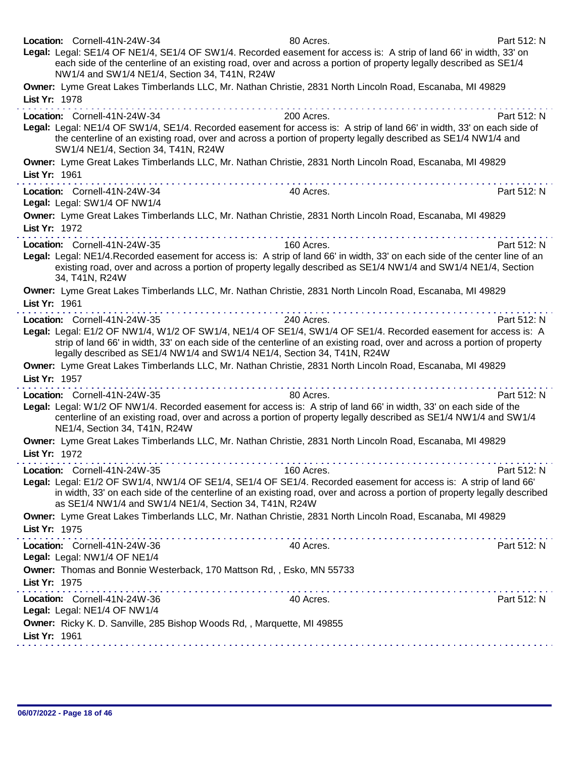**Location:** Cornell-41N-24W-34 80 Acres. Part 512: N

**Legal:** Legal: SE1/4 OF NE1/4, SE1/4 OF SW1/4. Recorded easement for access is: A strip of land 66' in width, 33' on each side of the centerline of an existing road, over and across a portion of property legally described as SE1/4 NW1/4 and SW1/4 NE1/4, Section 34, T41N, R24W

**Owner:** Lyme Great Lakes Timberlands LLC, Mr. Nathan Christie, 2831 North Lincoln Road, Escanaba, MI 49829

**List Yr:** 1978

---

**Location:** Cornell-41N-24W-34 200 Acres. Part 512: N

**Legal:** Legal: NE1/4 OF SW1/4, SE1/4. Recorded easement for access is: A strip of land 66' in width, 33' on each side of the centerline of an existing road, over and across a portion of property legally described as SE1/4 NW1/4 and SW1/4 NE1/4, Section 34, T41N, R24W

**Owner:** Lyme Great Lakes Timberlands LLC, Mr. Nathan Christie, 2831 North Lincoln Road, Escanaba, MI 49829

**List Yr:** 1961

---

**Location:** Cornell-41N-24W-34 40 Acres. Part 512: N

**Legal:** Legal: SW1/4 OF NW1/4

**Owner:** Lyme Great Lakes Timberlands LLC, Mr. Nathan Christie, 2831 North Lincoln Road, Escanaba, MI 49829

**List Yr:** 1972

---

**Location:** Cornell-41N-24W-35 160 Acres. Part 512: N

**Legal:** Legal: NE1/4.Recorded easement for access is: A strip of land 66' in width, 33' on each side of the center line of an existing road, over and across a portion of property legally described as SE1/4 NW1/4 and SW1/4 NE1/4, Section 34, T41N, R24W

**Owner:** Lyme Great Lakes Timberlands LLC, Mr. Nathan Christie, 2831 North Lincoln Road, Escanaba, MI 49829

**List Yr:** 1961

---

**Location:** Cornell-41N-24W-35 240 Acres. Part 512: N

**Legal:** Legal: E1/2 OF NW1/4, W1/2 OF SW1/4, NE1/4 OF SE1/4, SW1/4 OF SE1/4. Recorded easement for access is: A strip of land 66' in width, 33' on each side of the centerline of an existing road, over and across a portion of property legally described as SE1/4 NW1/4 and SW1/4 NE1/4, Section 34, T41N, R24W

**Owner:** Lyme Great Lakes Timberlands LLC, Mr. Nathan Christie, 2831 North Lincoln Road, Escanaba, MI 49829

**List Yr:** 1957

---

**Location:** Cornell-41N-24W-35 80 Acres. Part 512: N

**Legal:** Legal: W1/2 OF NW1/4. Recorded easement for access is: A strip of land 66' in width, 33' on each side of the centerline of an existing road, over and across a portion of property legally described as SE1/4 NW1/4 and SW1/4 NE1/4, Section 34, T41N, R24W

**Owner:** Lyme Great Lakes Timberlands LLC, Mr. Nathan Christie, 2831 North Lincoln Road, Escanaba, MI 49829

**List Yr:** 1972

---

**Location:** Cornell-41N-24W-35 160 Acres. Part 512: N

**Legal:** Legal: E1/2 OF SW1/4, NW1/4 OF SE1/4, SE1/4 OF SE1/4. Recorded easement for access is: A strip of land 66' in width, 33' on each side of the centerline of an existing road, over and across a portion of property legally described as SE1/4 NW1/4 and SW1/4 NE1/4, Section 34, T41N, R24W

**Owner:** Lyme Great Lakes Timberlands LLC, Mr. Nathan Christie, 2831 North Lincoln Road, Escanaba, MI 49829

**List Yr:** 1975

---

**Location:** Cornell-41N-24W-36 40 Acres. Part 512: N

**Legal:** Legal: NW1/4 OF NE1/4

**Owner:** Thomas and Bonnie Westerback, 170 Mattson Rd, , Esko, MN 55733

**List Yr:** 1975

---

**Location:** Cornell-41N-24W-36 40 Acres. Part 512: N

**Legal:** Legal: NE1/4 OF NW1/4

**Owner:** Ricky K. D. Sanville, 285 Bishop Woods Rd, , Marquette, MI 49855

**List Yr:** 1961

---

06/07/2022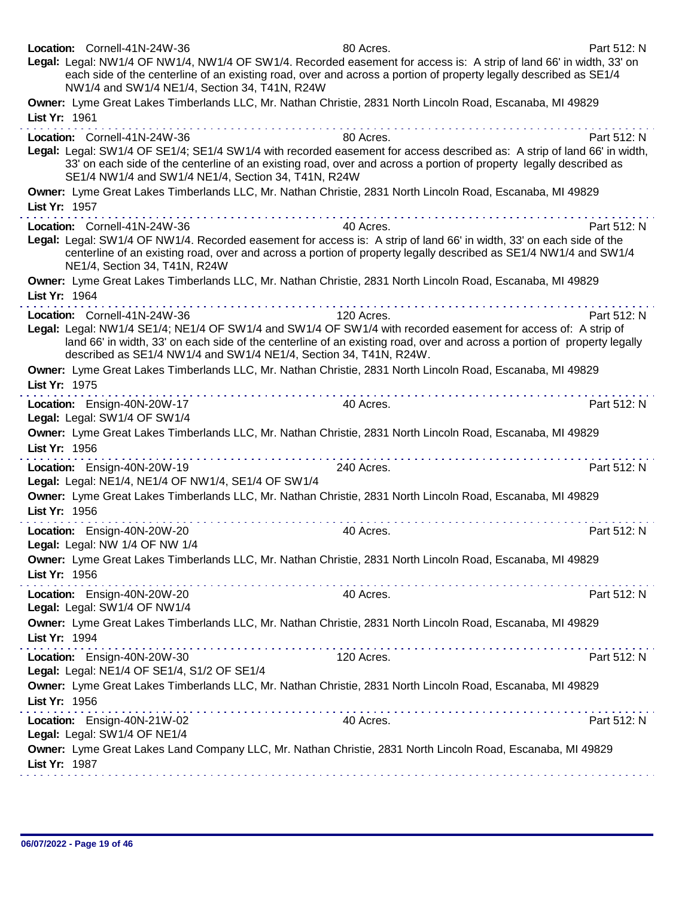**Location:** Cornell-41N-24W-36 80 Acres. Part 512: N

**Legal:** Legal: NW1/4 OF NW1/4, NW1/4 OF SW1/4. Recorded easement for access is: A strip of land 66' in width, 33' on each side of the centerline of an existing road, over and across a portion of property legally described as SE1/4 NW1/4 and SW1/4 NE1/4, Section 34, T41N, R24W

**Owner:** Lyme Great Lakes Timberlands LLC, Mr. Nathan Christie, 2831 North Lincoln Road, Escanaba, MI 49829

**List Yr:** 1961

---

**Location:** Cornell-41N-24W-36 80 Acres. Part 512: N

**Legal:** Legal: SW1/4 OF SE1/4; SE1/4 SW1/4 with recorded easement for access described as: A strip of land 66' in width, 33' on each side of the centerline of an existing road, over and across a portion of property legally described as SE1/4 NW1/4 and SW1/4 NE1/4, Section 34, T41N, R24W

**Owner:** Lyme Great Lakes Timberlands LLC, Mr. Nathan Christie, 2831 North Lincoln Road, Escanaba, MI 49829

**List Yr:** 1957

---

**Location:** Cornell-41N-24W-36 40 Acres. Part 512: N

**Legal:** Legal: SW1/4 OF NW1/4. Recorded easement for access is: A strip of land 66' in width, 33' on each side of the centerline of an existing road, over and across a portion of property legally described as SE1/4 NW1/4 and SW1/4 NE1/4, Section 34, T41N, R24W

**Owner:** Lyme Great Lakes Timberlands LLC, Mr. Nathan Christie, 2831 North Lincoln Road, Escanaba, MI 49829

**List Yr:** 1964

---

**Location:** Cornell-41N-24W-36 120 Acres. Part 512: N

**Legal:** Legal: NW1/4 SE1/4; NE1/4 OF SW1/4 and SW1/4 OF SW1/4 with recorded easement for access of: A strip of land 66' in width, 33' on each side of the centerline of an existing road, over and across a portion of property legally described as SE1/4 NW1/4 and SW1/4 NE1/4, Section 34, T41N, R24W.

**Owner:** Lyme Great Lakes Timberlands LLC, Mr. Nathan Christie, 2831 North Lincoln Road, Escanaba, MI 49829

**List Yr:** 1975

---

**Location:** Ensign-40N-20W-17 40 Acres. Part 512: N

**Legal:** Legal: SW1/4 OF SW1/4

**Owner:** Lyme Great Lakes Timberlands LLC, Mr. Nathan Christie, 2831 North Lincoln Road, Escanaba, MI 49829

**List Yr:** 1956

---

**Location:** Ensign-40N-20W-19 240 Acres. Part 512: N

**Legal:** Legal: NE1/4, NE1/4 OF NW1/4, SE1/4 OF SW1/4

**Owner:** Lyme Great Lakes Timberlands LLC, Mr. Nathan Christie, 2831 North Lincoln Road, Escanaba, MI 49829

**List Yr:** 1956

---

**Location:** Ensign-40N-20W-20 40 Acres. Part 512: N

**Legal:** Legal: NW 1/4 OF NW 1/4

**Owner:** Lyme Great Lakes Timberlands LLC, Mr. Nathan Christie, 2831 North Lincoln Road, Escanaba, MI 49829

**List Yr:** 1956

---

**Location:** Ensign-40N-20W-20 40 Acres. Part 512: N

**Legal:** Legal: SW1/4 OF NW1/4

**Owner:** Lyme Great Lakes Timberlands LLC, Mr. Nathan Christie, 2831 North Lincoln Road, Escanaba, MI 49829

**List Yr:** 1994

---

**Location:** Ensign-40N-20W-30 120 Acres. Part 512: N

**Legal:** Legal: NE1/4 OF SE1/4, S1/2 OF SE1/4

**Owner:** Lyme Great Lakes Timberlands LLC, Mr. Nathan Christie, 2831 North Lincoln Road, Escanaba, MI 49829

**List Yr:** 1956

---

**Location:** Ensign-40N-21W-02 40 Acres. Part 512: N

**Legal:** Legal: SW1/4 OF NE1/4

**Owner:** Lyme Great Lakes Land Company LLC, Mr. Nathan Christie, 2831 North Lincoln Road, Escanaba, MI 49829

**List Yr:** 1987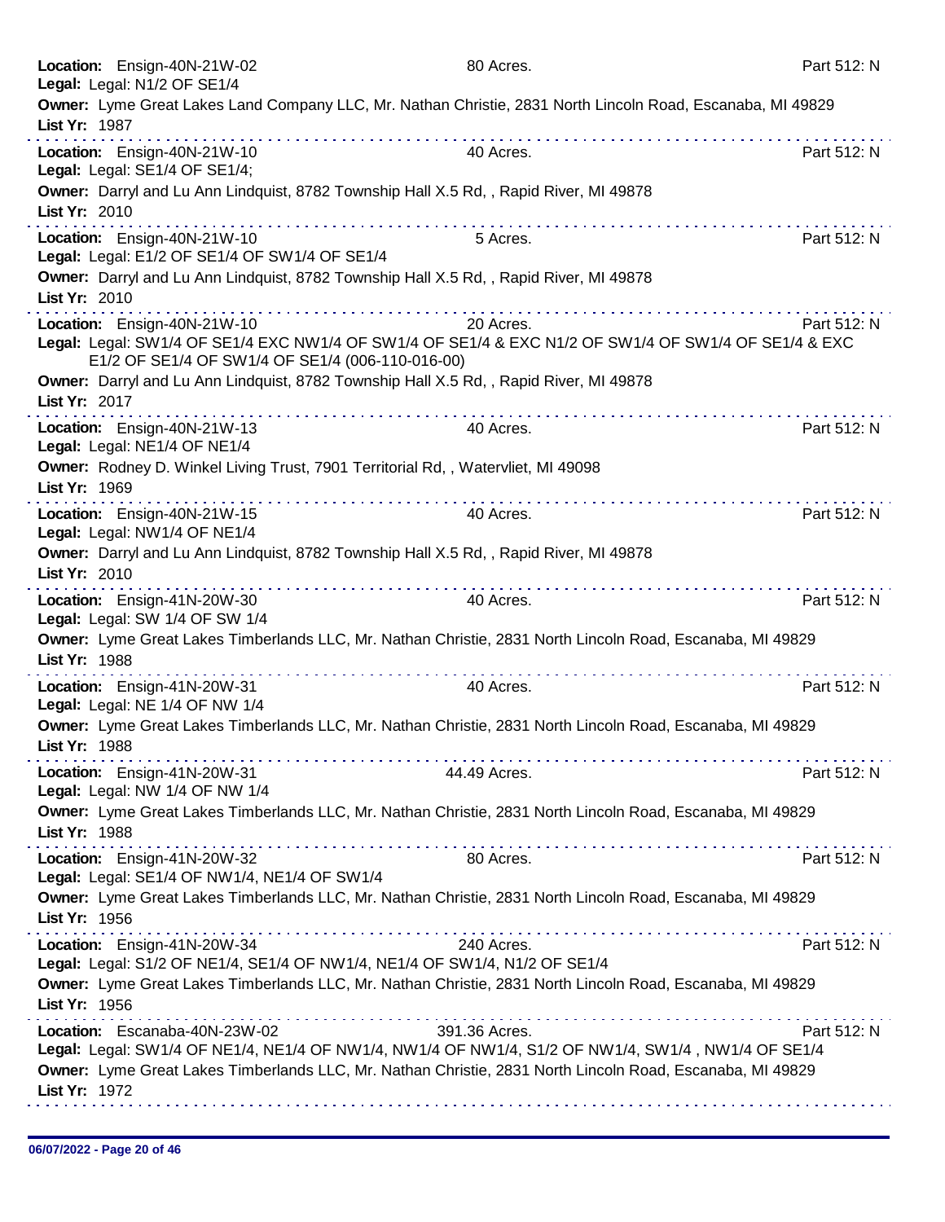**Location:** Ensign-40N-21W-02 80 Acres. Part 512: N
**Legal:** Legal: N1/2 OF SE1/4
**Owner:** Lyme Great Lakes Land Company LLC, Mr. Nathan Christie, 2831 North Lincoln Road, Escanaba, MI 49829
**List Yr:** 1987

---

**Location:** Ensign-40N-21W-10 40 Acres. Part 512: N
**Legal:** Legal: SE1/4 OF SE1/4;
**Owner:** Darryl and Lu Ann Lindquist, 8782 Township Hall X.5 Rd, , Rapid River, MI 49878
**List Yr:** 2010

---

**Location:** Ensign-40N-21W-10 5 Acres. Part 512: N
**Legal:** Legal: E1/2 OF SE1/4 OF SW1/4 OF SE1/4
**Owner:** Darryl and Lu Ann Lindquist, 8782 Township Hall X.5 Rd, , Rapid River, MI 49878
**List Yr:** 2010

---

**Location:** Ensign-40N-21W-10 20 Acres. Part 512: N
**Legal:** Legal: SW1/4 OF SE1/4 EXC NW1/4 OF SW1/4 OF SE1/4 & EXC N1/2 OF SW1/4 OF SW1/4 OF SE1/4 & EXC E1/2 OF SE1/4 OF SW1/4 OF SE1/4 (006-110-016-00)
**Owner:** Darryl and Lu Ann Lindquist, 8782 Township Hall X.5 Rd, , Rapid River, MI 49878
**List Yr:** 2017

---

**Location:** Ensign-40N-21W-13 40 Acres. Part 512: N
**Legal:** Legal: NE1/4 OF NE1/4
**Owner:** Rodney D. Winkel Living Trust, 7901 Territorial Rd, , Watervliet, MI 49098
**List Yr:** 1969

---

**Location:** Ensign-40N-21W-15 40 Acres. Part 512: N
**Legal:** Legal: NW1/4 OF NE1/4
**Owner:** Darryl and Lu Ann Lindquist, 8782 Township Hall X.5 Rd, , Rapid River, MI 49878
**List Yr:** 2010

---

**Location:** Ensign-41N-20W-30 40 Acres. Part 512: N
**Legal:** Legal: SW 1/4 OF SW 1/4
**Owner:** Lyme Great Lakes Timberlands LLC, Mr. Nathan Christie, 2831 North Lincoln Road, Escanaba, MI 49829
**List Yr:** 1988

---

**Location:** Ensign-41N-20W-31 40 Acres. Part 512: N
**Legal:** Legal: NE 1/4 OF NW 1/4
**Owner:** Lyme Great Lakes Timberlands LLC, Mr. Nathan Christie, 2831 North Lincoln Road, Escanaba, MI 49829
**List Yr:** 1988

---

**Location:** Ensign-41N-20W-31 44.49 Acres. Part 512: N
**Legal:** Legal: NW 1/4 OF NW 1/4
**Owner:** Lyme Great Lakes Timberlands LLC, Mr. Nathan Christie, 2831 North Lincoln Road, Escanaba, MI 49829
**List Yr:** 1988

---

**Location:** Ensign-41N-20W-32 80 Acres. Part 512: N
**Legal:** Legal: SE1/4 OF NW1/4, NE1/4 OF SW1/4
**Owner:** Lyme Great Lakes Timberlands LLC, Mr. Nathan Christie, 2831 North Lincoln Road, Escanaba, MI 49829
**List Yr:** 1956

---

**Location:** Ensign-41N-20W-34 240 Acres. Part 512: N
**Legal:** Legal: S1/2 OF NE1/4, SE1/4 OF NW1/4, NE1/4 OF SW1/4, N1/2 OF SE1/4
**Owner:** Lyme Great Lakes Timberlands LLC, Mr. Nathan Christie, 2831 North Lincoln Road, Escanaba, MI 49829
**List Yr:** 1956

---

**Location:** Escanaba-40N-23W-02 391.36 Acres. Part 512: N
**Legal:** Legal: SW1/4 OF NE1/4, NE1/4 OF NW1/4, NW1/4 OF NW1/4, S1/2 OF NW1/4, SW1/4 , NW1/4 OF SE1/4
**Owner:** Lyme Great Lakes Timberlands LLC, Mr. Nathan Christie, 2831 North Lincoln Road, Escanaba, MI 49829
**List Yr:** 1972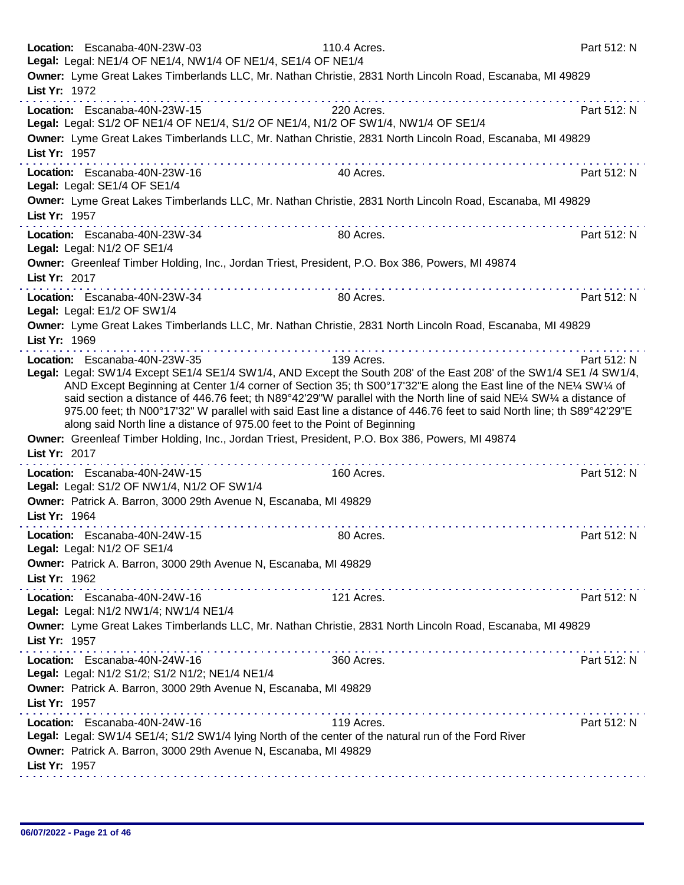**Location:** Escanaba-40N-23W-03 110.4 Acres. Part 512: N
**Legal:** Legal: NE1/4 OF NE1/4, NW1/4 OF NE1/4, SE1/4 OF NE1/4
**Owner:** Lyme Great Lakes Timberlands LLC, Mr. Nathan Christie, 2831 North Lincoln Road, Escanaba, MI 49829
**List Yr:** 1972

---

**Location:** Escanaba-40N-23W-15 220 Acres. Part 512: N
**Legal:** Legal: S1/2 OF NE1/4 OF NE1/4, S1/2 OF NE1/4, N1/2 OF SW1/4, NW1/4 OF SE1/4
**Owner:** Lyme Great Lakes Timberlands LLC, Mr. Nathan Christie, 2831 North Lincoln Road, Escanaba, MI 49829
**List Yr:** 1957

---

**Location:** Escanaba-40N-23W-16 40 Acres. Part 512: N
**Legal:** Legal: SE1/4 OF SE1/4
**Owner:** Lyme Great Lakes Timberlands LLC, Mr. Nathan Christie, 2831 North Lincoln Road, Escanaba, MI 49829
**List Yr:** 1957

---

**Location:** Escanaba-40N-23W-34 80 Acres. Part 512: N
**Legal:** Legal: N1/2 OF SE1/4
**Owner:** Greenleaf Timber Holding, Inc., Jordan Triest, President, P.O. Box 386, Powers, MI 49874
**List Yr:** 2017

---

**Location:** Escanaba-40N-23W-34 80 Acres. Part 512: N
**Legal:** Legal: E1/2 OF SW1/4
**Owner:** Lyme Great Lakes Timberlands LLC, Mr. Nathan Christie, 2831 North Lincoln Road, Escanaba, MI 49829
**List Yr:** 1969

---

**Location:** Escanaba-40N-23W-35 139 Acres. Part 512: N
**Legal:** Legal: SW1/4 Except SE1/4 SE1/4 SW1/4, AND Except the South 208' of the East 208' of the SW1/4 SE1 /4 SW1/4, AND Except Beginning at Center 1/4 corner of Section 35; th S00°17'32"E along the East line of the NE¼ SW¼ of said section a distance of 446.76 feet; th N89°42'29"W parallel with the North line of said NE¼ SW¼ a distance of 975.00 feet; th N00°17'32" W parallel with said East line a distance of 446.76 feet to said North line; th S89°42'29"E along said North line a distance of 975.00 feet to the Point of Beginning
**Owner:** Greenleaf Timber Holding, Inc., Jordan Triest, President, P.O. Box 386, Powers, MI 49874
**List Yr:** 2017

---

**Location:** Escanaba-40N-24W-15 160 Acres. Part 512: N
**Legal:** Legal: S1/2 OF NW1/4, N1/2 OF SW1/4
**Owner:** Patrick A. Barron, 3000 29th Avenue N, Escanaba, MI 49829
**List Yr:** 1964

---

**Location:** Escanaba-40N-24W-15 80 Acres. Part 512: N
**Legal:** Legal: N1/2 OF SE1/4
**Owner:** Patrick A. Barron, 3000 29th Avenue N, Escanaba, MI 49829
**List Yr:** 1962

---

**Location:** Escanaba-40N-24W-16 121 Acres. Part 512: N
**Legal:** Legal: N1/2 NW1/4; NW1/4 NE1/4
**Owner:** Lyme Great Lakes Timberlands LLC, Mr. Nathan Christie, 2831 North Lincoln Road, Escanaba, MI 49829
**List Yr:** 1957

---

**Location:** Escanaba-40N-24W-16 360 Acres. Part 512: N
**Legal:** Legal: N1/2 S1/2; S1/2 N1/2; NE1/4 NE1/4
**Owner:** Patrick A. Barron, 3000 29th Avenue N, Escanaba, MI 49829
**List Yr:** 1957

---

**Location:** Escanaba-40N-24W-16 119 Acres. Part 512: N
**Legal:** Legal: SW1/4 SE1/4; S1/2 SW1/4 lying North of the center of the natural run of the Ford River
**Owner:** Patrick A. Barron, 3000 29th Avenue N, Escanaba, MI 49829
**List Yr:** 1957

06/07/2022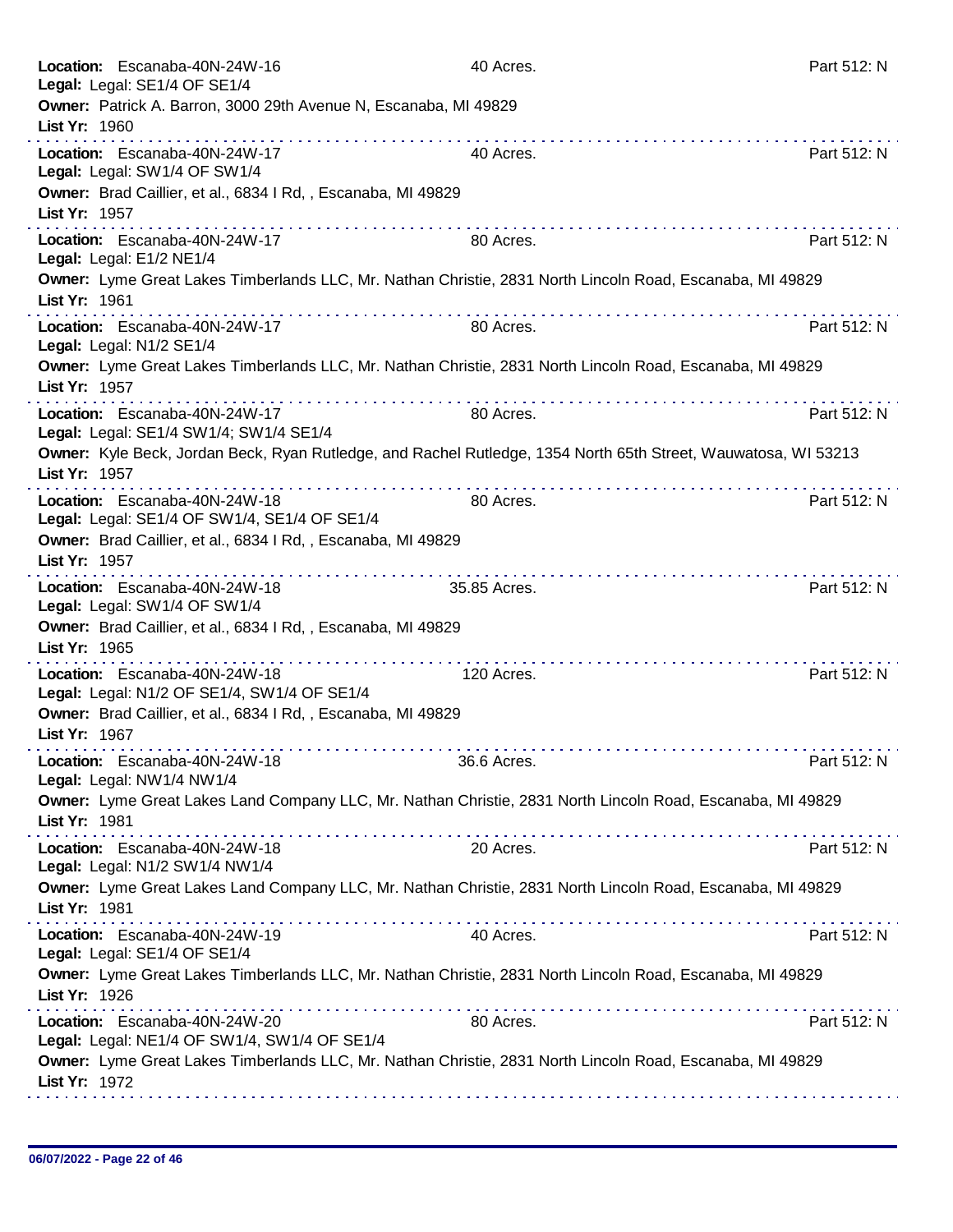**Location:** Escanaba-40N-24W-16 — 40 Acres. — Part 512: N
**Legal:** Legal: SE1/4 OF SE1/4
**Owner:** Patrick A. Barron, 3000 29th Avenue N, Escanaba, MI 49829
**List Yr:** 1960

---

**Location:** Escanaba-40N-24W-17 — 40 Acres. — Part 512: N
**Legal:** Legal: SW1/4 OF SW1/4
**Owner:** Brad Caillier, et al., 6834 I Rd, , Escanaba, MI 49829
**List Yr:** 1957

---

**Location:** Escanaba-40N-24W-17 — 80 Acres. — Part 512: N
**Legal:** Legal: E1/2 NE1/4
**Owner:** Lyme Great Lakes Timberlands LLC, Mr. Nathan Christie, 2831 North Lincoln Road, Escanaba, MI 49829
**List Yr:** 1961

---

**Location:** Escanaba-40N-24W-17 — 80 Acres. — Part 512: N
**Legal:** Legal: N1/2 SE1/4
**Owner:** Lyme Great Lakes Timberlands LLC, Mr. Nathan Christie, 2831 North Lincoln Road, Escanaba, MI 49829
**List Yr:** 1957

---

**Location:** Escanaba-40N-24W-17 — 80 Acres. — Part 512: N
**Legal:** Legal: SE1/4 SW1/4; SW1/4 SE1/4
**Owner:** Kyle Beck, Jordan Beck, Ryan Rutledge, and Rachel Rutledge, 1354 North 65th Street, Wauwatosa, WI 53213
**List Yr:** 1957

---

**Location:** Escanaba-40N-24W-18 — 80 Acres. — Part 512: N
**Legal:** Legal: SE1/4 OF SW1/4, SE1/4 OF SE1/4
**Owner:** Brad Caillier, et al., 6834 I Rd, , Escanaba, MI 49829
**List Yr:** 1957

---

**Location:** Escanaba-40N-24W-18 — 35.85 Acres. — Part 512: N
**Legal:** Legal: SW1/4 OF SW1/4
**Owner:** Brad Caillier, et al., 6834 I Rd, , Escanaba, MI 49829
**List Yr:** 1965

---

**Location:** Escanaba-40N-24W-18 — 120 Acres. — Part 512: N
**Legal:** Legal: N1/2 OF SE1/4, SW1/4 OF SE1/4
**Owner:** Brad Caillier, et al., 6834 I Rd, , Escanaba, MI 49829
**List Yr:** 1967

---

**Location:** Escanaba-40N-24W-18 — 36.6 Acres. — Part 512: N
**Legal:** Legal: NW1/4 NW1/4
**Owner:** Lyme Great Lakes Land Company LLC, Mr. Nathan Christie, 2831 North Lincoln Road, Escanaba, MI 49829
**List Yr:** 1981

---

**Location:** Escanaba-40N-24W-18 — 20 Acres. — Part 512: N
**Legal:** Legal: N1/2 SW1/4 NW1/4
**Owner:** Lyme Great Lakes Land Company LLC, Mr. Nathan Christie, 2831 North Lincoln Road, Escanaba, MI 49829
**List Yr:** 1981

---

**Location:** Escanaba-40N-24W-19 — 40 Acres. — Part 512: N
**Legal:** Legal: SE1/4 OF SE1/4
**Owner:** Lyme Great Lakes Timberlands LLC, Mr. Nathan Christie, 2831 North Lincoln Road, Escanaba, MI 49829
**List Yr:** 1926

---

**Location:** Escanaba-40N-24W-20 — 80 Acres. — Part 512: N
**Legal:** Legal: NE1/4 OF SW1/4, SW1/4 OF SE1/4
**Owner:** Lyme Great Lakes Timberlands LLC, Mr. Nathan Christie, 2831 North Lincoln Road, Escanaba, MI 49829
**List Yr:** 1972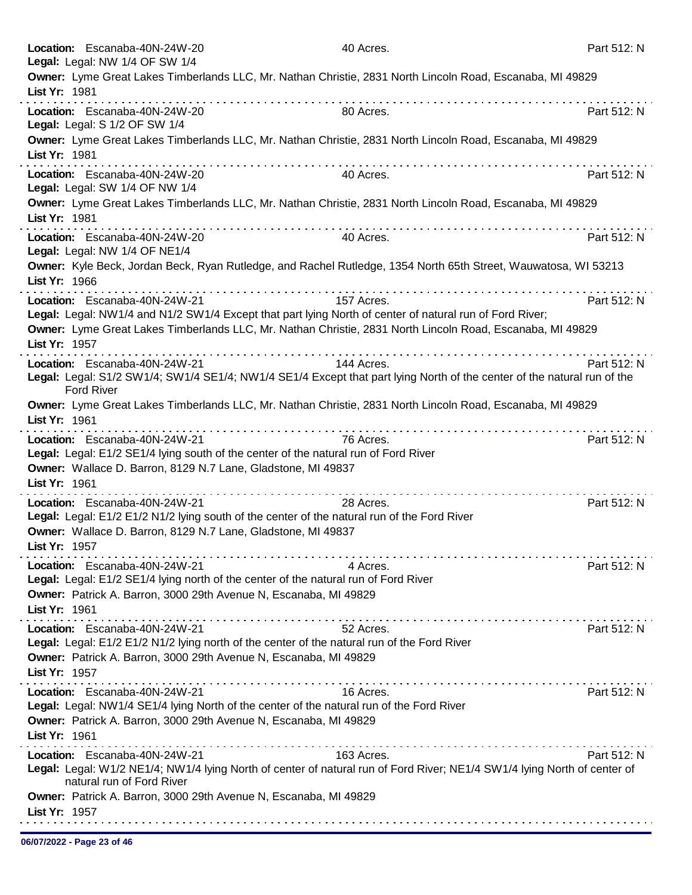**Location:** Escanaba-40N-24W-20 — 40 Acres. — Part 512: N
**Legal:** Legal: NW 1/4 OF SW 1/4
**Owner:** Lyme Great Lakes Timberlands LLC, Mr. Nathan Christie, 2831 North Lincoln Road, Escanaba, MI 49829
**List Yr:** 1981

---

**Location:** Escanaba-40N-24W-20 — 80 Acres. — Part 512: N
**Legal:** Legal: S 1/2 OF SW 1/4
**Owner:** Lyme Great Lakes Timberlands LLC, Mr. Nathan Christie, 2831 North Lincoln Road, Escanaba, MI 49829
**List Yr:** 1981

---

**Location:** Escanaba-40N-24W-20 — 40 Acres. — Part 512: N
**Legal:** Legal: SW 1/4 OF NW 1/4
**Owner:** Lyme Great Lakes Timberlands LLC, Mr. Nathan Christie, 2831 North Lincoln Road, Escanaba, MI 49829
**List Yr:** 1981

---

**Location:** Escanaba-40N-24W-20 — 40 Acres. — Part 512: N
**Legal:** Legal: NW 1/4 OF NE1/4
**Owner:** Kyle Beck, Jordan Beck, Ryan Rutledge, and Rachel Rutledge, 1354 North 65th Street, Wauwatosa, WI 53213
**List Yr:** 1966

---

**Location:** Escanaba-40N-24W-21 — 157 Acres. — Part 512: N
**Legal:** Legal: NW1/4 and N1/2 SW1/4 Except that part lying North of center of natural run of Ford River;
**Owner:** Lyme Great Lakes Timberlands LLC, Mr. Nathan Christie, 2831 North Lincoln Road, Escanaba, MI 49829
**List Yr:** 1957

---

**Location:** Escanaba-40N-24W-21 — 144 Acres. — Part 512: N
**Legal:** Legal: S1/2 SW1/4; SW1/4 SE1/4; NW1/4 SE1/4 Except that part lying North of the center of the natural run of the Ford River
**Owner:** Lyme Great Lakes Timberlands LLC, Mr. Nathan Christie, 2831 North Lincoln Road, Escanaba, MI 49829
**List Yr:** 1961

---

**Location:** Escanaba-40N-24W-21 — 76 Acres. — Part 512: N
**Legal:** Legal: E1/2 SE1/4 lying south of the center of the natural run of Ford River
**Owner:** Wallace D. Barron, 8129 N.7 Lane, Gladstone, MI 49837
**List Yr:** 1961

---

**Location:** Escanaba-40N-24W-21 — 28 Acres. — Part 512: N
**Legal:** Legal: E1/2 E1/2 N1/2 lying south of the center of the natural run of the Ford River
**Owner:** Wallace D. Barron, 8129 N.7 Lane, Gladstone, MI 49837
**List Yr:** 1957

---

**Location:** Escanaba-40N-24W-21 — 4 Acres. — Part 512: N
**Legal:** Legal: E1/2 SE1/4 lying north of the center of the natural run of Ford River
**Owner:** Patrick A. Barron, 3000 29th Avenue N, Escanaba, MI 49829
**List Yr:** 1961

---

**Location:** Escanaba-40N-24W-21 — 52 Acres. — Part 512: N
**Legal:** Legal: E1/2 E1/2 N1/2 lying north of the center of the natural run of the Ford River
**Owner:** Patrick A. Barron, 3000 29th Avenue N, Escanaba, MI 49829
**List Yr:** 1957

---

**Location:** Escanaba-40N-24W-21 — 16 Acres. — Part 512: N
**Legal:** Legal: NW1/4 SE1/4 lying North of the center of the natural run of the Ford River
**Owner:** Patrick A. Barron, 3000 29th Avenue N, Escanaba, MI 49829
**List Yr:** 1961

---

**Location:** Escanaba-40N-24W-21 — 163 Acres. — Part 512: N
**Legal:** Legal: W1/2 NE1/4; NW1/4 lying North of center of natural run of Ford River; NE1/4 SW1/4 lying North of center of natural run of Ford River
**Owner:** Patrick A. Barron, 3000 29th Avenue N, Escanaba, MI 49829
**List Yr:** 1957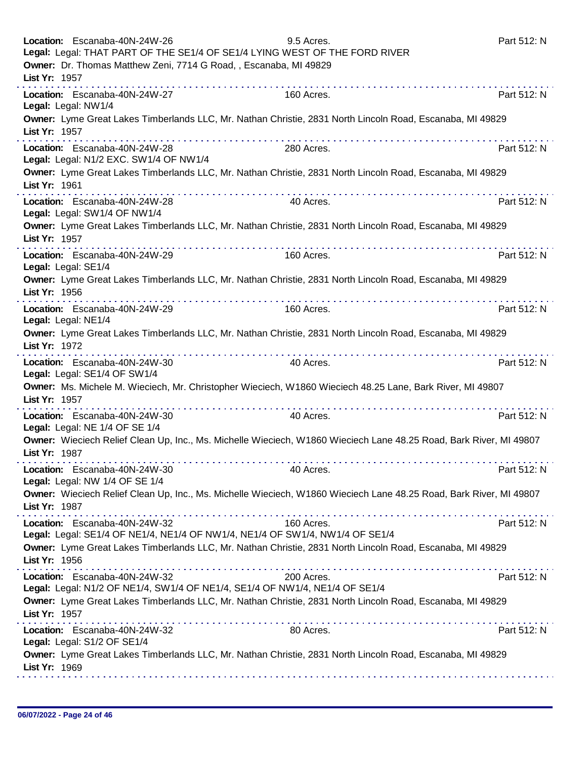**Location:** Escanaba-40N-24W-26 9.5 Acres. Part 512: N
**Legal:** Legal: THAT PART OF THE SE1/4 OF SE1/4 LYING WEST OF THE FORD RIVER
**Owner:** Dr. Thomas Matthew Zeni, 7714 G Road, , Escanaba, MI 49829
**List Yr:** 1957

---

**Location:** Escanaba-40N-24W-27 160 Acres. Part 512: N
**Legal:** Legal: NW1/4
**Owner:** Lyme Great Lakes Timberlands LLC, Mr. Nathan Christie, 2831 North Lincoln Road, Escanaba, MI 49829
**List Yr:** 1957

---

**Location:** Escanaba-40N-24W-28 280 Acres. Part 512: N
**Legal:** Legal: N1/2 EXC. SW1/4 OF NW1/4
**Owner:** Lyme Great Lakes Timberlands LLC, Mr. Nathan Christie, 2831 North Lincoln Road, Escanaba, MI 49829
**List Yr:** 1961

---

**Location:** Escanaba-40N-24W-28 40 Acres. Part 512: N
**Legal:** Legal: SW1/4 OF NW1/4
**Owner:** Lyme Great Lakes Timberlands LLC, Mr. Nathan Christie, 2831 North Lincoln Road, Escanaba, MI 49829
**List Yr:** 1957

---

**Location:** Escanaba-40N-24W-29 160 Acres. Part 512: N
**Legal:** Legal: SE1/4
**Owner:** Lyme Great Lakes Timberlands LLC, Mr. Nathan Christie, 2831 North Lincoln Road, Escanaba, MI 49829
**List Yr:** 1956

---

**Location:** Escanaba-40N-24W-29 160 Acres. Part 512: N
**Legal:** Legal: NE1/4
**Owner:** Lyme Great Lakes Timberlands LLC, Mr. Nathan Christie, 2831 North Lincoln Road, Escanaba, MI 49829
**List Yr:** 1972

---

**Location:** Escanaba-40N-24W-30 40 Acres. Part 512: N
**Legal:** Legal: SE1/4 OF SW1/4
**Owner:** Ms. Michele M. Wieciech, Mr. Christopher Wieciech, W1860 Wieciech 48.25 Lane, Bark River, MI 49807
**List Yr:** 1957

---

**Location:** Escanaba-40N-24W-30 40 Acres. Part 512: N
**Legal:** Legal: NE 1/4 OF SE 1/4
**Owner:** Wieciech Relief Clean Up, Inc., Ms. Michelle Wieciech, W1860 Wieciech Lane 48.25 Road, Bark River, MI 49807
**List Yr:** 1987

---

**Location:** Escanaba-40N-24W-30 40 Acres. Part 512: N
**Legal:** Legal: NW 1/4 OF SE 1/4
**Owner:** Wieciech Relief Clean Up, Inc., Ms. Michelle Wieciech, W1860 Wieciech Lane 48.25 Road, Bark River, MI 49807
**List Yr:** 1987

---

**Location:** Escanaba-40N-24W-32 160 Acres. Part 512: N
**Legal:** Legal: SE1/4 OF NE1/4, NE1/4 OF NW1/4, NE1/4 OF SW1/4, NW1/4 OF SE1/4
**Owner:** Lyme Great Lakes Timberlands LLC, Mr. Nathan Christie, 2831 North Lincoln Road, Escanaba, MI 49829
**List Yr:** 1956

---

**Location:** Escanaba-40N-24W-32 200 Acres. Part 512: N
**Legal:** Legal: N1/2 OF NE1/4, SW1/4 OF NE1/4, SE1/4 OF NW1/4, NE1/4 OF SE1/4
**Owner:** Lyme Great Lakes Timberlands LLC, Mr. Nathan Christie, 2831 North Lincoln Road, Escanaba, MI 49829
**List Yr:** 1957

---

**Location:** Escanaba-40N-24W-32 80 Acres. Part 512: N
**Legal:** Legal: S1/2 OF SE1/4
**Owner:** Lyme Great Lakes Timberlands LLC, Mr. Nathan Christie, 2831 North Lincoln Road, Escanaba, MI 49829
**List Yr:** 1969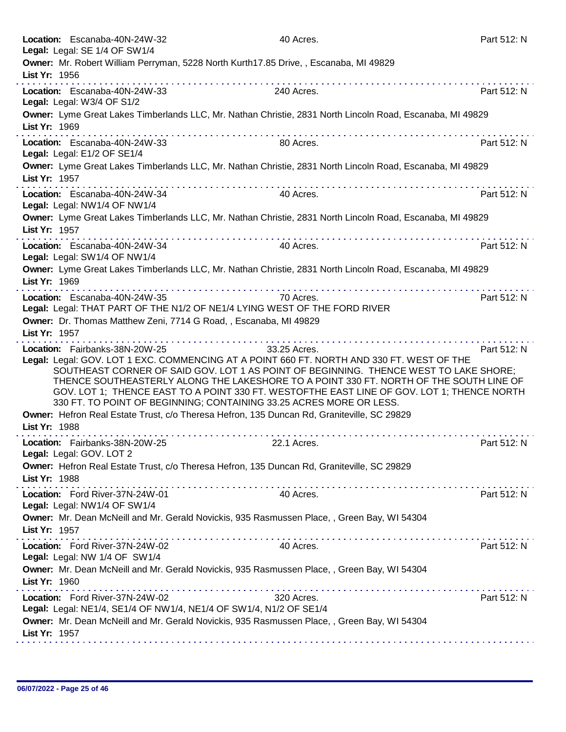**Location:** Escanaba-40N-24W-32 40 Acres. Part 512: N
**Legal:** Legal: SE 1/4 OF SW1/4
**Owner:** Mr. Robert William Perryman, 5228 North Kurth17.85 Drive, , Escanaba, MI 49829
**List Yr:** 1956

---

**Location:** Escanaba-40N-24W-33 240 Acres. Part 512: N
**Legal:** Legal: W3/4 OF S1/2
**Owner:** Lyme Great Lakes Timberlands LLC, Mr. Nathan Christie, 2831 North Lincoln Road, Escanaba, MI 49829
**List Yr:** 1969

---

**Location:** Escanaba-40N-24W-33 80 Acres. Part 512: N
**Legal:** Legal: E1/2 OF SE1/4
**Owner:** Lyme Great Lakes Timberlands LLC, Mr. Nathan Christie, 2831 North Lincoln Road, Escanaba, MI 49829
**List Yr:** 1957

---

**Location:** Escanaba-40N-24W-34 40 Acres. Part 512: N
**Legal:** Legal: NW1/4 OF NW1/4
**Owner:** Lyme Great Lakes Timberlands LLC, Mr. Nathan Christie, 2831 North Lincoln Road, Escanaba, MI 49829
**List Yr:** 1957

---

**Location:** Escanaba-40N-24W-34 40 Acres. Part 512: N
**Legal:** Legal: SW1/4 OF NW1/4
**Owner:** Lyme Great Lakes Timberlands LLC, Mr. Nathan Christie, 2831 North Lincoln Road, Escanaba, MI 49829
**List Yr:** 1969

---

**Location:** Escanaba-40N-24W-35 70 Acres. Part 512: N
**Legal:** Legal: THAT PART OF THE N1/2 OF NE1/4 LYING WEST OF THE FORD RIVER
**Owner:** Dr. Thomas Matthew Zeni, 7714 G Road, , Escanaba, MI 49829
**List Yr:** 1957

---

**Location:** Fairbanks-38N-20W-25 33.25 Acres. Part 512: N
**Legal:** Legal: GOV. LOT 1 EXC. COMMENCING AT A POINT 660 FT. NORTH AND 330 FT. WEST OF THE SOUTHEAST CORNER OF SAID GOV. LOT 1 AS POINT OF BEGINNING. THENCE WEST TO LAKE SHORE; THENCE SOUTHEASTERLY ALONG THE LAKESHORE TO A POINT 330 FT. NORTH OF THE SOUTH LINE OF GOV. LOT 1; THENCE EAST TO A POINT 330 FT. WESTOFTHE EAST LINE OF GOV. LOT 1; THENCE NORTH 330 FT. TO POINT OF BEGINNING; CONTAINING 33.25 ACRES MORE OR LESS.
**Owner:** Hefron Real Estate Trust, c/o Theresa Hefron, 135 Duncan Rd, Graniteville, SC 29829
**List Yr:** 1988

---

**Location:** Fairbanks-38N-20W-25 22.1 Acres. Part 512: N
**Legal:** Legal: GOV. LOT 2
**Owner:** Hefron Real Estate Trust, c/o Theresa Hefron, 135 Duncan Rd, Graniteville, SC 29829
**List Yr:** 1988

---

**Location:** Ford River-37N-24W-01 40 Acres. Part 512: N
**Legal:** Legal: NW1/4 OF SW1/4
**Owner:** Mr. Dean McNeill and Mr. Gerald Novickis, 935 Rasmussen Place, , Green Bay, WI 54304
**List Yr:** 1957

---

**Location:** Ford River-37N-24W-02 40 Acres. Part 512: N
**Legal:** Legal: NW 1/4 OF SW1/4
**Owner:** Mr. Dean McNeill and Mr. Gerald Novickis, 935 Rasmussen Place, , Green Bay, WI 54304
**List Yr:** 1960

---

**Location:** Ford River-37N-24W-02 320 Acres. Part 512: N
**Legal:** Legal: NE1/4, SE1/4 OF NW1/4, NE1/4 OF SW1/4, N1/2 OF SE1/4
**Owner:** Mr. Dean McNeill and Mr. Gerald Novickis, 935 Rasmussen Place, , Green Bay, WI 54304
**List Yr:** 1957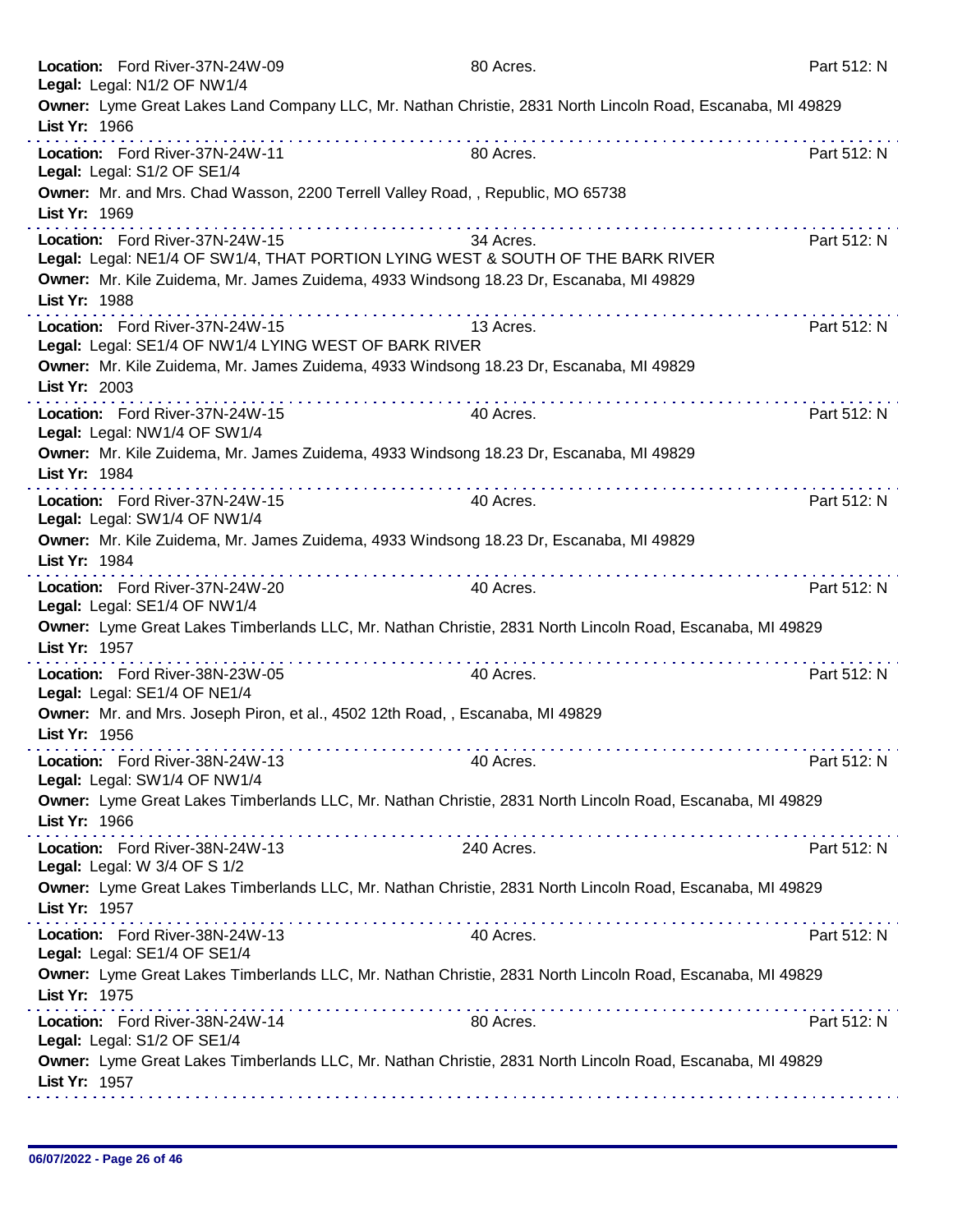**Location:** Ford River-37N-24W-09 80 Acres. Part 512: N
**Legal:** Legal: N1/2 OF NW1/4
**Owner:** Lyme Great Lakes Land Company LLC, Mr. Nathan Christie, 2831 North Lincoln Road, Escanaba, MI 49829
**List Yr:** 1966

---

**Location:** Ford River-37N-24W-11 80 Acres. Part 512: N
**Legal:** Legal: S1/2 OF SE1/4
**Owner:** Mr. and Mrs. Chad Wasson, 2200 Terrell Valley Road, , Republic, MO 65738
**List Yr:** 1969

---

**Location:** Ford River-37N-24W-15 34 Acres. Part 512: N
**Legal:** Legal: NE1/4 OF SW1/4, THAT PORTION LYING WEST & SOUTH OF THE BARK RIVER
**Owner:** Mr. Kile Zuidema, Mr. James Zuidema, 4933 Windsong 18.23 Dr, Escanaba, MI 49829
**List Yr:** 1988

---

**Location:** Ford River-37N-24W-15 13 Acres. Part 512: N
**Legal:** Legal: SE1/4 OF NW1/4 LYING WEST OF BARK RIVER
**Owner:** Mr. Kile Zuidema, Mr. James Zuidema, 4933 Windsong 18.23 Dr, Escanaba, MI 49829
**List Yr:** 2003

---

**Location:** Ford River-37N-24W-15 40 Acres. Part 512: N
**Legal:** Legal: NW1/4 OF SW1/4
**Owner:** Mr. Kile Zuidema, Mr. James Zuidema, 4933 Windsong 18.23 Dr, Escanaba, MI 49829
**List Yr:** 1984

---

**Location:** Ford River-37N-24W-15 40 Acres. Part 512: N
**Legal:** Legal: SW1/4 OF NW1/4
**Owner:** Mr. Kile Zuidema, Mr. James Zuidema, 4933 Windsong 18.23 Dr, Escanaba, MI 49829
**List Yr:** 1984

---

**Location:** Ford River-37N-24W-20 40 Acres. Part 512: N
**Legal:** Legal: SE1/4 OF NW1/4
**Owner:** Lyme Great Lakes Timberlands LLC, Mr. Nathan Christie, 2831 North Lincoln Road, Escanaba, MI 49829
**List Yr:** 1957

---

**Location:** Ford River-38N-23W-05 40 Acres. Part 512: N
**Legal:** Legal: SE1/4 OF NE1/4
**Owner:** Mr. and Mrs. Joseph Piron, et al., 4502 12th Road, , Escanaba, MI 49829
**List Yr:** 1956

---

**Location:** Ford River-38N-24W-13 40 Acres. Part 512: N
**Legal:** Legal: SW1/4 OF NW1/4
**Owner:** Lyme Great Lakes Timberlands LLC, Mr. Nathan Christie, 2831 North Lincoln Road, Escanaba, MI 49829
**List Yr:** 1966

---

**Location:** Ford River-38N-24W-13 240 Acres. Part 512: N
**Legal:** Legal: W 3/4 OF S 1/2
**Owner:** Lyme Great Lakes Timberlands LLC, Mr. Nathan Christie, 2831 North Lincoln Road, Escanaba, MI 49829
**List Yr:** 1957

---

**Location:** Ford River-38N-24W-13 40 Acres. Part 512: N
**Legal:** Legal: SE1/4 OF SE1/4
**Owner:** Lyme Great Lakes Timberlands LLC, Mr. Nathan Christie, 2831 North Lincoln Road, Escanaba, MI 49829
**List Yr:** 1975

---

**Location:** Ford River-38N-24W-14 80 Acres. Part 512: N
**Legal:** Legal: S1/2 OF SE1/4
**Owner:** Lyme Great Lakes Timberlands LLC, Mr. Nathan Christie, 2831 North Lincoln Road, Escanaba, MI 49829
**List Yr:** 1957

---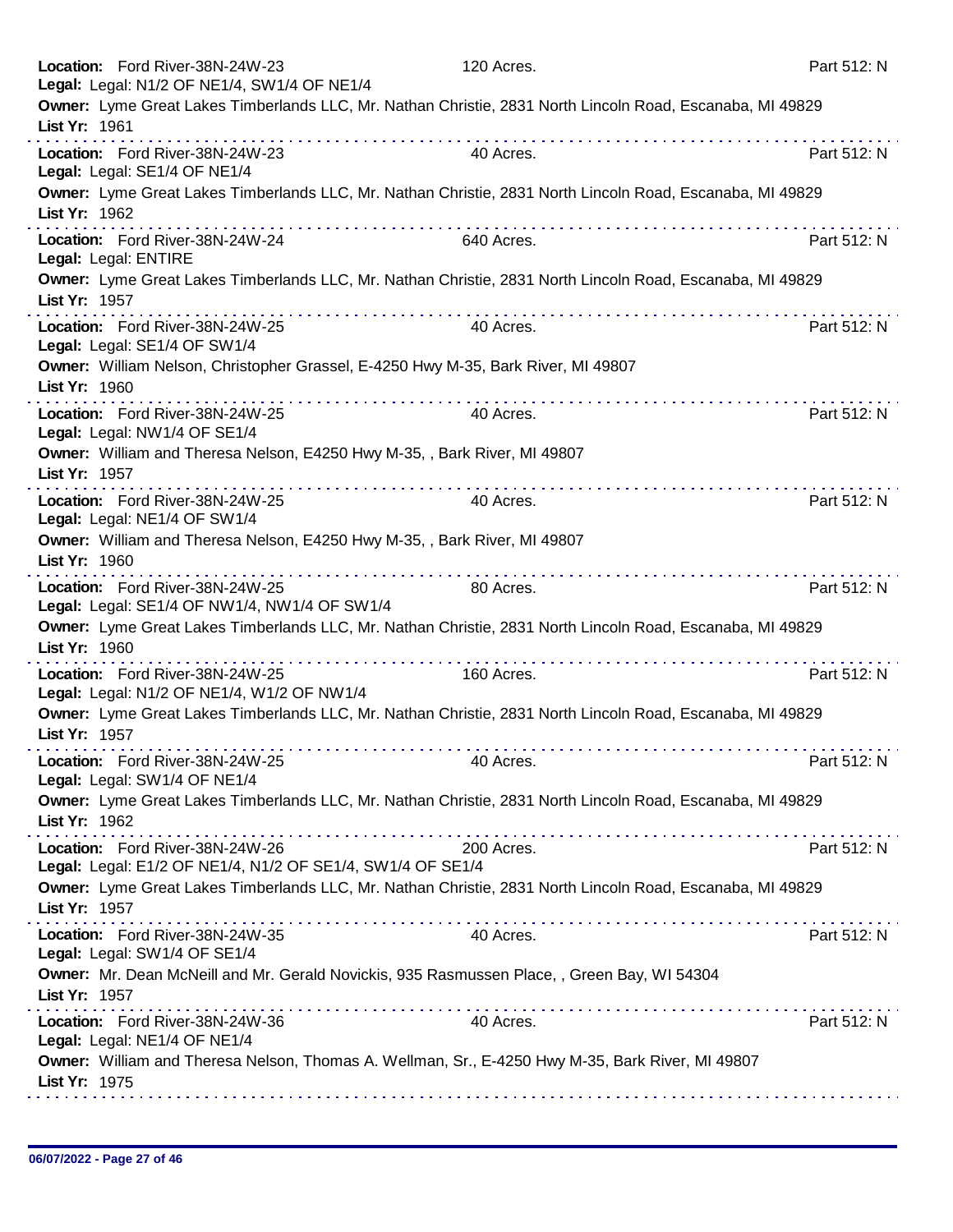**Location:** Ford River-38N-24W-23 120 Acres. Part 512: N
**Legal:** Legal: N1/2 OF NE1/4, SW1/4 OF NE1/4
**Owner:** Lyme Great Lakes Timberlands LLC, Mr. Nathan Christie, 2831 North Lincoln Road, Escanaba, MI 49829
**List Yr:** 1961

---

**Location:** Ford River-38N-24W-23 40 Acres. Part 512: N
**Legal:** Legal: SE1/4 OF NE1/4
**Owner:** Lyme Great Lakes Timberlands LLC, Mr. Nathan Christie, 2831 North Lincoln Road, Escanaba, MI 49829
**List Yr:** 1962

---

**Location:** Ford River-38N-24W-24 640 Acres. Part 512: N
**Legal:** Legal: ENTIRE
**Owner:** Lyme Great Lakes Timberlands LLC, Mr. Nathan Christie, 2831 North Lincoln Road, Escanaba, MI 49829
**List Yr:** 1957

---

**Location:** Ford River-38N-24W-25 40 Acres. Part 512: N
**Legal:** Legal: SE1/4 OF SW1/4
**Owner:** William Nelson, Christopher Grassel, E-4250 Hwy M-35, Bark River, MI 49807
**List Yr:** 1960

---

**Location:** Ford River-38N-24W-25 40 Acres. Part 512: N
**Legal:** Legal: NW1/4 OF SE1/4
**Owner:** William and Theresa Nelson, E4250 Hwy M-35, , Bark River, MI 49807
**List Yr:** 1957

---

**Location:** Ford River-38N-24W-25 40 Acres. Part 512: N
**Legal:** Legal: NE1/4 OF SW1/4
**Owner:** William and Theresa Nelson, E4250 Hwy M-35, , Bark River, MI 49807
**List Yr:** 1960

---

**Location:** Ford River-38N-24W-25 80 Acres. Part 512: N
**Legal:** Legal: SE1/4 OF NW1/4, NW1/4 OF SW1/4
**Owner:** Lyme Great Lakes Timberlands LLC, Mr. Nathan Christie, 2831 North Lincoln Road, Escanaba, MI 49829
**List Yr:** 1960

---

**Location:** Ford River-38N-24W-25 160 Acres. Part 512: N
**Legal:** Legal: N1/2 OF NE1/4, W1/2 OF NW1/4
**Owner:** Lyme Great Lakes Timberlands LLC, Mr. Nathan Christie, 2831 North Lincoln Road, Escanaba, MI 49829
**List Yr:** 1957

---

**Location:** Ford River-38N-24W-25 40 Acres. Part 512: N
**Legal:** Legal: SW1/4 OF NE1/4
**Owner:** Lyme Great Lakes Timberlands LLC, Mr. Nathan Christie, 2831 North Lincoln Road, Escanaba, MI 49829
**List Yr:** 1962

---

**Location:** Ford River-38N-24W-26 200 Acres. Part 512: N
**Legal:** Legal: E1/2 OF NE1/4, N1/2 OF SE1/4, SW1/4 OF SE1/4
**Owner:** Lyme Great Lakes Timberlands LLC, Mr. Nathan Christie, 2831 North Lincoln Road, Escanaba, MI 49829
**List Yr:** 1957

---

**Location:** Ford River-38N-24W-35 40 Acres. Part 512: N
**Legal:** Legal: SW1/4 OF SE1/4
**Owner:** Mr. Dean McNeill and Mr. Gerald Novickis, 935 Rasmussen Place, , Green Bay, WI 54304
**List Yr:** 1957

---

**Location:** Ford River-38N-24W-36 40 Acres. Part 512: N
**Legal:** Legal: NE1/4 OF NE1/4
**Owner:** William and Theresa Nelson, Thomas A. Wellman, Sr., E-4250 Hwy M-35, Bark River, MI 49807
**List Yr:** 1975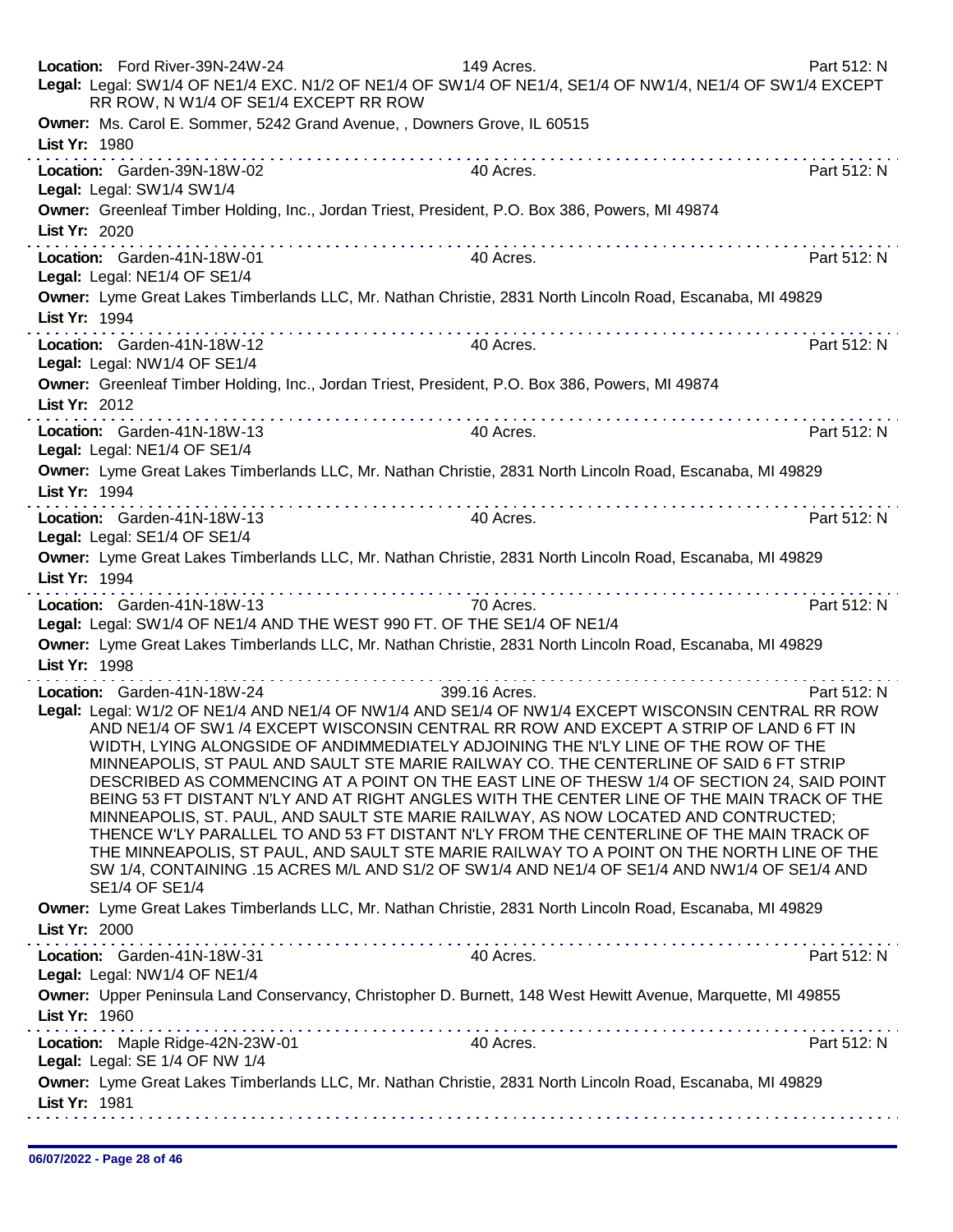**Location:** Ford River-39N-24W-24 149 Acres. Part 512: N
**Legal:** Legal: SW1/4 OF NE1/4 EXC. N1/2 OF NE1/4 OF SW1/4 OF NE1/4, SE1/4 OF NW1/4, NE1/4 OF SW1/4 EXCEPT RR ROW, N W1/4 OF SE1/4 EXCEPT RR ROW
**Owner:** Ms. Carol E. Sommer, 5242 Grand Avenue, , Downers Grove, IL 60515
**List Yr:** 1980

---

**Location:** Garden-39N-18W-02 40 Acres. Part 512: N
**Legal:** Legal: SW1/4 SW1/4
**Owner:** Greenleaf Timber Holding, Inc., Jordan Triest, President, P.O. Box 386, Powers, MI 49874
**List Yr:** 2020

---

**Location:** Garden-41N-18W-01 40 Acres. Part 512: N
**Legal:** Legal: NE1/4 OF SE1/4
**Owner:** Lyme Great Lakes Timberlands LLC, Mr. Nathan Christie, 2831 North Lincoln Road, Escanaba, MI 49829
**List Yr:** 1994

---

**Location:** Garden-41N-18W-12 40 Acres. Part 512: N
**Legal:** Legal: NW1/4 OF SE1/4
**Owner:** Greenleaf Timber Holding, Inc., Jordan Triest, President, P.O. Box 386, Powers, MI 49874
**List Yr:** 2012

---

**Location:** Garden-41N-18W-13 40 Acres. Part 512: N
**Legal:** Legal: NE1/4 OF SE1/4
**Owner:** Lyme Great Lakes Timberlands LLC, Mr. Nathan Christie, 2831 North Lincoln Road, Escanaba, MI 49829
**List Yr:** 1994

---

**Location:** Garden-41N-18W-13 40 Acres. Part 512: N
**Legal:** Legal: SE1/4 OF SE1/4
**Owner:** Lyme Great Lakes Timberlands LLC, Mr. Nathan Christie, 2831 North Lincoln Road, Escanaba, MI 49829
**List Yr:** 1994

---

**Location:** Garden-41N-18W-13 70 Acres. Part 512: N
**Legal:** Legal: SW1/4 OF NE1/4 AND THE WEST 990 FT. OF THE SE1/4 OF NE1/4
**Owner:** Lyme Great Lakes Timberlands LLC, Mr. Nathan Christie, 2831 North Lincoln Road, Escanaba, MI 49829
**List Yr:** 1998

---

**Location:** Garden-41N-18W-24 399.16 Acres. Part 512: N
**Legal:** Legal: W1/2 OF NE1/4 AND NE1/4 OF NW1/4 AND SE1/4 OF NW1/4 EXCEPT WISCONSIN CENTRAL RR ROW AND NE1/4 OF SW1 /4 EXCEPT WISCONSIN CENTRAL RR ROW AND EXCEPT A STRIP OF LAND 6 FT IN WIDTH, LYING ALONGSIDE OF ANDIMMEDIATELY ADJOINING THE N'LY LINE OF THE ROW OF THE MINNEAPOLIS, ST PAUL AND SAULT STE MARIE RAILWAY CO. THE CENTERLINE OF SAID 6 FT STRIP DESCRIBED AS COMMENCING AT A POINT ON THE EAST LINE OF THESW 1/4 OF SECTION 24, SAID POINT BEING 53 FT DISTANT N'LY AND AT RIGHT ANGLES WITH THE CENTER LINE OF THE MAIN TRACK OF THE MINNEAPOLIS, ST. PAUL, AND SAULT STE MARIE RAILWAY, AS NOW LOCATED AND CONTRUCTED; THENCE W'LY PARALLEL TO AND 53 FT DISTANT N'LY FROM THE CENTERLINE OF THE MAIN TRACK OF THE MINNEAPOLIS, ST PAUL, AND SAULT STE MARIE RAILWAY TO A POINT ON THE NORTH LINE OF THE SW 1/4, CONTAINING .15 ACRES M/L AND S1/2 OF SW1/4 AND NE1/4 OF SE1/4 AND NW1/4 OF SE1/4 AND SE1/4 OF SE1/4
**Owner:** Lyme Great Lakes Timberlands LLC, Mr. Nathan Christie, 2831 North Lincoln Road, Escanaba, MI 49829
**List Yr:** 2000

---

**Location:** Garden-41N-18W-31 40 Acres. Part 512: N
**Legal:** Legal: NW1/4 OF NE1/4
**Owner:** Upper Peninsula Land Conservancy, Christopher D. Burnett, 148 West Hewitt Avenue, Marquette, MI 49855
**List Yr:** 1960

---

**Location:** Maple Ridge-42N-23W-01 40 Acres. Part 512: N
**Legal:** Legal: SE 1/4 OF NW 1/4
**Owner:** Lyme Great Lakes Timberlands LLC, Mr. Nathan Christie, 2831 North Lincoln Road, Escanaba, MI 49829
**List Yr:** 1981

---

06/07/2022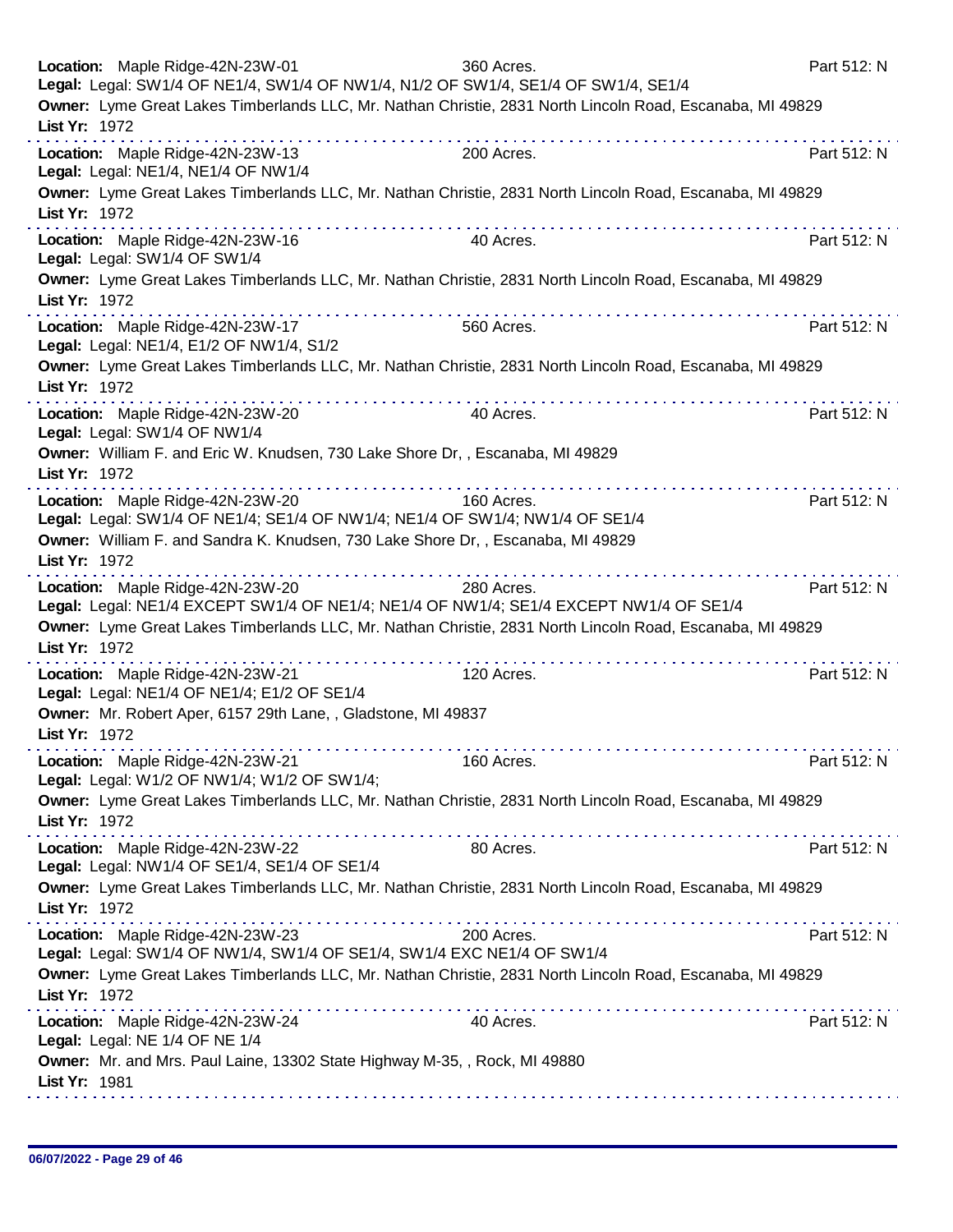**Location:** Maple Ridge-42N-23W-01 360 Acres. Part 512: N
**Legal:** Legal: SW1/4 OF NE1/4, SW1/4 OF NW1/4, N1/2 OF SW1/4, SE1/4 OF SW1/4, SE1/4
**Owner:** Lyme Great Lakes Timberlands LLC, Mr. Nathan Christie, 2831 North Lincoln Road, Escanaba, MI 49829
**List Yr:** 1972

---

**Location:** Maple Ridge-42N-23W-13 200 Acres. Part 512: N
**Legal:** Legal: NE1/4, NE1/4 OF NW1/4
**Owner:** Lyme Great Lakes Timberlands LLC, Mr. Nathan Christie, 2831 North Lincoln Road, Escanaba, MI 49829
**List Yr:** 1972

---

**Location:** Maple Ridge-42N-23W-16 40 Acres. Part 512: N
**Legal:** Legal: SW1/4 OF SW1/4
**Owner:** Lyme Great Lakes Timberlands LLC, Mr. Nathan Christie, 2831 North Lincoln Road, Escanaba, MI 49829
**List Yr:** 1972

---

**Location:** Maple Ridge-42N-23W-17 560 Acres. Part 512: N
**Legal:** Legal: NE1/4, E1/2 OF NW1/4, S1/2
**Owner:** Lyme Great Lakes Timberlands LLC, Mr. Nathan Christie, 2831 North Lincoln Road, Escanaba, MI 49829
**List Yr:** 1972

---

**Location:** Maple Ridge-42N-23W-20 40 Acres. Part 512: N
**Legal:** Legal: SW1/4 OF NW1/4
**Owner:** William F. and Eric W. Knudsen, 730 Lake Shore Dr, , Escanaba, MI 49829
**List Yr:** 1972

---

**Location:** Maple Ridge-42N-23W-20 160 Acres. Part 512: N
**Legal:** Legal: SW1/4 OF NE1/4; SE1/4 OF NW1/4; NE1/4 OF SW1/4; NW1/4 OF SE1/4
**Owner:** William F. and Sandra K. Knudsen, 730 Lake Shore Dr, , Escanaba, MI 49829
**List Yr:** 1972

---

**Location:** Maple Ridge-42N-23W-20 280 Acres. Part 512: N
**Legal:** Legal: NE1/4 EXCEPT SW1/4 OF NE1/4; NE1/4 OF NW1/4; SE1/4 EXCEPT NW1/4 OF SE1/4
**Owner:** Lyme Great Lakes Timberlands LLC, Mr. Nathan Christie, 2831 North Lincoln Road, Escanaba, MI 49829
**List Yr:** 1972

---

**Location:** Maple Ridge-42N-23W-21 120 Acres. Part 512: N
**Legal:** Legal: NE1/4 OF NE1/4; E1/2 OF SE1/4
**Owner:** Mr. Robert Aper, 6157 29th Lane, , Gladstone, MI 49837
**List Yr:** 1972

---

**Location:** Maple Ridge-42N-23W-21 160 Acres. Part 512: N
**Legal:** Legal: W1/2 OF NW1/4; W1/2 OF SW1/4;
**Owner:** Lyme Great Lakes Timberlands LLC, Mr. Nathan Christie, 2831 North Lincoln Road, Escanaba, MI 49829
**List Yr:** 1972

---

**Location:** Maple Ridge-42N-23W-22 80 Acres. Part 512: N
**Legal:** Legal: NW1/4 OF SE1/4, SE1/4 OF SE1/4
**Owner:** Lyme Great Lakes Timberlands LLC, Mr. Nathan Christie, 2831 North Lincoln Road, Escanaba, MI 49829
**List Yr:** 1972

---

**Location:** Maple Ridge-42N-23W-23 200 Acres. Part 512: N
**Legal:** Legal: SW1/4 OF NW1/4, SW1/4 OF SE1/4, SW1/4 EXC NE1/4 OF SW1/4
**Owner:** Lyme Great Lakes Timberlands LLC, Mr. Nathan Christie, 2831 North Lincoln Road, Escanaba, MI 49829
**List Yr:** 1972

---

**Location:** Maple Ridge-42N-23W-24 40 Acres. Part 512: N
**Legal:** Legal: NE 1/4 OF NE 1/4
**Owner:** Mr. and Mrs. Paul Laine, 13302 State Highway M-35, , Rock, MI 49880
**List Yr:** 1981

---

06/07/2022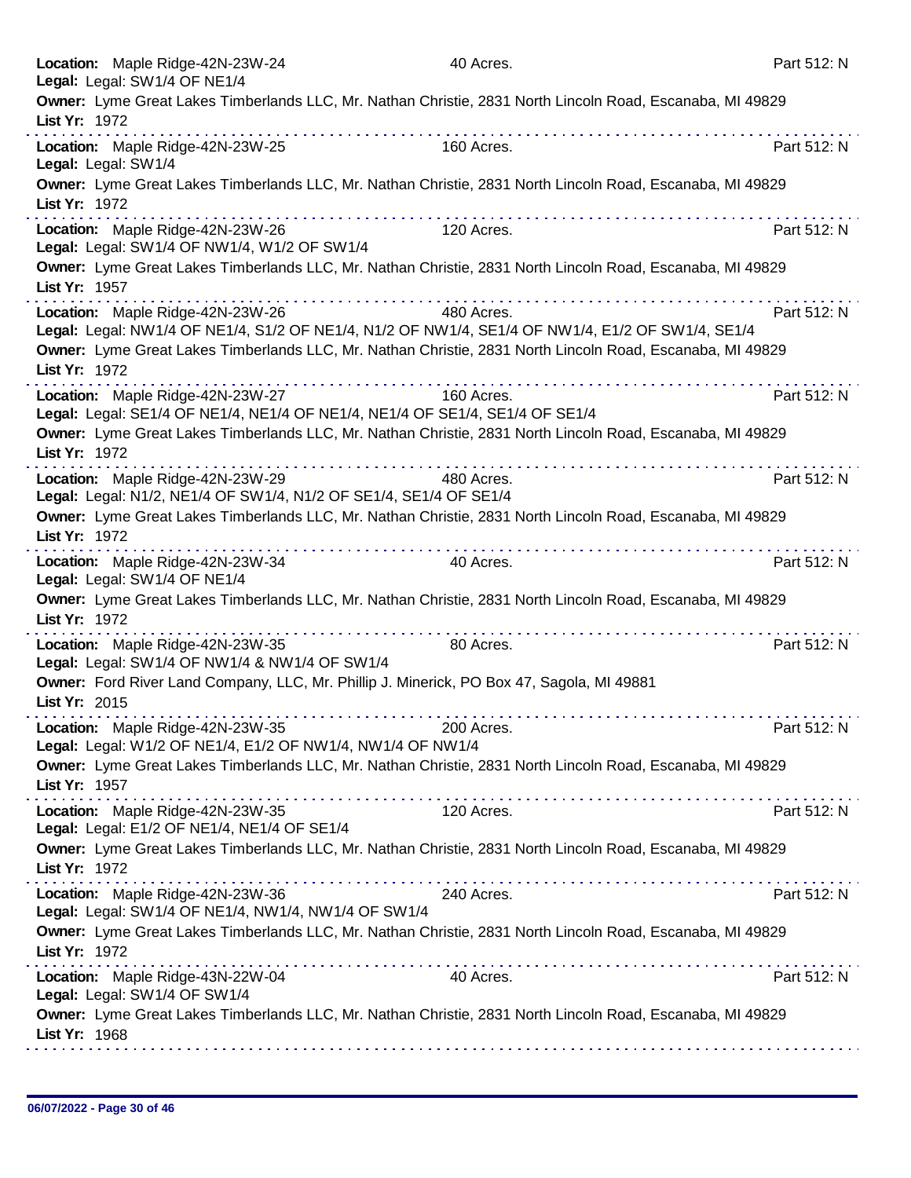**Location:** Maple Ridge-42N-23W-24 40 Acres. Part 512: N
**Legal:** Legal: SW1/4 OF NE1/4
**Owner:** Lyme Great Lakes Timberlands LLC, Mr. Nathan Christie, 2831 North Lincoln Road, Escanaba, MI 49829
**List Yr:** 1972

---

**Location:** Maple Ridge-42N-23W-25 160 Acres. Part 512: N
**Legal:** Legal: SW1/4
**Owner:** Lyme Great Lakes Timberlands LLC, Mr. Nathan Christie, 2831 North Lincoln Road, Escanaba, MI 49829
**List Yr:** 1972

---

**Location:** Maple Ridge-42N-23W-26 120 Acres. Part 512: N
**Legal:** Legal: SW1/4 OF NW1/4, W1/2 OF SW1/4
**Owner:** Lyme Great Lakes Timberlands LLC, Mr. Nathan Christie, 2831 North Lincoln Road, Escanaba, MI 49829
**List Yr:** 1957

---

**Location:** Maple Ridge-42N-23W-26 480 Acres. Part 512: N
**Legal:** Legal: NW1/4 OF NE1/4, S1/2 OF NE1/4, N1/2 OF NW1/4, SE1/4 OF NW1/4, E1/2 OF SW1/4, SE1/4
**Owner:** Lyme Great Lakes Timberlands LLC, Mr. Nathan Christie, 2831 North Lincoln Road, Escanaba, MI 49829
**List Yr:** 1972

---

**Location:** Maple Ridge-42N-23W-27 160 Acres. Part 512: N
**Legal:** Legal: SE1/4 OF NE1/4, NE1/4 OF NE1/4, NE1/4 OF SE1/4, SE1/4 OF SE1/4
**Owner:** Lyme Great Lakes Timberlands LLC, Mr. Nathan Christie, 2831 North Lincoln Road, Escanaba, MI 49829
**List Yr:** 1972

---

**Location:** Maple Ridge-42N-23W-29 480 Acres. Part 512: N
**Legal:** Legal: N1/2, NE1/4 OF SW1/4, N1/2 OF SE1/4, SE1/4 OF SE1/4
**Owner:** Lyme Great Lakes Timberlands LLC, Mr. Nathan Christie, 2831 North Lincoln Road, Escanaba, MI 49829
**List Yr:** 1972

---

**Location:** Maple Ridge-42N-23W-34 40 Acres. Part 512: N
**Legal:** Legal: SW1/4 OF NE1/4
**Owner:** Lyme Great Lakes Timberlands LLC, Mr. Nathan Christie, 2831 North Lincoln Road, Escanaba, MI 49829
**List Yr:** 1972

---

**Location:** Maple Ridge-42N-23W-35 80 Acres. Part 512: N
**Legal:** Legal: SW1/4 OF NW1/4 & NW1/4 OF SW1/4
**Owner:** Ford River Land Company, LLC, Mr. Phillip J. Minerick, PO Box 47, Sagola, MI 49881
**List Yr:** 2015

---

**Location:** Maple Ridge-42N-23W-35 200 Acres. Part 512: N
**Legal:** Legal: W1/2 OF NE1/4, E1/2 OF NW1/4, NW1/4 OF NW1/4
**Owner:** Lyme Great Lakes Timberlands LLC, Mr. Nathan Christie, 2831 North Lincoln Road, Escanaba, MI 49829
**List Yr:** 1957

---

**Location:** Maple Ridge-42N-23W-35 120 Acres. Part 512: N
**Legal:** Legal: E1/2 OF NE1/4, NE1/4 OF SE1/4
**Owner:** Lyme Great Lakes Timberlands LLC, Mr. Nathan Christie, 2831 North Lincoln Road, Escanaba, MI 49829
**List Yr:** 1972

---

**Location:** Maple Ridge-42N-23W-36 240 Acres. Part 512: N
**Legal:** Legal: SW1/4 OF NE1/4, NW1/4, NW1/4 OF SW1/4
**Owner:** Lyme Great Lakes Timberlands LLC, Mr. Nathan Christie, 2831 North Lincoln Road, Escanaba, MI 49829
**List Yr:** 1972

---

**Location:** Maple Ridge-43N-22W-04 40 Acres. Part 512: N
**Legal:** Legal: SW1/4 OF SW1/4
**Owner:** Lyme Great Lakes Timberlands LLC, Mr. Nathan Christie, 2831 North Lincoln Road, Escanaba, MI 49829
**List Yr:** 1968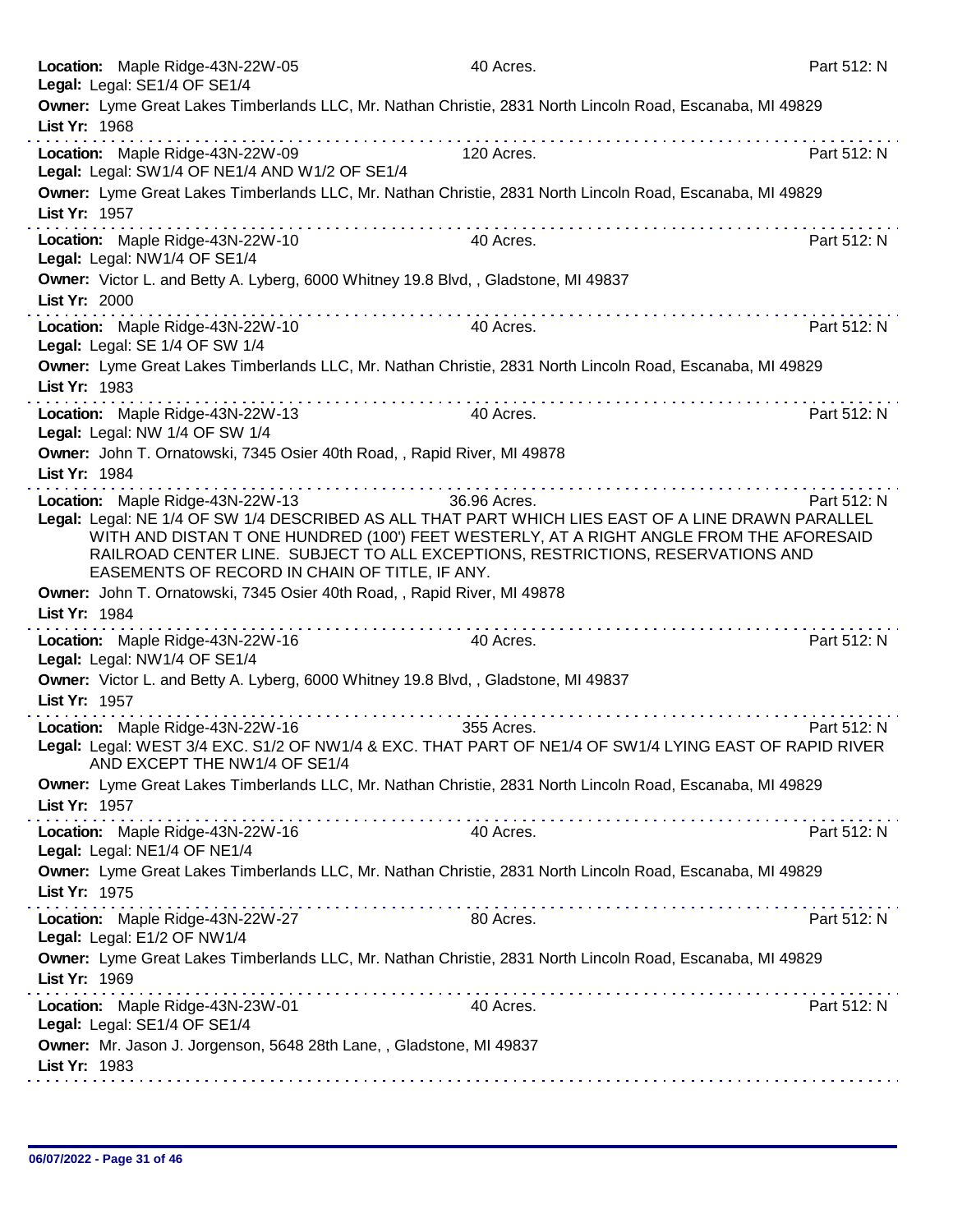**Location:** Maple Ridge-43N-22W-05 40 Acres. Part 512: N
**Legal:** Legal: SE1/4 OF SE1/4
**Owner:** Lyme Great Lakes Timberlands LLC, Mr. Nathan Christie, 2831 North Lincoln Road, Escanaba, MI 49829
**List Yr:** 1968

---

**Location:** Maple Ridge-43N-22W-09 120 Acres. Part 512: N
**Legal:** Legal: SW1/4 OF NE1/4 AND W1/2 OF SE1/4
**Owner:** Lyme Great Lakes Timberlands LLC, Mr. Nathan Christie, 2831 North Lincoln Road, Escanaba, MI 49829
**List Yr:** 1957

---

**Location:** Maple Ridge-43N-22W-10 40 Acres. Part 512: N
**Legal:** Legal: NW1/4 OF SE1/4
**Owner:** Victor L. and Betty A. Lyberg, 6000 Whitney 19.8 Blvd, , Gladstone, MI 49837
**List Yr:** 2000

---

**Location:** Maple Ridge-43N-22W-10 40 Acres. Part 512: N
**Legal:** Legal: SE 1/4 OF SW 1/4
**Owner:** Lyme Great Lakes Timberlands LLC, Mr. Nathan Christie, 2831 North Lincoln Road, Escanaba, MI 49829
**List Yr:** 1983

---

**Location:** Maple Ridge-43N-22W-13 40 Acres. Part 512: N
**Legal:** Legal: NW 1/4 OF SW 1/4
**Owner:** John T. Ornatowski, 7345 Osier 40th Road, , Rapid River, MI 49878
**List Yr:** 1984

---

**Location:** Maple Ridge-43N-22W-13 36.96 Acres. Part 512: N
**Legal:** Legal: NE 1/4 OF SW 1/4 DESCRIBED AS ALL THAT PART WHICH LIES EAST OF A LINE DRAWN PARALLEL WITH AND DISTAN T ONE HUNDRED (100') FEET WESTERLY, AT A RIGHT ANGLE FROM THE AFORESAID RAILROAD CENTER LINE. SUBJECT TO ALL EXCEPTIONS, RESTRICTIONS, RESERVATIONS AND EASEMENTS OF RECORD IN CHAIN OF TITLE, IF ANY.
**Owner:** John T. Ornatowski, 7345 Osier 40th Road, , Rapid River, MI 49878
**List Yr:** 1984

---

**Location:** Maple Ridge-43N-22W-16 40 Acres. Part 512: N
**Legal:** Legal: NW1/4 OF SE1/4
**Owner:** Victor L. and Betty A. Lyberg, 6000 Whitney 19.8 Blvd, , Gladstone, MI 49837
**List Yr:** 1957

---

**Location:** Maple Ridge-43N-22W-16 355 Acres. Part 512: N
**Legal:** Legal: WEST 3/4 EXC. S1/2 OF NW1/4 & EXC. THAT PART OF NE1/4 OF SW1/4 LYING EAST OF RAPID RIVER AND EXCEPT THE NW1/4 OF SE1/4
**Owner:** Lyme Great Lakes Timberlands LLC, Mr. Nathan Christie, 2831 North Lincoln Road, Escanaba, MI 49829
**List Yr:** 1957

---

**Location:** Maple Ridge-43N-22W-16 40 Acres. Part 512: N
**Legal:** Legal: NE1/4 OF NE1/4
**Owner:** Lyme Great Lakes Timberlands LLC, Mr. Nathan Christie, 2831 North Lincoln Road, Escanaba, MI 49829
**List Yr:** 1975

---

**Location:** Maple Ridge-43N-22W-27 80 Acres. Part 512: N
**Legal:** Legal: E1/2 OF NW1/4
**Owner:** Lyme Great Lakes Timberlands LLC, Mr. Nathan Christie, 2831 North Lincoln Road, Escanaba, MI 49829
**List Yr:** 1969

---

**Location:** Maple Ridge-43N-23W-01 40 Acres. Part 512: N
**Legal:** Legal: SE1/4 OF SE1/4
**Owner:** Mr. Jason J. Jorgenson, 5648 28th Lane, , Gladstone, MI 49837
**List Yr:** 1983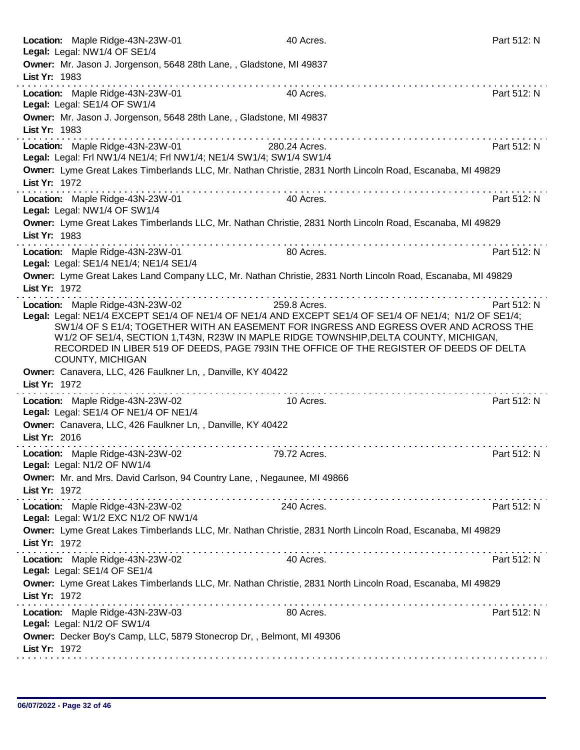**Location:** Maple Ridge-43N-23W-01 40 Acres. Part 512: N
**Legal:** Legal: NW1/4 OF SE1/4
**Owner:** Mr. Jason J. Jorgenson, 5648 28th Lane, , Gladstone, MI 49837
**List Yr:** 1983

---

**Location:** Maple Ridge-43N-23W-01 40 Acres. Part 512: N
**Legal:** Legal: SE1/4 OF SW1/4
**Owner:** Mr. Jason J. Jorgenson, 5648 28th Lane, , Gladstone, MI 49837
**List Yr:** 1983

---

**Location:** Maple Ridge-43N-23W-01 280.24 Acres. Part 512: N
**Legal:** Legal: Frl NW1/4 NE1/4; Frl NW1/4; NE1/4 SW1/4; SW1/4 SW1/4
**Owner:** Lyme Great Lakes Timberlands LLC, Mr. Nathan Christie, 2831 North Lincoln Road, Escanaba, MI 49829
**List Yr:** 1972

---

**Location:** Maple Ridge-43N-23W-01 40 Acres. Part 512: N
**Legal:** Legal: NW1/4 OF SW1/4
**Owner:** Lyme Great Lakes Timberlands LLC, Mr. Nathan Christie, 2831 North Lincoln Road, Escanaba, MI 49829
**List Yr:** 1983

---

**Location:** Maple Ridge-43N-23W-01 80 Acres. Part 512: N
**Legal:** Legal: SE1/4 NE1/4; NE1/4 SE1/4
**Owner:** Lyme Great Lakes Land Company LLC, Mr. Nathan Christie, 2831 North Lincoln Road, Escanaba, MI 49829
**List Yr:** 1972

---

**Location:** Maple Ridge-43N-23W-02 259.8 Acres. Part 512: N
**Legal:** Legal: NE1/4 EXCEPT SE1/4 OF NE1/4 OF NE1/4 AND EXCEPT SE1/4 OF SE1/4 OF NE1/4; N1/2 OF SE1/4; SW1/4 OF S E1/4; TOGETHER WITH AN EASEMENT FOR INGRESS AND EGRESS OVER AND ACROSS THE W1/2 OF SE1/4, SECTION 1,T43N, R23W IN MAPLE RIDGE TOWNSHIP,DELTA COUNTY, MICHIGAN, RECORDED IN LIBER 519 OF DEEDS, PAGE 793IN THE OFFICE OF THE REGISTER OF DEEDS OF DELTA COUNTY, MICHIGAN
**Owner:** Canavera, LLC, 426 Faulkner Ln, , Danville, KY 40422
**List Yr:** 1972

---

**Location:** Maple Ridge-43N-23W-02 10 Acres. Part 512: N
**Legal:** Legal: SE1/4 OF NE1/4 OF NE1/4
**Owner:** Canavera, LLC, 426 Faulkner Ln, , Danville, KY 40422
**List Yr:** 2016

---

**Location:** Maple Ridge-43N-23W-02 79.72 Acres. Part 512: N
**Legal:** Legal: N1/2 OF NW1/4
**Owner:** Mr. and Mrs. David Carlson, 94 Country Lane, , Negaunee, MI 49866
**List Yr:** 1972

---

**Location:** Maple Ridge-43N-23W-02 240 Acres. Part 512: N
**Legal:** Legal: W1/2 EXC N1/2 OF NW1/4
**Owner:** Lyme Great Lakes Timberlands LLC, Mr. Nathan Christie, 2831 North Lincoln Road, Escanaba, MI 49829
**List Yr:** 1972

---

**Location:** Maple Ridge-43N-23W-02 40 Acres. Part 512: N
**Legal:** Legal: SE1/4 OF SE1/4
**Owner:** Lyme Great Lakes Timberlands LLC, Mr. Nathan Christie, 2831 North Lincoln Road, Escanaba, MI 49829
**List Yr:** 1972

---

**Location:** Maple Ridge-43N-23W-03 80 Acres. Part 512: N
**Legal:** Legal: N1/2 OF SW1/4
**Owner:** Decker Boy's Camp, LLC, 5879 Stonecrop Dr, , Belmont, MI 49306
**List Yr:** 1972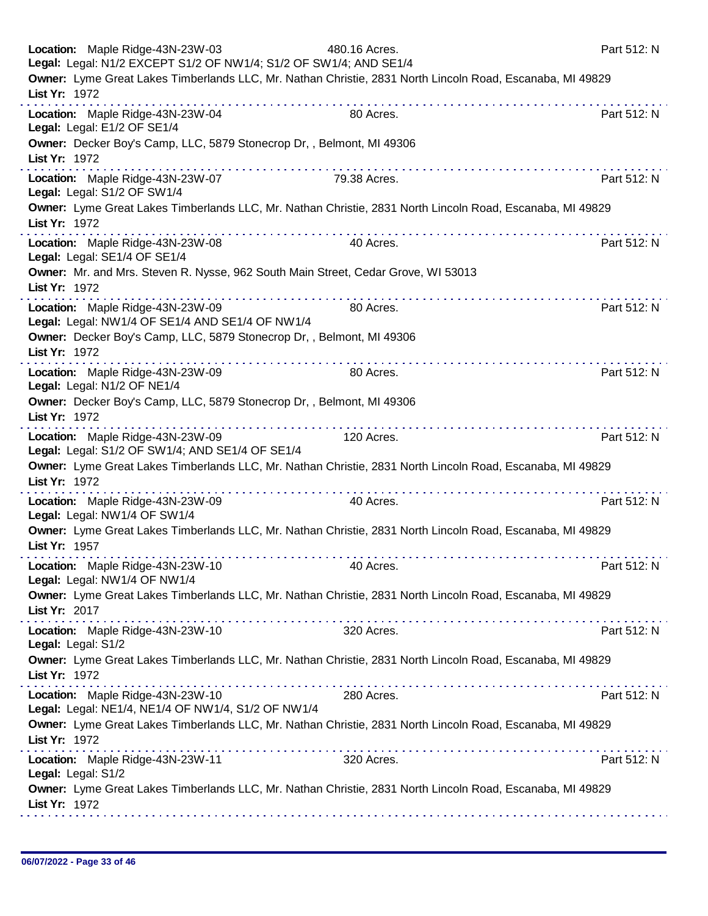**Location:** Maple Ridge-43N-23W-03 480.16 Acres. Part 512: N
**Legal:** Legal: N1/2 EXCEPT S1/2 OF NW1/4; S1/2 OF SW1/4; AND SE1/4
**Owner:** Lyme Great Lakes Timberlands LLC, Mr. Nathan Christie, 2831 North Lincoln Road, Escanaba, MI 49829
**List Yr:** 1972

---

**Location:** Maple Ridge-43N-23W-04 80 Acres. Part 512: N
**Legal:** Legal: E1/2 OF SE1/4
**Owner:** Decker Boy's Camp, LLC, 5879 Stonecrop Dr, , Belmont, MI 49306
**List Yr:** 1972

---

**Location:** Maple Ridge-43N-23W-07 79.38 Acres. Part 512: N
**Legal:** Legal: S1/2 OF SW1/4
**Owner:** Lyme Great Lakes Timberlands LLC, Mr. Nathan Christie, 2831 North Lincoln Road, Escanaba, MI 49829
**List Yr:** 1972

---

**Location:** Maple Ridge-43N-23W-08 40 Acres. Part 512: N
**Legal:** Legal: SE1/4 OF SE1/4
**Owner:** Mr. and Mrs. Steven R. Nysse, 962 South Main Street, Cedar Grove, WI 53013
**List Yr:** 1972

---

**Location:** Maple Ridge-43N-23W-09 80 Acres. Part 512: N
**Legal:** Legal: NW1/4 OF SE1/4 AND SE1/4 OF NW1/4
**Owner:** Decker Boy's Camp, LLC, 5879 Stonecrop Dr, , Belmont, MI 49306
**List Yr:** 1972

---

**Location:** Maple Ridge-43N-23W-09 80 Acres. Part 512: N
**Legal:** Legal: N1/2 OF NE1/4
**Owner:** Decker Boy's Camp, LLC, 5879 Stonecrop Dr, , Belmont, MI 49306
**List Yr:** 1972

---

**Location:** Maple Ridge-43N-23W-09 120 Acres. Part 512: N
**Legal:** Legal: S1/2 OF SW1/4; AND SE1/4 OF SE1/4
**Owner:** Lyme Great Lakes Timberlands LLC, Mr. Nathan Christie, 2831 North Lincoln Road, Escanaba, MI 49829
**List Yr:** 1972

---

**Location:** Maple Ridge-43N-23W-09 40 Acres. Part 512: N
**Legal:** Legal: NW1/4 OF SW1/4
**Owner:** Lyme Great Lakes Timberlands LLC, Mr. Nathan Christie, 2831 North Lincoln Road, Escanaba, MI 49829
**List Yr:** 1957

---

**Location:** Maple Ridge-43N-23W-10 40 Acres. Part 512: N
**Legal:** Legal: NW1/4 OF NW1/4
**Owner:** Lyme Great Lakes Timberlands LLC, Mr. Nathan Christie, 2831 North Lincoln Road, Escanaba, MI 49829
**List Yr:** 2017

---

**Location:** Maple Ridge-43N-23W-10 320 Acres. Part 512: N
**Legal:** Legal: S1/2
**Owner:** Lyme Great Lakes Timberlands LLC, Mr. Nathan Christie, 2831 North Lincoln Road, Escanaba, MI 49829
**List Yr:** 1972

---

**Location:** Maple Ridge-43N-23W-10 280 Acres. Part 512: N
**Legal:** Legal: NE1/4, NE1/4 OF NW1/4, S1/2 OF NW1/4
**Owner:** Lyme Great Lakes Timberlands LLC, Mr. Nathan Christie, 2831 North Lincoln Road, Escanaba, MI 49829
**List Yr:** 1972

---

**Location:** Maple Ridge-43N-23W-11 320 Acres. Part 512: N
**Legal:** Legal: S1/2
**Owner:** Lyme Great Lakes Timberlands LLC, Mr. Nathan Christie, 2831 North Lincoln Road, Escanaba, MI 49829
**List Yr:** 1972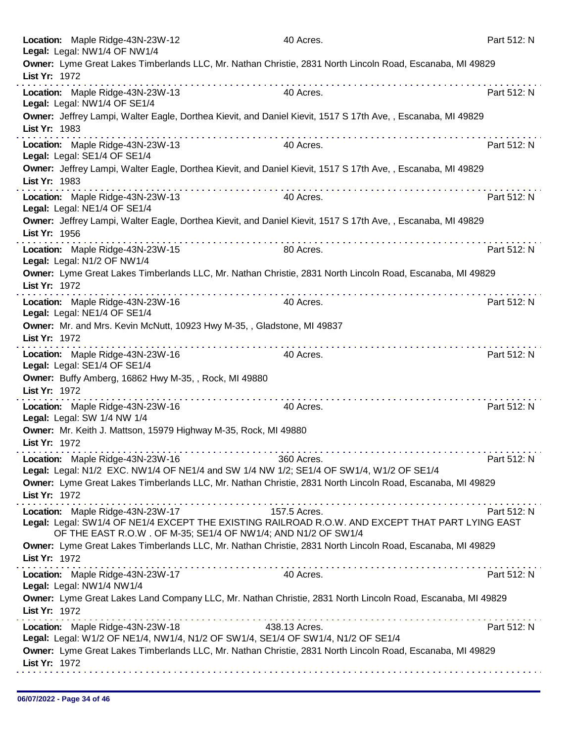**Location:** Maple Ridge-43N-23W-12 40 Acres. Part 512: N
**Legal:** Legal: NW1/4 OF NW1/4
**Owner:** Lyme Great Lakes Timberlands LLC, Mr. Nathan Christie, 2831 North Lincoln Road, Escanaba, MI 49829
**List Yr:** 1972

---

**Location:** Maple Ridge-43N-23W-13 40 Acres. Part 512: N
**Legal:** Legal: NW1/4 OF SE1/4
**Owner:** Jeffrey Lampi, Walter Eagle, Dorthea Kievit, and Daniel Kievit, 1517 S 17th Ave, , Escanaba, MI 49829
**List Yr:** 1983

---

**Location:** Maple Ridge-43N-23W-13 40 Acres. Part 512: N
**Legal:** Legal: SE1/4 OF SE1/4
**Owner:** Jeffrey Lampi, Walter Eagle, Dorthea Kievit, and Daniel Kievit, 1517 S 17th Ave, , Escanaba, MI 49829
**List Yr:** 1983

---

**Location:** Maple Ridge-43N-23W-13 40 Acres. Part 512: N
**Legal:** Legal: NE1/4 OF SE1/4
**Owner:** Jeffrey Lampi, Walter Eagle, Dorthea Kievit, and Daniel Kievit, 1517 S 17th Ave, , Escanaba, MI 49829
**List Yr:** 1956

---

**Location:** Maple Ridge-43N-23W-15 80 Acres. Part 512: N
**Legal:** Legal: N1/2 OF NW1/4
**Owner:** Lyme Great Lakes Timberlands LLC, Mr. Nathan Christie, 2831 North Lincoln Road, Escanaba, MI 49829
**List Yr:** 1972

---

**Location:** Maple Ridge-43N-23W-16 40 Acres. Part 512: N
**Legal:** Legal: NE1/4 OF SE1/4
**Owner:** Mr. and Mrs. Kevin McNutt, 10923 Hwy M-35, , Gladstone, MI 49837
**List Yr:** 1972

---

**Location:** Maple Ridge-43N-23W-16 40 Acres. Part 512: N
**Legal:** Legal: SE1/4 OF SE1/4
**Owner:** Buffy Amberg, 16862 Hwy M-35, , Rock, MI 49880
**List Yr:** 1972

---

**Location:** Maple Ridge-43N-23W-16 40 Acres. Part 512: N
**Legal:** Legal: SW 1/4 NW 1/4
**Owner:** Mr. Keith J. Mattson, 15979 Highway M-35, Rock, MI 49880
**List Yr:** 1972

---

**Location:** Maple Ridge-43N-23W-16 360 Acres. Part 512: N
**Legal:** Legal: N1/2 EXC. NW1/4 OF NE1/4 and SW 1/4 NW 1/2; SE1/4 OF SW1/4, W1/2 OF SE1/4
**Owner:** Lyme Great Lakes Timberlands LLC, Mr. Nathan Christie, 2831 North Lincoln Road, Escanaba, MI 49829
**List Yr:** 1972

---

**Location:** Maple Ridge-43N-23W-17 157.5 Acres. Part 512: N
**Legal:** Legal: SW1/4 OF NE1/4 EXCEPT THE EXISTING RAILROAD R.O.W. AND EXCEPT THAT PART LYING EAST OF THE EAST R.O.W . OF M-35; SE1/4 OF NW1/4; AND N1/2 OF SW1/4
**Owner:** Lyme Great Lakes Timberlands LLC, Mr. Nathan Christie, 2831 North Lincoln Road, Escanaba, MI 49829
**List Yr:** 1972

---

**Location:** Maple Ridge-43N-23W-17 40 Acres. Part 512: N
**Legal:** Legal: NW1/4 NW1/4
**Owner:** Lyme Great Lakes Land Company LLC, Mr. Nathan Christie, 2831 North Lincoln Road, Escanaba, MI 49829
**List Yr:** 1972

---

**Location:** Maple Ridge-43N-23W-18 438.13 Acres. Part 512: N
**Legal:** Legal: W1/2 OF NE1/4, NW1/4, N1/2 OF SW1/4, SE1/4 OF SW1/4, N1/2 OF SE1/4
**Owner:** Lyme Great Lakes Timberlands LLC, Mr. Nathan Christie, 2831 North Lincoln Road, Escanaba, MI 49829
**List Yr:** 1972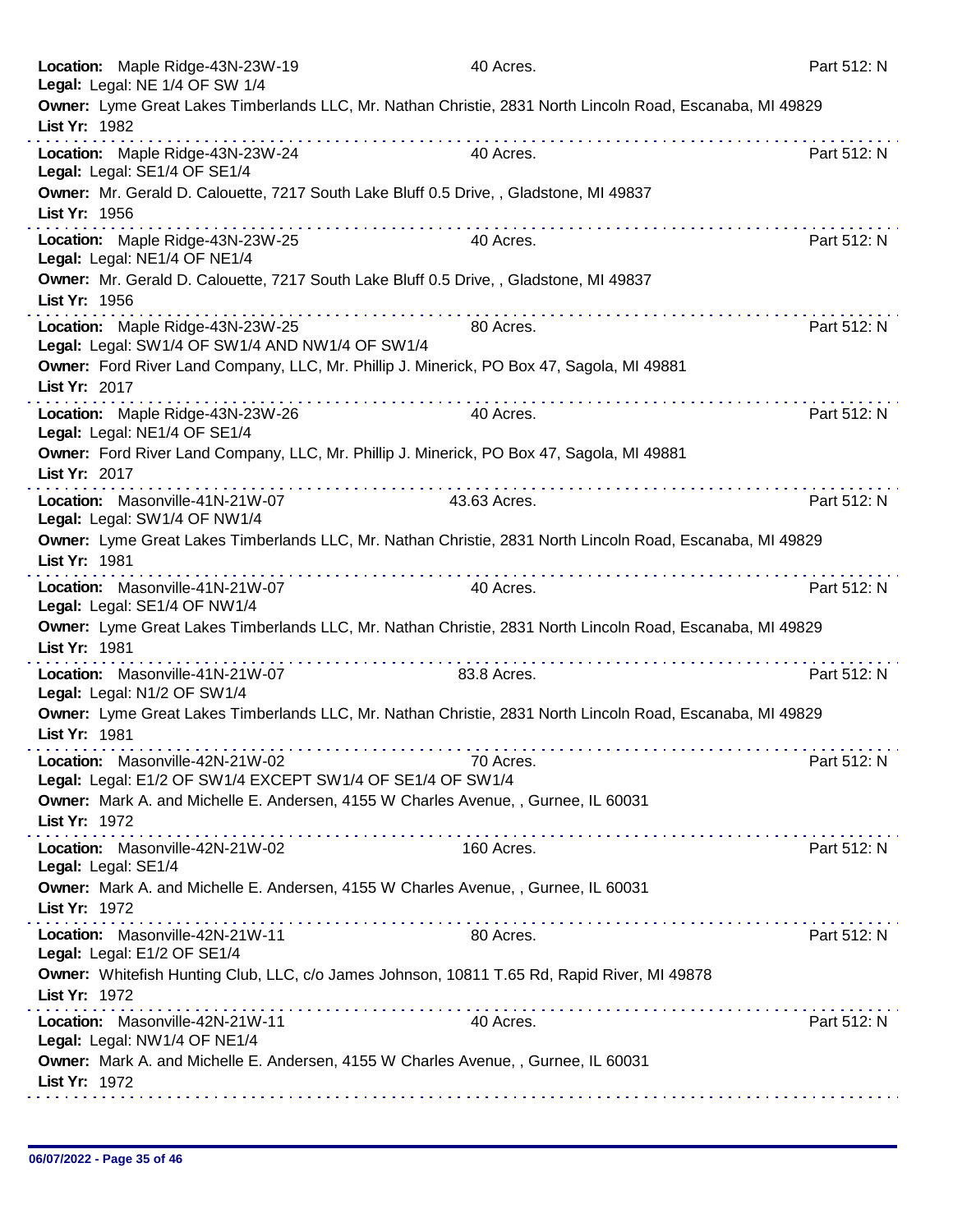**Location:** Maple Ridge-43N-23W-19 40 Acres. Part 512: N
**Legal:** Legal: NE 1/4 OF SW 1/4
**Owner:** Lyme Great Lakes Timberlands LLC, Mr. Nathan Christie, 2831 North Lincoln Road, Escanaba, MI 49829
**List Yr:** 1982

---

**Location:** Maple Ridge-43N-23W-24 40 Acres. Part 512: N
**Legal:** Legal: SE1/4 OF SE1/4
**Owner:** Mr. Gerald D. Calouette, 7217 South Lake Bluff 0.5 Drive, , Gladstone, MI 49837
**List Yr:** 1956

---

**Location:** Maple Ridge-43N-23W-25 40 Acres. Part 512: N
**Legal:** Legal: NE1/4 OF NE1/4
**Owner:** Mr. Gerald D. Calouette, 7217 South Lake Bluff 0.5 Drive, , Gladstone, MI 49837
**List Yr:** 1956

---

**Location:** Maple Ridge-43N-23W-25 80 Acres. Part 512: N
**Legal:** Legal: SW1/4 OF SW1/4 AND NW1/4 OF SW1/4
**Owner:** Ford River Land Company, LLC, Mr. Phillip J. Minerick, PO Box 47, Sagola, MI 49881
**List Yr:** 2017

---

**Location:** Maple Ridge-43N-23W-26 40 Acres. Part 512: N
**Legal:** Legal: NE1/4 OF SE1/4
**Owner:** Ford River Land Company, LLC, Mr. Phillip J. Minerick, PO Box 47, Sagola, MI 49881
**List Yr:** 2017

---

**Location:** Masonville-41N-21W-07 43.63 Acres. Part 512: N
**Legal:** Legal: SW1/4 OF NW1/4
**Owner:** Lyme Great Lakes Timberlands LLC, Mr. Nathan Christie, 2831 North Lincoln Road, Escanaba, MI 49829
**List Yr:** 1981

---

**Location:** Masonville-41N-21W-07 40 Acres. Part 512: N
**Legal:** Legal: SE1/4 OF NW1/4
**Owner:** Lyme Great Lakes Timberlands LLC, Mr. Nathan Christie, 2831 North Lincoln Road, Escanaba, MI 49829
**List Yr:** 1981

---

**Location:** Masonville-41N-21W-07 83.8 Acres. Part 512: N
**Legal:** Legal: N1/2 OF SW1/4
**Owner:** Lyme Great Lakes Timberlands LLC, Mr. Nathan Christie, 2831 North Lincoln Road, Escanaba, MI 49829
**List Yr:** 1981

---

**Location:** Masonville-42N-21W-02 70 Acres. Part 512: N
**Legal:** Legal: E1/2 OF SW1/4 EXCEPT SW1/4 OF SE1/4 OF SW1/4
**Owner:** Mark A. and Michelle E. Andersen, 4155 W Charles Avenue, , Gurnee, IL 60031
**List Yr:** 1972

---

**Location:** Masonville-42N-21W-02 160 Acres. Part 512: N
**Legal:** Legal: SE1/4
**Owner:** Mark A. and Michelle E. Andersen, 4155 W Charles Avenue, , Gurnee, IL 60031
**List Yr:** 1972

---

**Location:** Masonville-42N-21W-11 80 Acres. Part 512: N
**Legal:** Legal: E1/2 OF SE1/4
**Owner:** Whitefish Hunting Club, LLC, c/o James Johnson, 10811 T.65 Rd, Rapid River, MI 49878
**List Yr:** 1972

---

**Location:** Masonville-42N-21W-11 40 Acres. Part 512: N
**Legal:** Legal: NW1/4 OF NE1/4
**Owner:** Mark A. and Michelle E. Andersen, 4155 W Charles Avenue, , Gurnee, IL 60031
**List Yr:** 1972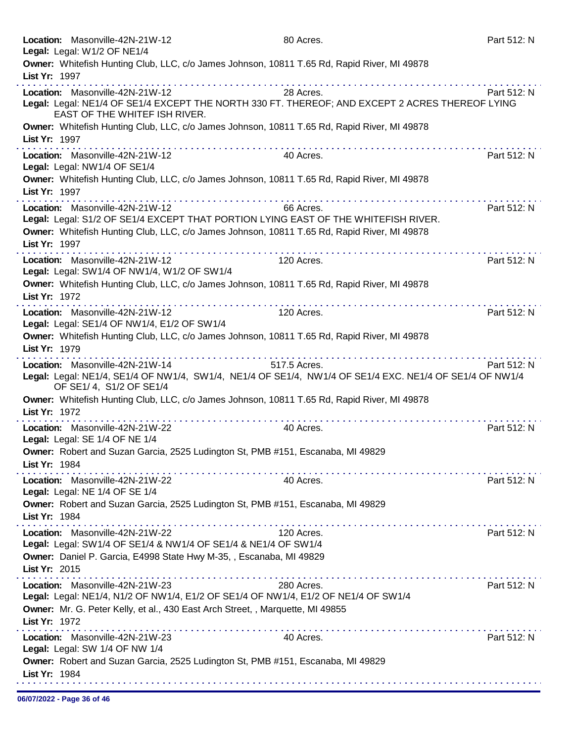**Location:** Masonville-42N-21W-12 80 Acres. Part 512: N
**Legal:** Legal: W1/2 OF NE1/4
**Owner:** Whitefish Hunting Club, LLC, c/o James Johnson, 10811 T.65 Rd, Rapid River, MI 49878
**List Yr:** 1997

---

**Location:** Masonville-42N-21W-12 28 Acres. Part 512: N
**Legal:** Legal: NE1/4 OF SE1/4 EXCEPT THE NORTH 330 FT. THEREOF; AND EXCEPT 2 ACRES THEREOF LYING EAST OF THE WHITEF ISH RIVER.
**Owner:** Whitefish Hunting Club, LLC, c/o James Johnson, 10811 T.65 Rd, Rapid River, MI 49878
**List Yr:** 1997

---

**Location:** Masonville-42N-21W-12 40 Acres. Part 512: N
**Legal:** Legal: NW1/4 OF SE1/4
**Owner:** Whitefish Hunting Club, LLC, c/o James Johnson, 10811 T.65 Rd, Rapid River, MI 49878
**List Yr:** 1997

---

**Location:** Masonville-42N-21W-12 66 Acres. Part 512: N
**Legal:** Legal: S1/2 OF SE1/4 EXCEPT THAT PORTION LYING EAST OF THE WHITEFISH RIVER.
**Owner:** Whitefish Hunting Club, LLC, c/o James Johnson, 10811 T.65 Rd, Rapid River, MI 49878
**List Yr:** 1997

---

**Location:** Masonville-42N-21W-12 120 Acres. Part 512: N
**Legal:** Legal: SW1/4 OF NW1/4, W1/2 OF SW1/4
**Owner:** Whitefish Hunting Club, LLC, c/o James Johnson, 10811 T.65 Rd, Rapid River, MI 49878
**List Yr:** 1972

---

**Location:** Masonville-42N-21W-12 120 Acres. Part 512: N
**Legal:** Legal: SE1/4 OF NW1/4, E1/2 OF SW1/4
**Owner:** Whitefish Hunting Club, LLC, c/o James Johnson, 10811 T.65 Rd, Rapid River, MI 49878
**List Yr:** 1979

---

**Location:** Masonville-42N-21W-14 517.5 Acres. Part 512: N
**Legal:** Legal: NE1/4, SE1/4 OF NW1/4, SW1/4, NE1/4 OF SE1/4, NW1/4 OF SE1/4 EXC. NE1/4 OF SE1/4 OF NW1/4 OF SE1/ 4, S1/2 OF SE1/4
**Owner:** Whitefish Hunting Club, LLC, c/o James Johnson, 10811 T.65 Rd, Rapid River, MI 49878
**List Yr:** 1972

---

**Location:** Masonville-42N-21W-22 40 Acres. Part 512: N
**Legal:** Legal: SE 1/4 OF NE 1/4
**Owner:** Robert and Suzan Garcia, 2525 Ludington St, PMB #151, Escanaba, MI 49829
**List Yr:** 1984

---

**Location:** Masonville-42N-21W-22 40 Acres. Part 512: N
**Legal:** Legal: NE 1/4 OF SE 1/4
**Owner:** Robert and Suzan Garcia, 2525 Ludington St, PMB #151, Escanaba, MI 49829
**List Yr:** 1984

---

**Location:** Masonville-42N-21W-22 120 Acres. Part 512: N
**Legal:** Legal: SW1/4 OF SE1/4 & NW1/4 OF SE1/4 & NE1/4 OF SW1/4
**Owner:** Daniel P. Garcia, E4998 State Hwy M-35, , Escanaba, MI 49829
**List Yr:** 2015

---

**Location:** Masonville-42N-21W-23 280 Acres. Part 512: N
**Legal:** Legal: NE1/4, N1/2 OF NW1/4, E1/2 OF SE1/4 OF NW1/4, E1/2 OF NE1/4 OF SW1/4
**Owner:** Mr. G. Peter Kelly, et al., 430 East Arch Street, , Marquette, MI 49855
**List Yr:** 1972

---

**Location:** Masonville-42N-21W-23 40 Acres. Part 512: N
**Legal:** Legal: SW 1/4 OF NW 1/4
**Owner:** Robert and Suzan Garcia, 2525 Ludington St, PMB #151, Escanaba, MI 49829
**List Yr:** 1984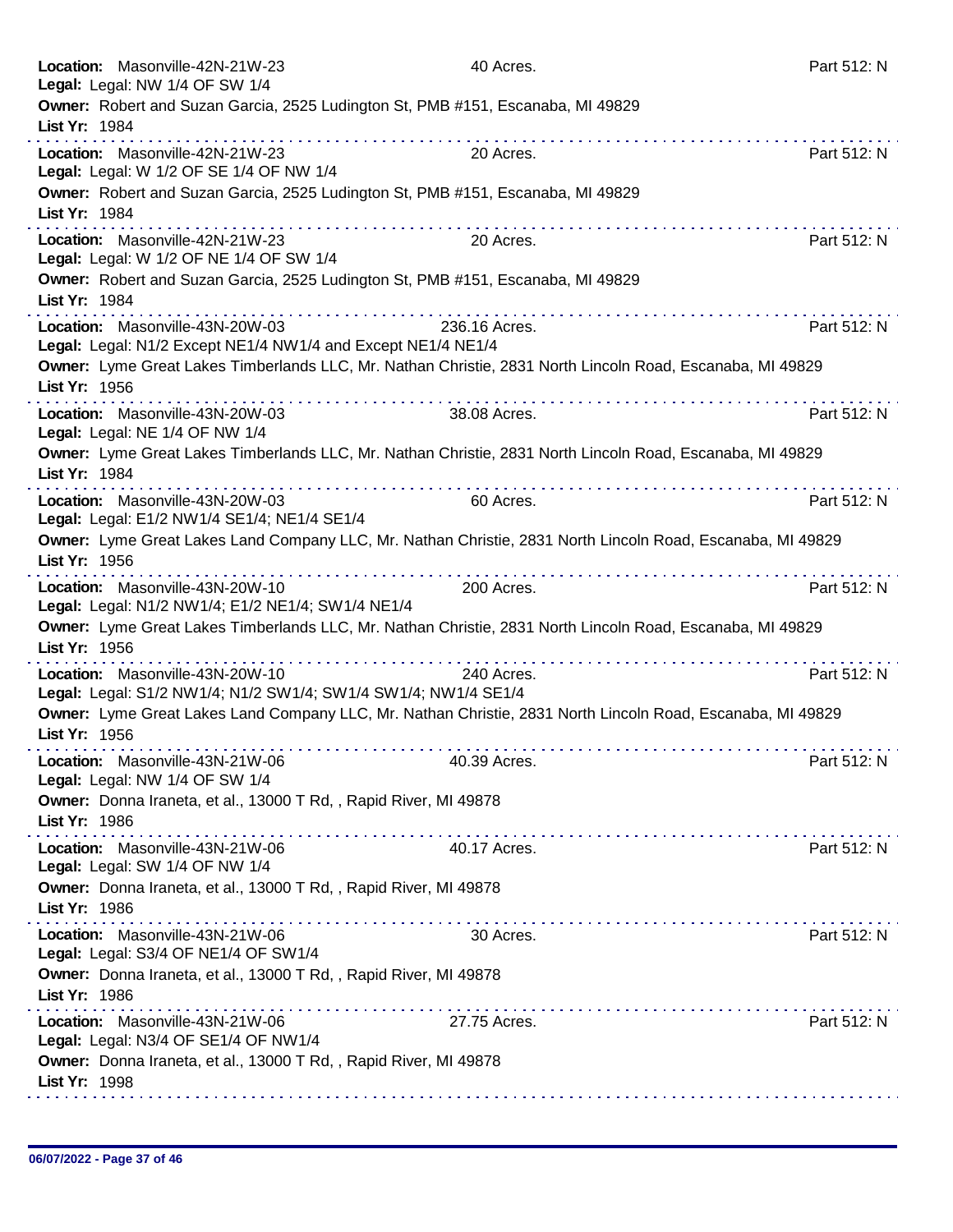**Location:** Masonville-42N-21W-23 40 Acres. Part 512: N
**Legal:** Legal: NW 1/4 OF SW 1/4
**Owner:** Robert and Suzan Garcia, 2525 Ludington St, PMB #151, Escanaba, MI 49829
**List Yr:** 1984

---

**Location:** Masonville-42N-21W-23 20 Acres. Part 512: N
**Legal:** Legal: W 1/2 OF SE 1/4 OF NW 1/4
**Owner:** Robert and Suzan Garcia, 2525 Ludington St, PMB #151, Escanaba, MI 49829
**List Yr:** 1984

---

**Location:** Masonville-42N-21W-23 20 Acres. Part 512: N
**Legal:** Legal: W 1/2 OF NE 1/4 OF SW 1/4
**Owner:** Robert and Suzan Garcia, 2525 Ludington St, PMB #151, Escanaba, MI 49829
**List Yr:** 1984

---

**Location:** Masonville-43N-20W-03 236.16 Acres. Part 512: N
**Legal:** Legal: N1/2 Except NE1/4 NW1/4 and Except NE1/4 NE1/4
**Owner:** Lyme Great Lakes Timberlands LLC, Mr. Nathan Christie, 2831 North Lincoln Road, Escanaba, MI 49829
**List Yr:** 1956

---

**Location:** Masonville-43N-20W-03 38.08 Acres. Part 512: N
**Legal:** Legal: NE 1/4 OF NW 1/4
**Owner:** Lyme Great Lakes Timberlands LLC, Mr. Nathan Christie, 2831 North Lincoln Road, Escanaba, MI 49829
**List Yr:** 1984

---

**Location:** Masonville-43N-20W-03 60 Acres. Part 512: N
**Legal:** Legal: E1/2 NW1/4 SE1/4; NE1/4 SE1/4
**Owner:** Lyme Great Lakes Land Company LLC, Mr. Nathan Christie, 2831 North Lincoln Road, Escanaba, MI 49829
**List Yr:** 1956

---

**Location:** Masonville-43N-20W-10 200 Acres. Part 512: N
**Legal:** Legal: N1/2 NW1/4; E1/2 NE1/4; SW1/4 NE1/4
**Owner:** Lyme Great Lakes Timberlands LLC, Mr. Nathan Christie, 2831 North Lincoln Road, Escanaba, MI 49829
**List Yr:** 1956

---

**Location:** Masonville-43N-20W-10 240 Acres. Part 512: N
**Legal:** Legal: S1/2 NW1/4; N1/2 SW1/4; SW1/4 SW1/4; NW1/4 SE1/4
**Owner:** Lyme Great Lakes Land Company LLC, Mr. Nathan Christie, 2831 North Lincoln Road, Escanaba, MI 49829
**List Yr:** 1956

---

**Location:** Masonville-43N-21W-06 40.39 Acres. Part 512: N
**Legal:** Legal: NW 1/4 OF SW 1/4
**Owner:** Donna Iraneta, et al., 13000 T Rd, , Rapid River, MI 49878
**List Yr:** 1986

---

**Location:** Masonville-43N-21W-06 40.17 Acres. Part 512: N
**Legal:** Legal: SW 1/4 OF NW 1/4
**Owner:** Donna Iraneta, et al., 13000 T Rd, , Rapid River, MI 49878
**List Yr:** 1986

---

**Location:** Masonville-43N-21W-06 30 Acres. Part 512: N
**Legal:** Legal: S3/4 OF NE1/4 OF SW1/4
**Owner:** Donna Iraneta, et al., 13000 T Rd, , Rapid River, MI 49878
**List Yr:** 1986

---

**Location:** Masonville-43N-21W-06 27.75 Acres. Part 512: N
**Legal:** Legal: N3/4 OF SE1/4 OF NW1/4
**Owner:** Donna Iraneta, et al., 13000 T Rd, , Rapid River, MI 49878
**List Yr:** 1998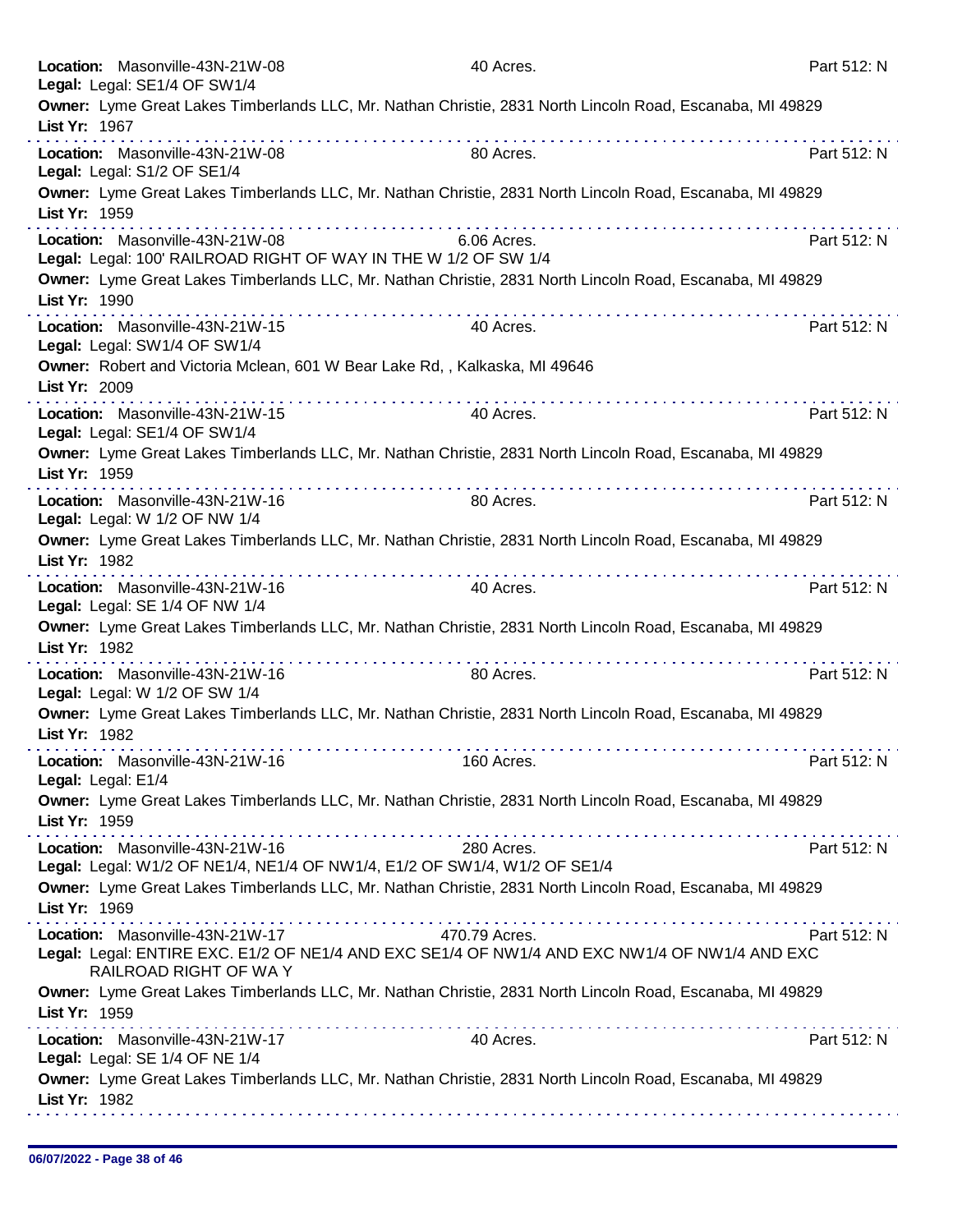**Location:** Masonville-43N-21W-08 40 Acres. Part 512: N
**Legal:** Legal: SE1/4 OF SW1/4
**Owner:** Lyme Great Lakes Timberlands LLC, Mr. Nathan Christie, 2831 North Lincoln Road, Escanaba, MI 49829
**List Yr:** 1967

---

**Location:** Masonville-43N-21W-08 80 Acres. Part 512: N
**Legal:** Legal: S1/2 OF SE1/4
**Owner:** Lyme Great Lakes Timberlands LLC, Mr. Nathan Christie, 2831 North Lincoln Road, Escanaba, MI 49829
**List Yr:** 1959

---

**Location:** Masonville-43N-21W-08 6.06 Acres. Part 512: N
**Legal:** Legal: 100' RAILROAD RIGHT OF WAY IN THE W 1/2 OF SW 1/4
**Owner:** Lyme Great Lakes Timberlands LLC, Mr. Nathan Christie, 2831 North Lincoln Road, Escanaba, MI 49829
**List Yr:** 1990

---

**Location:** Masonville-43N-21W-15 40 Acres. Part 512: N
**Legal:** Legal: SW1/4 OF SW1/4
**Owner:** Robert and Victoria Mclean, 601 W Bear Lake Rd, , Kalkaska, MI 49646
**List Yr:** 2009

---

**Location:** Masonville-43N-21W-15 40 Acres. Part 512: N
**Legal:** Legal: SE1/4 OF SW1/4
**Owner:** Lyme Great Lakes Timberlands LLC, Mr. Nathan Christie, 2831 North Lincoln Road, Escanaba, MI 49829
**List Yr:** 1959

---

**Location:** Masonville-43N-21W-16 80 Acres. Part 512: N
**Legal:** Legal: W 1/2 OF NW 1/4
**Owner:** Lyme Great Lakes Timberlands LLC, Mr. Nathan Christie, 2831 North Lincoln Road, Escanaba, MI 49829
**List Yr:** 1982

---

**Location:** Masonville-43N-21W-16 40 Acres. Part 512: N
**Legal:** Legal: SE 1/4 OF NW 1/4
**Owner:** Lyme Great Lakes Timberlands LLC, Mr. Nathan Christie, 2831 North Lincoln Road, Escanaba, MI 49829
**List Yr:** 1982

---

**Location:** Masonville-43N-21W-16 80 Acres. Part 512: N
**Legal:** Legal: W 1/2 OF SW 1/4
**Owner:** Lyme Great Lakes Timberlands LLC, Mr. Nathan Christie, 2831 North Lincoln Road, Escanaba, MI 49829
**List Yr:** 1982

---

**Location:** Masonville-43N-21W-16 160 Acres. Part 512: N
**Legal:** Legal: E1/4
**Owner:** Lyme Great Lakes Timberlands LLC, Mr. Nathan Christie, 2831 North Lincoln Road, Escanaba, MI 49829
**List Yr:** 1959

---

**Location:** Masonville-43N-21W-16 280 Acres. Part 512: N
**Legal:** Legal: W1/2 OF NE1/4, NE1/4 OF NW1/4, E1/2 OF SW1/4, W1/2 OF SE1/4
**Owner:** Lyme Great Lakes Timberlands LLC, Mr. Nathan Christie, 2831 North Lincoln Road, Escanaba, MI 49829
**List Yr:** 1969

---

**Location:** Masonville-43N-21W-17 470.79 Acres. Part 512: N
**Legal:** Legal: ENTIRE EXC. E1/2 OF NE1/4 AND EXC SE1/4 OF NW1/4 AND EXC NW1/4 OF NW1/4 AND EXC RAILROAD RIGHT OF WA Y
**Owner:** Lyme Great Lakes Timberlands LLC, Mr. Nathan Christie, 2831 North Lincoln Road, Escanaba, MI 49829
**List Yr:** 1959

---

**Location:** Masonville-43N-21W-17 40 Acres. Part 512: N
**Legal:** Legal: SE 1/4 OF NE 1/4
**Owner:** Lyme Great Lakes Timberlands LLC, Mr. Nathan Christie, 2831 North Lincoln Road, Escanaba, MI 49829
**List Yr:** 1982

---

06/07/2022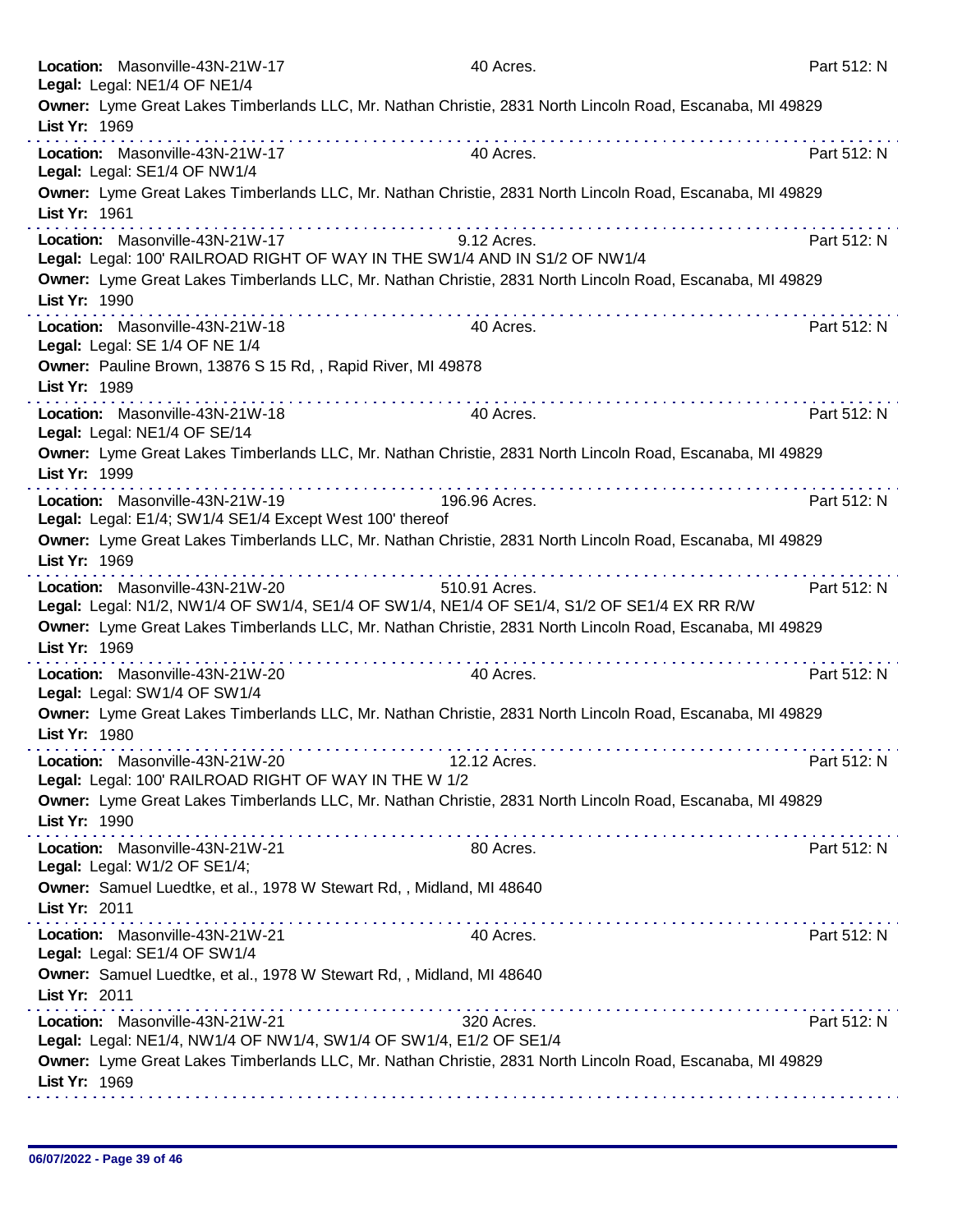**Location:** Masonville-43N-21W-17 40 Acres. Part 512: N
**Legal:** Legal: NE1/4 OF NE1/4
**Owner:** Lyme Great Lakes Timberlands LLC, Mr. Nathan Christie, 2831 North Lincoln Road, Escanaba, MI 49829
**List Yr:** 1969

---

**Location:** Masonville-43N-21W-17 40 Acres. Part 512: N
**Legal:** Legal: SE1/4 OF NW1/4
**Owner:** Lyme Great Lakes Timberlands LLC, Mr. Nathan Christie, 2831 North Lincoln Road, Escanaba, MI 49829
**List Yr:** 1961

---

**Location:** Masonville-43N-21W-17 9.12 Acres. Part 512: N
**Legal:** Legal: 100' RAILROAD RIGHT OF WAY IN THE SW1/4 AND IN S1/2 OF NW1/4
**Owner:** Lyme Great Lakes Timberlands LLC, Mr. Nathan Christie, 2831 North Lincoln Road, Escanaba, MI 49829
**List Yr:** 1990

---

**Location:** Masonville-43N-21W-18 40 Acres. Part 512: N
**Legal:** Legal: SE 1/4 OF NE 1/4
**Owner:** Pauline Brown, 13876 S 15 Rd, , Rapid River, MI 49878
**List Yr:** 1989

---

**Location:** Masonville-43N-21W-18 40 Acres. Part 512: N
**Legal:** Legal: NE1/4 OF SE/14
**Owner:** Lyme Great Lakes Timberlands LLC, Mr. Nathan Christie, 2831 North Lincoln Road, Escanaba, MI 49829
**List Yr:** 1999

---

**Location:** Masonville-43N-21W-19 196.96 Acres. Part 512: N
**Legal:** Legal: E1/4; SW1/4 SE1/4 Except West 100' thereof
**Owner:** Lyme Great Lakes Timberlands LLC, Mr. Nathan Christie, 2831 North Lincoln Road, Escanaba, MI 49829
**List Yr:** 1969

---

**Location:** Masonville-43N-21W-20 510.91 Acres. Part 512: N
**Legal:** Legal: N1/2, NW1/4 OF SW1/4, SE1/4 OF SW1/4, NE1/4 OF SE1/4, S1/2 OF SE1/4 EX RR R/W
**Owner:** Lyme Great Lakes Timberlands LLC, Mr. Nathan Christie, 2831 North Lincoln Road, Escanaba, MI 49829
**List Yr:** 1969

---

**Location:** Masonville-43N-21W-20 40 Acres. Part 512: N
**Legal:** Legal: SW1/4 OF SW1/4
**Owner:** Lyme Great Lakes Timberlands LLC, Mr. Nathan Christie, 2831 North Lincoln Road, Escanaba, MI 49829
**List Yr:** 1980

---

**Location:** Masonville-43N-21W-20 12.12 Acres. Part 512: N
**Legal:** Legal: 100' RAILROAD RIGHT OF WAY IN THE W 1/2
**Owner:** Lyme Great Lakes Timberlands LLC, Mr. Nathan Christie, 2831 North Lincoln Road, Escanaba, MI 49829
**List Yr:** 1990

---

**Location:** Masonville-43N-21W-21 80 Acres. Part 512: N
**Legal:** Legal: W1/2 OF SE1/4;
**Owner:** Samuel Luedtke, et al., 1978 W Stewart Rd, , Midland, MI 48640
**List Yr:** 2011

---

**Location:** Masonville-43N-21W-21 40 Acres. Part 512: N
**Legal:** Legal: SE1/4 OF SW1/4
**Owner:** Samuel Luedtke, et al., 1978 W Stewart Rd, , Midland, MI 48640
**List Yr:** 2011

---

**Location:** Masonville-43N-21W-21 320 Acres. Part 512: N
**Legal:** Legal: NE1/4, NW1/4 OF NW1/4, SW1/4 OF SW1/4, E1/2 OF SE1/4
**Owner:** Lyme Great Lakes Timberlands LLC, Mr. Nathan Christie, 2831 North Lincoln Road, Escanaba, MI 49829
**List Yr:** 1969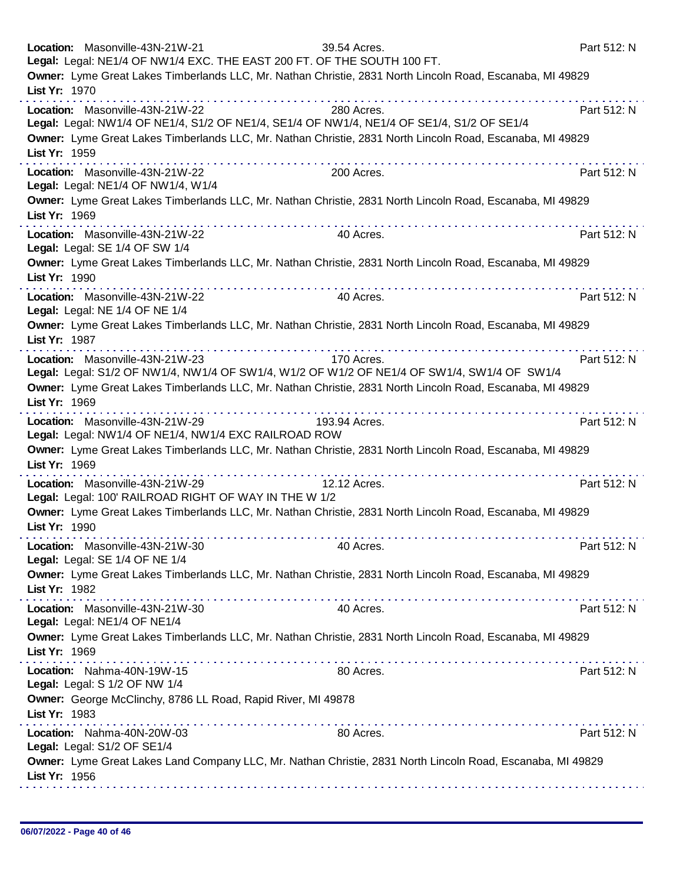**Location:** Masonville-43N-21W-21 39.54 Acres. Part 512: N
**Legal:** Legal: NE1/4 OF NW1/4 EXC. THE EAST 200 FT. OF THE SOUTH 100 FT.
**Owner:** Lyme Great Lakes Timberlands LLC, Mr. Nathan Christie, 2831 North Lincoln Road, Escanaba, MI 49829
**List Yr:** 1970

---

**Location:** Masonville-43N-21W-22 280 Acres. Part 512: N
**Legal:** Legal: NW1/4 OF NE1/4, S1/2 OF NE1/4, SE1/4 OF NW1/4, NE1/4 OF SE1/4, S1/2 OF SE1/4
**Owner:** Lyme Great Lakes Timberlands LLC, Mr. Nathan Christie, 2831 North Lincoln Road, Escanaba, MI 49829
**List Yr:** 1959

---

**Location:** Masonville-43N-21W-22 200 Acres. Part 512: N
**Legal:** Legal: NE1/4 OF NW1/4, W1/4
**Owner:** Lyme Great Lakes Timberlands LLC, Mr. Nathan Christie, 2831 North Lincoln Road, Escanaba, MI 49829
**List Yr:** 1969

---

**Location:** Masonville-43N-21W-22 40 Acres. Part 512: N
**Legal:** Legal: SE 1/4 OF SW 1/4
**Owner:** Lyme Great Lakes Timberlands LLC, Mr. Nathan Christie, 2831 North Lincoln Road, Escanaba, MI 49829
**List Yr:** 1990

---

**Location:** Masonville-43N-21W-22 40 Acres. Part 512: N
**Legal:** Legal: NE 1/4 OF NE 1/4
**Owner:** Lyme Great Lakes Timberlands LLC, Mr. Nathan Christie, 2831 North Lincoln Road, Escanaba, MI 49829
**List Yr:** 1987

---

**Location:** Masonville-43N-21W-23 170 Acres. Part 512: N
**Legal:** Legal: S1/2 OF NW1/4, NW1/4 OF SW1/4, W1/2 OF W1/2 OF NE1/4 OF SW1/4, SW1/4 OF SW1/4
**Owner:** Lyme Great Lakes Timberlands LLC, Mr. Nathan Christie, 2831 North Lincoln Road, Escanaba, MI 49829
**List Yr:** 1969

---

**Location:** Masonville-43N-21W-29 193.94 Acres. Part 512: N
**Legal:** Legal: NW1/4 OF NE1/4, NW1/4 EXC RAILROAD ROW
**Owner:** Lyme Great Lakes Timberlands LLC, Mr. Nathan Christie, 2831 North Lincoln Road, Escanaba, MI 49829
**List Yr:** 1969

---

**Location:** Masonville-43N-21W-29 12.12 Acres. Part 512: N
**Legal:** Legal: 100' RAILROAD RIGHT OF WAY IN THE W 1/2
**Owner:** Lyme Great Lakes Timberlands LLC, Mr. Nathan Christie, 2831 North Lincoln Road, Escanaba, MI 49829
**List Yr:** 1990

---

**Location:** Masonville-43N-21W-30 40 Acres. Part 512: N
**Legal:** Legal: SE 1/4 OF NE 1/4
**Owner:** Lyme Great Lakes Timberlands LLC, Mr. Nathan Christie, 2831 North Lincoln Road, Escanaba, MI 49829
**List Yr:** 1982

---

**Location:** Masonville-43N-21W-30 40 Acres. Part 512: N
**Legal:** Legal: NE1/4 OF NE1/4
**Owner:** Lyme Great Lakes Timberlands LLC, Mr. Nathan Christie, 2831 North Lincoln Road, Escanaba, MI 49829
**List Yr:** 1969

---

**Location:** Nahma-40N-19W-15 80 Acres. Part 512: N
**Legal:** Legal: S 1/2 OF NW 1/4
**Owner:** George McClinchy, 8786 LL Road, Rapid River, MI 49878
**List Yr:** 1983

---

**Location:** Nahma-40N-20W-03 80 Acres. Part 512: N
**Legal:** Legal: S1/2 OF SE1/4
**Owner:** Lyme Great Lakes Land Company LLC, Mr. Nathan Christie, 2831 North Lincoln Road, Escanaba, MI 49829
**List Yr:** 1956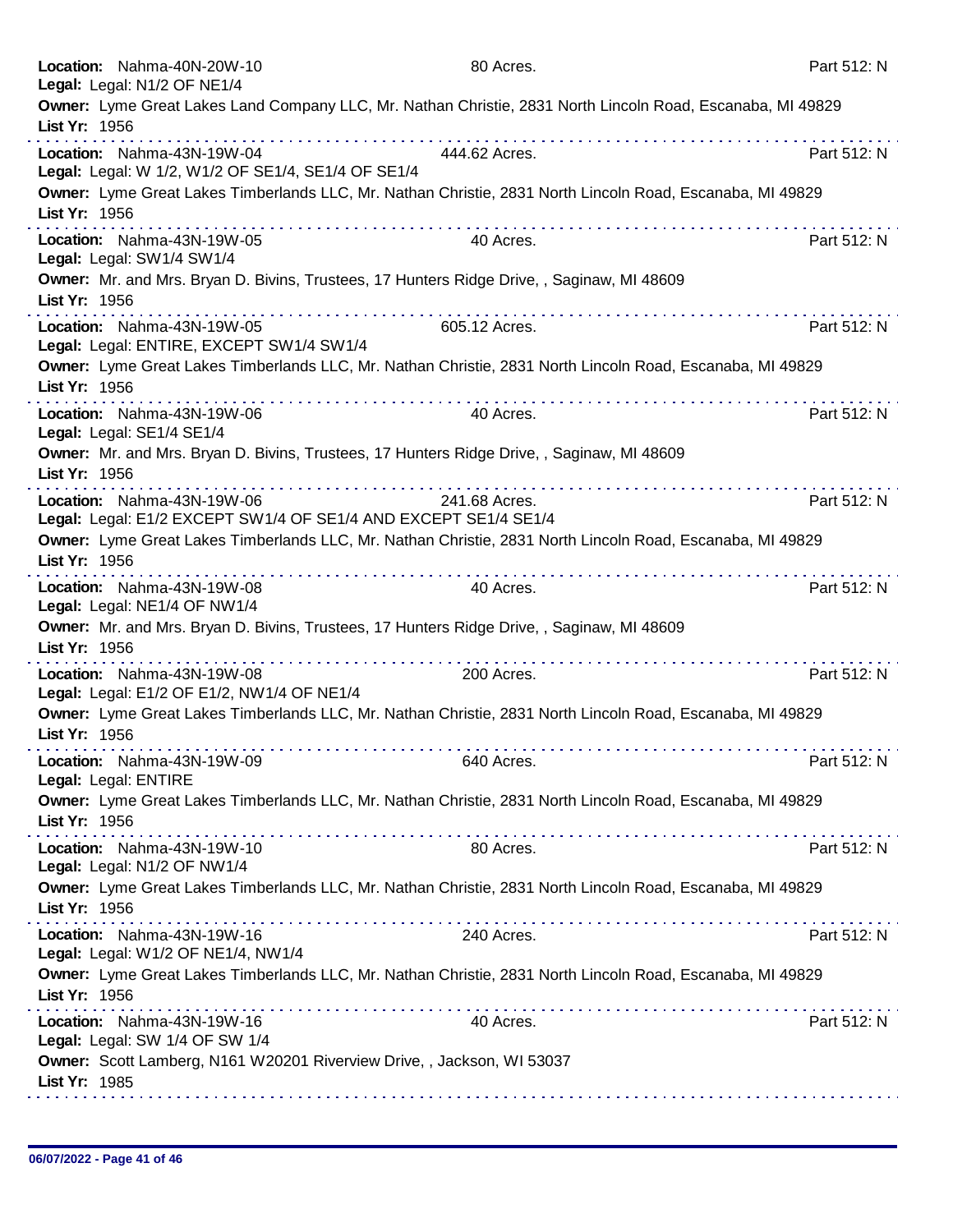**Location:** Nahma-40N-20W-10 80 Acres. Part 512: N
**Legal:** Legal: N1/2 OF NE1/4
**Owner:** Lyme Great Lakes Land Company LLC, Mr. Nathan Christie, 2831 North Lincoln Road, Escanaba, MI 49829
**List Yr:** 1956

---

**Location:** Nahma-43N-19W-04 444.62 Acres. Part 512: N
**Legal:** Legal: W 1/2, W1/2 OF SE1/4, SE1/4 OF SE1/4
**Owner:** Lyme Great Lakes Timberlands LLC, Mr. Nathan Christie, 2831 North Lincoln Road, Escanaba, MI 49829
**List Yr:** 1956

---

**Location:** Nahma-43N-19W-05 40 Acres. Part 512: N
**Legal:** Legal: SW1/4 SW1/4
**Owner:** Mr. and Mrs. Bryan D. Bivins, Trustees, 17 Hunters Ridge Drive, , Saginaw, MI 48609
**List Yr:** 1956

---

**Location:** Nahma-43N-19W-05 605.12 Acres. Part 512: N
**Legal:** Legal: ENTIRE, EXCEPT SW1/4 SW1/4
**Owner:** Lyme Great Lakes Timberlands LLC, Mr. Nathan Christie, 2831 North Lincoln Road, Escanaba, MI 49829
**List Yr:** 1956

---

**Location:** Nahma-43N-19W-06 40 Acres. Part 512: N
**Legal:** Legal: SE1/4 SE1/4
**Owner:** Mr. and Mrs. Bryan D. Bivins, Trustees, 17 Hunters Ridge Drive, , Saginaw, MI 48609
**List Yr:** 1956

---

**Location:** Nahma-43N-19W-06 241.68 Acres. Part 512: N
**Legal:** Legal: E1/2 EXCEPT SW1/4 OF SE1/4 AND EXCEPT SE1/4 SE1/4
**Owner:** Lyme Great Lakes Timberlands LLC, Mr. Nathan Christie, 2831 North Lincoln Road, Escanaba, MI 49829
**List Yr:** 1956

---

**Location:** Nahma-43N-19W-08 40 Acres. Part 512: N
**Legal:** Legal: NE1/4 OF NW1/4
**Owner:** Mr. and Mrs. Bryan D. Bivins, Trustees, 17 Hunters Ridge Drive, , Saginaw, MI 48609
**List Yr:** 1956

---

**Location:** Nahma-43N-19W-08 200 Acres. Part 512: N
**Legal:** Legal: E1/2 OF E1/2, NW1/4 OF NE1/4
**Owner:** Lyme Great Lakes Timberlands LLC, Mr. Nathan Christie, 2831 North Lincoln Road, Escanaba, MI 49829
**List Yr:** 1956

---

**Location:** Nahma-43N-19W-09 640 Acres. Part 512: N
**Legal:** Legal: ENTIRE
**Owner:** Lyme Great Lakes Timberlands LLC, Mr. Nathan Christie, 2831 North Lincoln Road, Escanaba, MI 49829
**List Yr:** 1956

---

**Location:** Nahma-43N-19W-10 80 Acres. Part 512: N
**Legal:** Legal: N1/2 OF NW1/4
**Owner:** Lyme Great Lakes Timberlands LLC, Mr. Nathan Christie, 2831 North Lincoln Road, Escanaba, MI 49829
**List Yr:** 1956

---

**Location:** Nahma-43N-19W-16 240 Acres. Part 512: N
**Legal:** Legal: W1/2 OF NE1/4, NW1/4
**Owner:** Lyme Great Lakes Timberlands LLC, Mr. Nathan Christie, 2831 North Lincoln Road, Escanaba, MI 49829
**List Yr:** 1956

---

**Location:** Nahma-43N-19W-16 40 Acres. Part 512: N
**Legal:** Legal: SW 1/4 OF SW 1/4
**Owner:** Scott Lamberg, N161 W20201 Riverview Drive, , Jackson, WI 53037
**List Yr:** 1985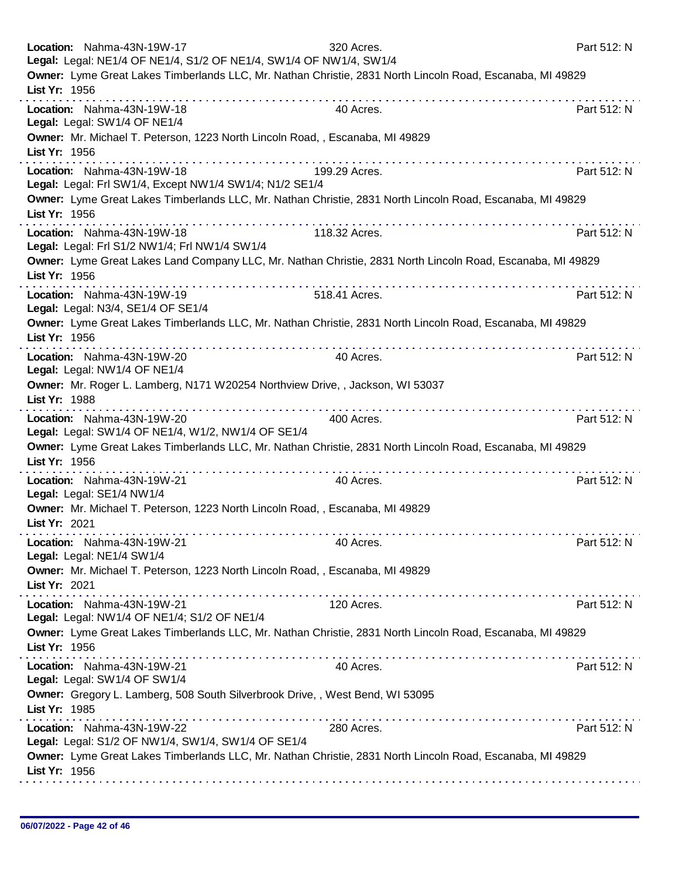**Location:** Nahma-43N-19W-17 320 Acres. Part 512: N
**Legal:** Legal: NE1/4 OF NE1/4, S1/2 OF NE1/4, SW1/4 OF NW1/4, SW1/4
**Owner:** Lyme Great Lakes Timberlands LLC, Mr. Nathan Christie, 2831 North Lincoln Road, Escanaba, MI 49829
**List Yr:** 1956

---

**Location:** Nahma-43N-19W-18 40 Acres. Part 512: N
**Legal:** Legal: SW1/4 OF NE1/4
**Owner:** Mr. Michael T. Peterson, 1223 North Lincoln Road, , Escanaba, MI 49829
**List Yr:** 1956

---

**Location:** Nahma-43N-19W-18 199.29 Acres. Part 512: N
**Legal:** Legal: Frl SW1/4, Except NW1/4 SW1/4; N1/2 SE1/4
**Owner:** Lyme Great Lakes Timberlands LLC, Mr. Nathan Christie, 2831 North Lincoln Road, Escanaba, MI 49829
**List Yr:** 1956

---

**Location:** Nahma-43N-19W-18 118.32 Acres. Part 512: N
**Legal:** Legal: Frl S1/2 NW1/4; Frl NW1/4 SW1/4
**Owner:** Lyme Great Lakes Land Company LLC, Mr. Nathan Christie, 2831 North Lincoln Road, Escanaba, MI 49829
**List Yr:** 1956

---

**Location:** Nahma-43N-19W-19 518.41 Acres. Part 512: N
**Legal:** Legal: N3/4, SE1/4 OF SE1/4
**Owner:** Lyme Great Lakes Timberlands LLC, Mr. Nathan Christie, 2831 North Lincoln Road, Escanaba, MI 49829
**List Yr:** 1956

---

**Location:** Nahma-43N-19W-20 40 Acres. Part 512: N
**Legal:** Legal: NW1/4 OF NE1/4
**Owner:** Mr. Roger L. Lamberg, N171 W20254 Northview Drive, , Jackson, WI 53037
**List Yr:** 1988

---

**Location:** Nahma-43N-19W-20 400 Acres. Part 512: N
**Legal:** Legal: SW1/4 OF NE1/4, W1/2, NW1/4 OF SE1/4
**Owner:** Lyme Great Lakes Timberlands LLC, Mr. Nathan Christie, 2831 North Lincoln Road, Escanaba, MI 49829
**List Yr:** 1956

---

**Location:** Nahma-43N-19W-21 40 Acres. Part 512: N
**Legal:** Legal: SE1/4 NW1/4
**Owner:** Mr. Michael T. Peterson, 1223 North Lincoln Road, , Escanaba, MI 49829
**List Yr:** 2021

---

**Location:** Nahma-43N-19W-21 40 Acres. Part 512: N
**Legal:** Legal: NE1/4 SW1/4
**Owner:** Mr. Michael T. Peterson, 1223 North Lincoln Road, , Escanaba, MI 49829
**List Yr:** 2021

---

**Location:** Nahma-43N-19W-21 120 Acres. Part 512: N
**Legal:** Legal: NW1/4 OF NE1/4; S1/2 OF NE1/4
**Owner:** Lyme Great Lakes Timberlands LLC, Mr. Nathan Christie, 2831 North Lincoln Road, Escanaba, MI 49829
**List Yr:** 1956

---

**Location:** Nahma-43N-19W-21 40 Acres. Part 512: N
**Legal:** Legal: SW1/4 OF SW1/4
**Owner:** Gregory L. Lamberg, 508 South Silverbrook Drive, , West Bend, WI 53095
**List Yr:** 1985

---

**Location:** Nahma-43N-19W-22 280 Acres. Part 512: N
**Legal:** Legal: S1/2 OF NW1/4, SW1/4, SW1/4 OF SE1/4
**Owner:** Lyme Great Lakes Timberlands LLC, Mr. Nathan Christie, 2831 North Lincoln Road, Escanaba, MI 49829
**List Yr:** 1956

---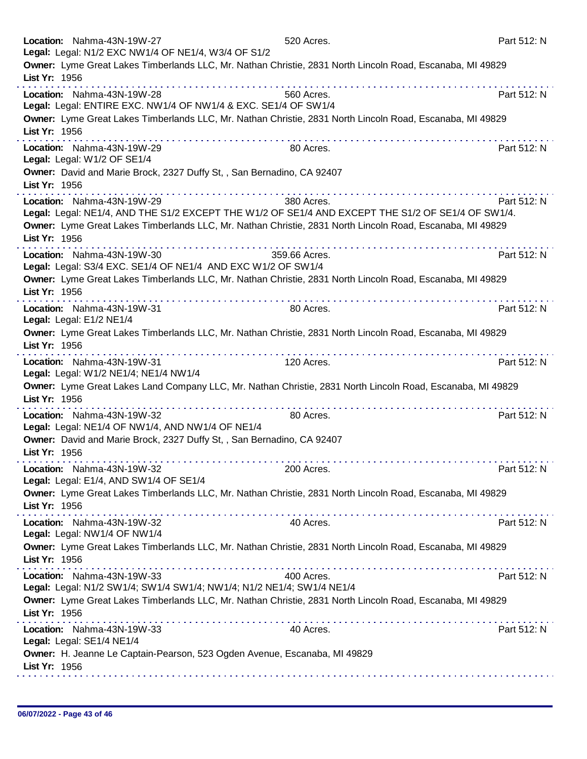**Location:** Nahma-43N-19W-27 520 Acres. Part 512: N
**Legal:** Legal: N1/2 EXC NW1/4 OF NE1/4, W3/4 OF S1/2
**Owner:** Lyme Great Lakes Timberlands LLC, Mr. Nathan Christie, 2831 North Lincoln Road, Escanaba, MI 49829
**List Yr:** 1956

---

**Location:** Nahma-43N-19W-28 560 Acres. Part 512: N
**Legal:** Legal: ENTIRE EXC. NW1/4 OF NW1/4 & EXC. SE1/4 OF SW1/4
**Owner:** Lyme Great Lakes Timberlands LLC, Mr. Nathan Christie, 2831 North Lincoln Road, Escanaba, MI 49829
**List Yr:** 1956

---

**Location:** Nahma-43N-19W-29 80 Acres. Part 512: N
**Legal:** Legal: W1/2 OF SE1/4
**Owner:** David and Marie Brock, 2327 Duffy St, , San Bernadino, CA 92407
**List Yr:** 1956

---

**Location:** Nahma-43N-19W-29 380 Acres. Part 512: N
**Legal:** Legal: NE1/4, AND THE S1/2 EXCEPT THE W1/2 OF SE1/4 AND EXCEPT THE S1/2 OF SE1/4 OF SW1/4.
**Owner:** Lyme Great Lakes Timberlands LLC, Mr. Nathan Christie, 2831 North Lincoln Road, Escanaba, MI 49829
**List Yr:** 1956

---

**Location:** Nahma-43N-19W-30 359.66 Acres. Part 512: N
**Legal:** Legal: S3/4 EXC. SE1/4 OF NE1/4 AND EXC W1/2 OF SW1/4
**Owner:** Lyme Great Lakes Timberlands LLC, Mr. Nathan Christie, 2831 North Lincoln Road, Escanaba, MI 49829
**List Yr:** 1956

---

**Location:** Nahma-43N-19W-31 80 Acres. Part 512: N
**Legal:** Legal: E1/2 NE1/4
**Owner:** Lyme Great Lakes Timberlands LLC, Mr. Nathan Christie, 2831 North Lincoln Road, Escanaba, MI 49829
**List Yr:** 1956

---

**Location:** Nahma-43N-19W-31 120 Acres. Part 512: N
**Legal:** Legal: W1/2 NE1/4; NE1/4 NW1/4
**Owner:** Lyme Great Lakes Land Company LLC, Mr. Nathan Christie, 2831 North Lincoln Road, Escanaba, MI 49829
**List Yr:** 1956

---

**Location:** Nahma-43N-19W-32 80 Acres. Part 512: N
**Legal:** Legal: NE1/4 OF NW1/4, AND NW1/4 OF NE1/4
**Owner:** David and Marie Brock, 2327 Duffy St, , San Bernadino, CA 92407
**List Yr:** 1956

---

**Location:** Nahma-43N-19W-32 200 Acres. Part 512: N
**Legal:** Legal: E1/4, AND SW1/4 OF SE1/4
**Owner:** Lyme Great Lakes Timberlands LLC, Mr. Nathan Christie, 2831 North Lincoln Road, Escanaba, MI 49829
**List Yr:** 1956

---

**Location:** Nahma-43N-19W-32 40 Acres. Part 512: N
**Legal:** Legal: NW1/4 OF NW1/4
**Owner:** Lyme Great Lakes Timberlands LLC, Mr. Nathan Christie, 2831 North Lincoln Road, Escanaba, MI 49829
**List Yr:** 1956

---

**Location:** Nahma-43N-19W-33 400 Acres. Part 512: N
**Legal:** Legal: N1/2 SW1/4; SW1/4 SW1/4; NW1/4; N1/2 NE1/4; SW1/4 NE1/4
**Owner:** Lyme Great Lakes Timberlands LLC, Mr. Nathan Christie, 2831 North Lincoln Road, Escanaba, MI 49829
**List Yr:** 1956

---

**Location:** Nahma-43N-19W-33 40 Acres. Part 512: N
**Legal:** Legal: SE1/4 NE1/4
**Owner:** H. Jeanne Le Captain-Pearson, 523 Ogden Avenue, Escanaba, MI 49829
**List Yr:** 1956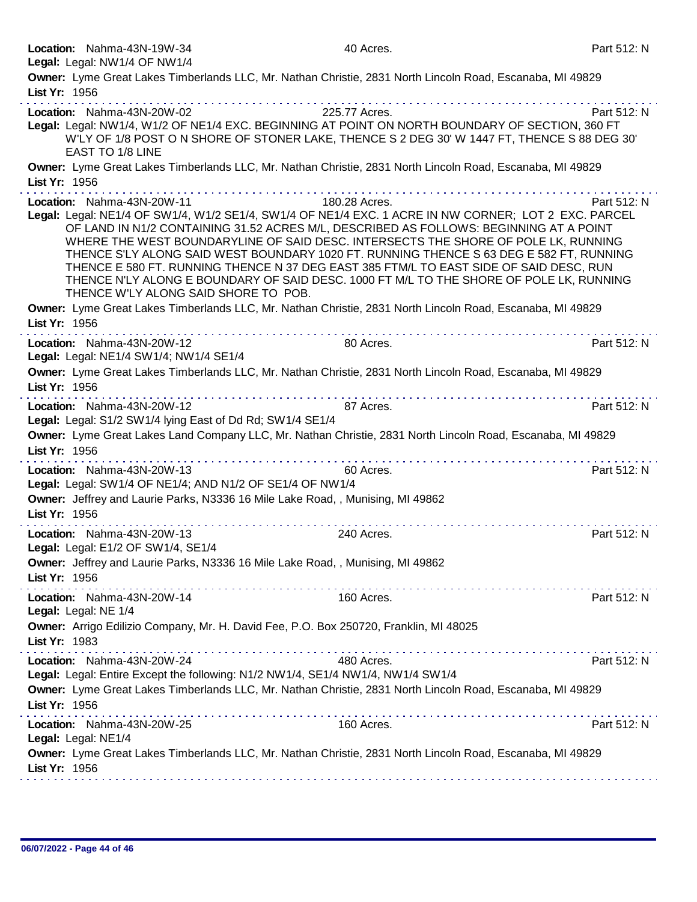**Location:** Nahma-43N-19W-34 40 Acres. Part 512: N
**Legal:** Legal: NW1/4 OF NW1/4
**Owner:** Lyme Great Lakes Timberlands LLC, Mr. Nathan Christie, 2831 North Lincoln Road, Escanaba, MI 49829
**List Yr:** 1956

---

**Location:** Nahma-43N-20W-02 225.77 Acres. Part 512: N
**Legal:** Legal: NW1/4, W1/2 OF NE1/4 EXC. BEGINNING AT POINT ON NORTH BOUNDARY OF SECTION, 360 FT W'LY OF 1/8 POST O N SHORE OF STONER LAKE, THENCE S 2 DEG 30' W 1447 FT, THENCE S 88 DEG 30' EAST TO 1/8 LINE
**Owner:** Lyme Great Lakes Timberlands LLC, Mr. Nathan Christie, 2831 North Lincoln Road, Escanaba, MI 49829
**List Yr:** 1956

---

**Location:** Nahma-43N-20W-11 180.28 Acres. Part 512: N
**Legal:** Legal: NE1/4 OF SW1/4, W1/2 SE1/4, SW1/4 OF NE1/4 EXC. 1 ACRE IN NW CORNER; LOT 2 EXC. PARCEL OF LAND IN N1/2 CONTAINING 31.52 ACRES M/L, DESCRIBED AS FOLLOWS: BEGINNING AT A POINT WHERE THE WEST BOUNDARYLINE OF SAID DESC. INTERSECTS THE SHORE OF POLE LK, RUNNING THENCE S'LY ALONG SAID WEST BOUNDARY 1020 FT. RUNNING THENCE S 63 DEG E 582 FT, RUNNING THENCE E 580 FT. RUNNING THENCE N 37 DEG EAST 385 FTM/L TO EAST SIDE OF SAID DESC, RUN THENCE N'LY ALONG E BOUNDARY OF SAID DESC. 1000 FT M/L TO THE SHORE OF POLE LK, RUNNING THENCE W'LY ALONG SAID SHORE TO POB.
**Owner:** Lyme Great Lakes Timberlands LLC, Mr. Nathan Christie, 2831 North Lincoln Road, Escanaba, MI 49829
**List Yr:** 1956

---

**Location:** Nahma-43N-20W-12 80 Acres. Part 512: N
**Legal:** Legal: NE1/4 SW1/4; NW1/4 SE1/4
**Owner:** Lyme Great Lakes Timberlands LLC, Mr. Nathan Christie, 2831 North Lincoln Road, Escanaba, MI 49829
**List Yr:** 1956

---

**Location:** Nahma-43N-20W-12 87 Acres. Part 512: N
**Legal:** Legal: S1/2 SW1/4 lying East of Dd Rd; SW1/4 SE1/4
**Owner:** Lyme Great Lakes Land Company LLC, Mr. Nathan Christie, 2831 North Lincoln Road, Escanaba, MI 49829
**List Yr:** 1956

---

**Location:** Nahma-43N-20W-13 60 Acres. Part 512: N
**Legal:** Legal: SW1/4 OF NE1/4; AND N1/2 OF SE1/4 OF NW1/4
**Owner:** Jeffrey and Laurie Parks, N3336 16 Mile Lake Road, , Munising, MI 49862
**List Yr:** 1956

---

**Location:** Nahma-43N-20W-13 240 Acres. Part 512: N
**Legal:** Legal: E1/2 OF SW1/4, SE1/4
**Owner:** Jeffrey and Laurie Parks, N3336 16 Mile Lake Road, , Munising, MI 49862
**List Yr:** 1956

---

**Location:** Nahma-43N-20W-14 160 Acres. Part 512: N
**Legal:** Legal: NE 1/4
**Owner:** Arrigo Edilizio Company, Mr. H. David Fee, P.O. Box 250720, Franklin, MI 48025
**List Yr:** 1983

---

**Location:** Nahma-43N-20W-24 480 Acres. Part 512: N
**Legal:** Legal: Entire Except the following: N1/2 NW1/4, SE1/4 NW1/4, NW1/4 SW1/4
**Owner:** Lyme Great Lakes Timberlands LLC, Mr. Nathan Christie, 2831 North Lincoln Road, Escanaba, MI 49829
**List Yr:** 1956

---

**Location:** Nahma-43N-20W-25 160 Acres. Part 512: N
**Legal:** Legal: NE1/4
**Owner:** Lyme Great Lakes Timberlands LLC, Mr. Nathan Christie, 2831 North Lincoln Road, Escanaba, MI 49829
**List Yr:** 1956

---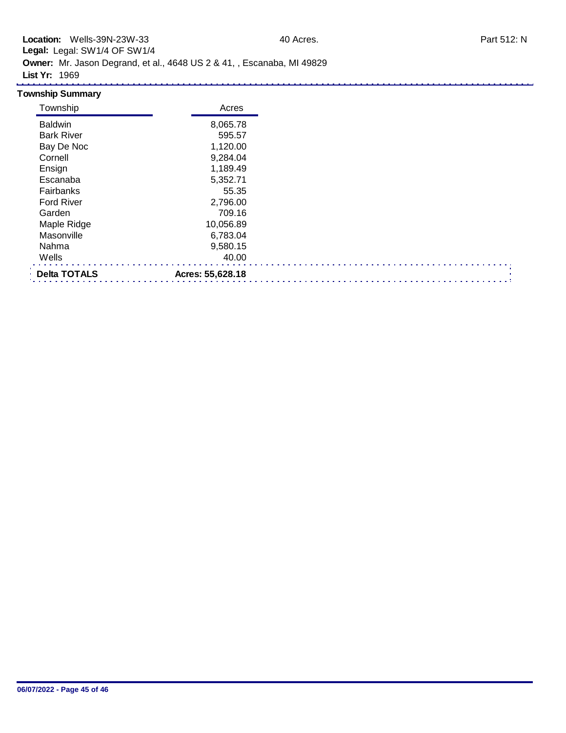**Location:** Wells-39N-23W-33 40 Acres. Part 512: N

**Legal:** Legal: SW1/4 OF SW1/4

**Owner:** Mr. Jason Degrand, et al., 4648 US 2 & 41, , Escanaba, MI 49829

**List Yr:** 1969

## Township Summary

| Township | Acres |
|---|---|
| Baldwin | 8,065.78 |
| Bark River | 595.57 |
| Bay De Noc | 1,120.00 |
| Cornell | 9,284.04 |
| Ensign | 1,189.49 |
| Escanaba | 5,352.71 |
| Fairbanks | 55.35 |
| Ford River | 2,796.00 |
| Garden | 709.16 |
| Maple Ridge | 10,056.89 |
| Masonville | 6,783.04 |
| Nahma | 9,580.15 |
| Wells | 40.00 |
| **Delta TOTALS** | **Acres: 55,628.18** |